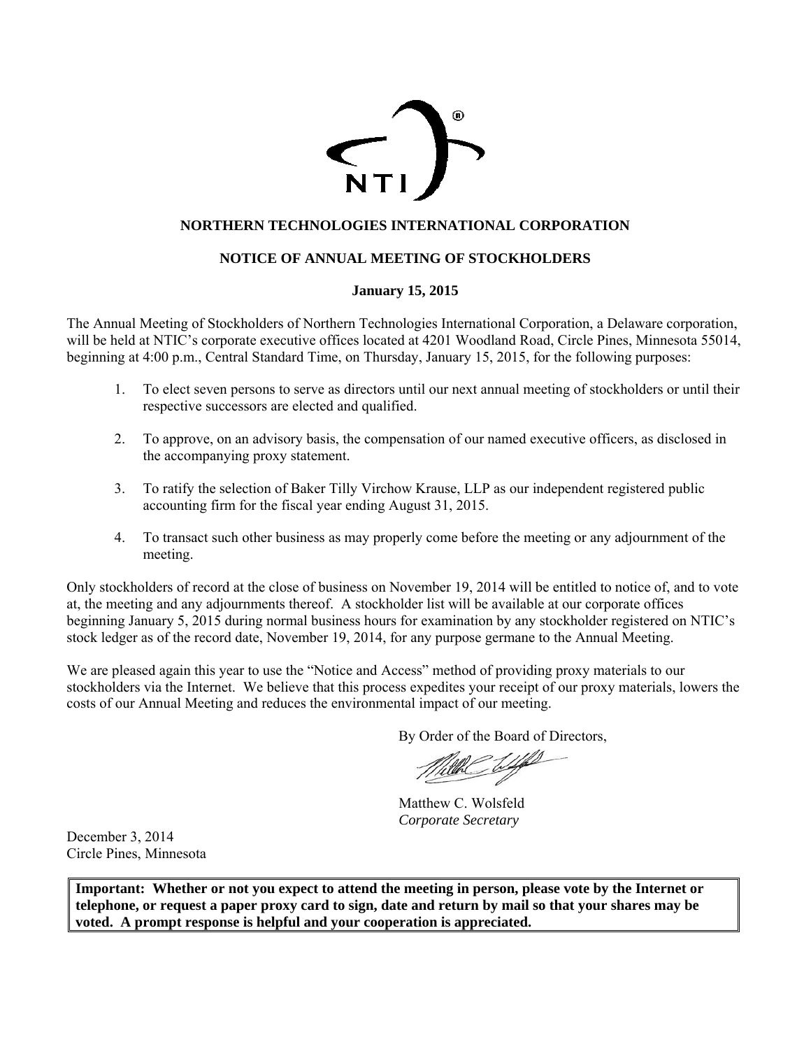**NORTHERN TECHNOLOGIES INTERNATIONAL CORPORATION**

**NOTICE OF ANNUAL MEETING OF STOCKHOLDERS**

**January 15, 2015**

The Annual Meeting of Stockholders of Northern Technologies International Corporation, a Delaware corporation, will be held at NTIC's corporate executive offices located at 4201 Woodland Road, Circle Pines, Minnesota 55014, beginning at 4:00 p.m., Central Standard Time, on Thursday, January 15, 2015, for the following purposes:

1. To elect seven persons to serve as directors until our next annual meeting of stockholders or until their respective successors are elected and qualified.
2. To approve, on an advisory basis, the compensation of our named executive officers, as disclosed in the accompanying proxy statement.
3. To ratify the selection of Baker Tilly Virchow Krause, LLP as our independent registered public accounting firm for the fiscal year ending August 31, 2015.
4. To transact such other business as may properly come before the meeting or any adjournment of the meeting.

Only stockholders of record at the close of business on November 19, 2014 will be entitled to notice of, and to vote at, the meeting and any adjournments thereof. A stockholder list will be available at our corporate offices beginning January 5, 2015 during normal business hours for examination by any stockholder registered on NTIC's stock ledger as of the record date, November 19, 2014, for any purpose germane to the Annual Meeting.

We are pleased again this year to use the "Notice and Access" method of providing proxy materials to our stockholders via the Internet. We believe that this process expedites your receipt of our proxy materials, lowers the costs of our Annual Meeting and reduces the environmental impact of our meeting.

By Order of the Board of Directors,

Matthew C. Wolsfeld
*Corporate Secretary*

December 3, 2014
Circle Pines, Minnesota

**Important: Whether or not you expect to attend the meeting in person, please vote by the Internet or telephone, or request a paper proxy card to sign, date and return by mail so that your shares may be voted. A prompt response is helpful and your cooperation is appreciated.**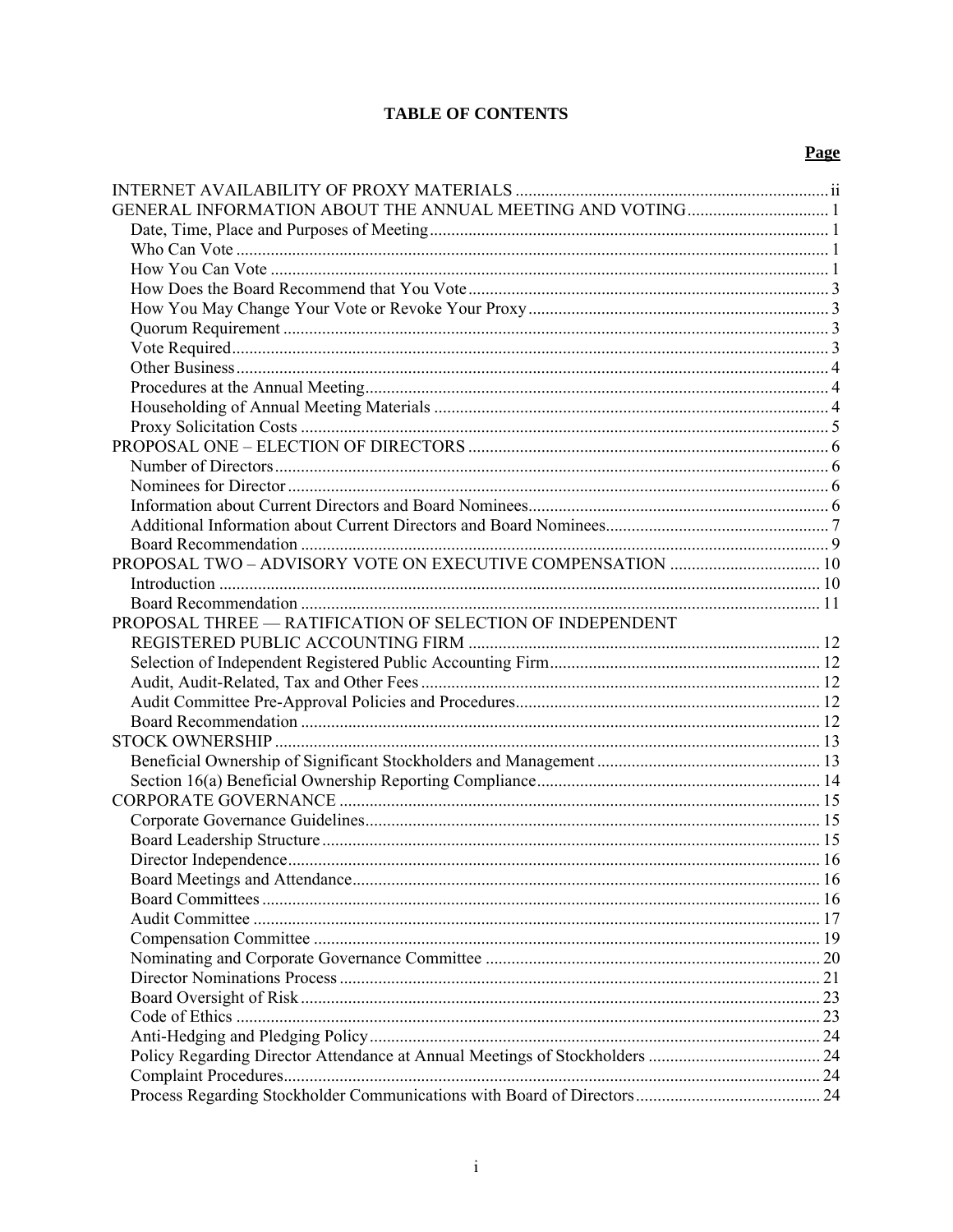# TABLE OF CONTENTS

| | Page |
|---|---|
| INTERNET AVAILABILITY OF PROXY MATERIALS | ii |
| GENERAL INFORMATION ABOUT THE ANNUAL MEETING AND VOTING | 1 |
| Date, Time, Place and Purposes of Meeting | 1 |
| Who Can Vote | 1 |
| How You Can Vote | 1 |
| How Does the Board Recommend that You Vote | 3 |
| How You May Change Your Vote or Revoke Your Proxy | 3 |
| Quorum Requirement | 3 |
| Vote Required | 3 |
| Other Business | 4 |
| Procedures at the Annual Meeting | 4 |
| Householding of Annual Meeting Materials | 4 |
| Proxy Solicitation Costs | 5 |
| PROPOSAL ONE – ELECTION OF DIRECTORS | 6 |
| Number of Directors | 6 |
| Nominees for Director | 6 |
| Information about Current Directors and Board Nominees | 6 |
| Additional Information about Current Directors and Board Nominees | 7 |
| Board Recommendation | 9 |
| PROPOSAL TWO – ADVISORY VOTE ON EXECUTIVE COMPENSATION | 10 |
| Introduction | 10 |
| Board Recommendation | 11 |
| PROPOSAL THREE — RATIFICATION OF SELECTION OF INDEPENDENT REGISTERED PUBLIC ACCOUNTING FIRM | 12 |
| Selection of Independent Registered Public Accounting Firm | 12 |
| Audit, Audit-Related, Tax and Other Fees | 12 |
| Audit Committee Pre-Approval Policies and Procedures | 12 |
| Board Recommendation | 12 |
| STOCK OWNERSHIP | 13 |
| Beneficial Ownership of Significant Stockholders and Management | 13 |
| Section 16(a) Beneficial Ownership Reporting Compliance | 14 |
| CORPORATE GOVERNANCE | 15 |
| Corporate Governance Guidelines | 15 |
| Board Leadership Structure | 15 |
| Director Independence | 16 |
| Board Meetings and Attendance | 16 |
| Board Committees | 16 |
| Audit Committee | 17 |
| Compensation Committee | 19 |
| Nominating and Corporate Governance Committee | 20 |
| Director Nominations Process | 21 |
| Board Oversight of Risk | 23 |
| Code of Ethics | 23 |
| Anti-Hedging and Pledging Policy | 24 |
| Policy Regarding Director Attendance at Annual Meetings of Stockholders | 24 |
| Complaint Procedures | 24 |
| Process Regarding Stockholder Communications with Board of Directors | 24 |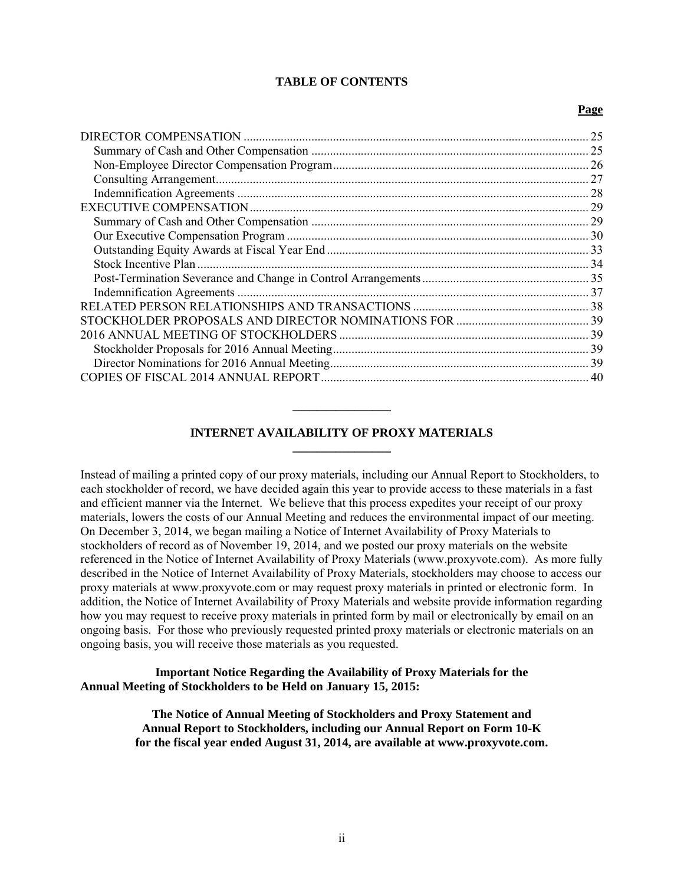**TABLE OF CONTENTS**

| | Page |
|---|---|
| DIRECTOR COMPENSATION | 25 |
| Summary of Cash and Other Compensation | 25 |
| Non-Employee Director Compensation Program | 26 |
| Consulting Arrangement | 27 |
| Indemnification Agreements | 28 |
| EXECUTIVE COMPENSATION | 29 |
| Summary of Cash and Other Compensation | 29 |
| Our Executive Compensation Program | 30 |
| Outstanding Equity Awards at Fiscal Year End | 33 |
| Stock Incentive Plan | 34 |
| Post-Termination Severance and Change in Control Arrangements | 35 |
| Indemnification Agreements | 37 |
| RELATED PERSON RELATIONSHIPS AND TRANSACTIONS | 38 |
| STOCKHOLDER PROPOSALS AND DIRECTOR NOMINATIONS FOR | 39 |
| 2016 ANNUAL MEETING OF STOCKHOLDERS | 39 |
| Stockholder Proposals for 2016 Annual Meeting | 39 |
| Director Nominations for 2016 Annual Meeting | 39 |
| COPIES OF FISCAL 2014 ANNUAL REPORT | 40 |

## INTERNET AVAILABILITY OF PROXY MATERIALS

Instead of mailing a printed copy of our proxy materials, including our Annual Report to Stockholders, to each stockholder of record, we have decided again this year to provide access to these materials in a fast and efficient manner via the Internet. We believe that this process expedites your receipt of our proxy materials, lowers the costs of our Annual Meeting and reduces the environmental impact of our meeting. On December 3, 2014, we began mailing a Notice of Internet Availability of Proxy Materials to stockholders of record as of November 19, 2014, and we posted our proxy materials on the website referenced in the Notice of Internet Availability of Proxy Materials (www.proxyvote.com). As more fully described in the Notice of Internet Availability of Proxy Materials, stockholders may choose to access our proxy materials at www.proxyvote.com or may request proxy materials in printed or electronic form. In addition, the Notice of Internet Availability of Proxy Materials and website provide information regarding how you may request to receive proxy materials in printed form by mail or electronically by email on an ongoing basis. For those who previously requested printed proxy materials or electronic materials on an ongoing basis, you will receive those materials as you requested.

**Important Notice Regarding the Availability of Proxy Materials for the Annual Meeting of Stockholders to be Held on January 15, 2015:**

**The Notice of Annual Meeting of Stockholders and Proxy Statement and Annual Report to Stockholders, including our Annual Report on Form 10-K for the fiscal year ended August 31, 2014, are available at www.proxyvote.com.**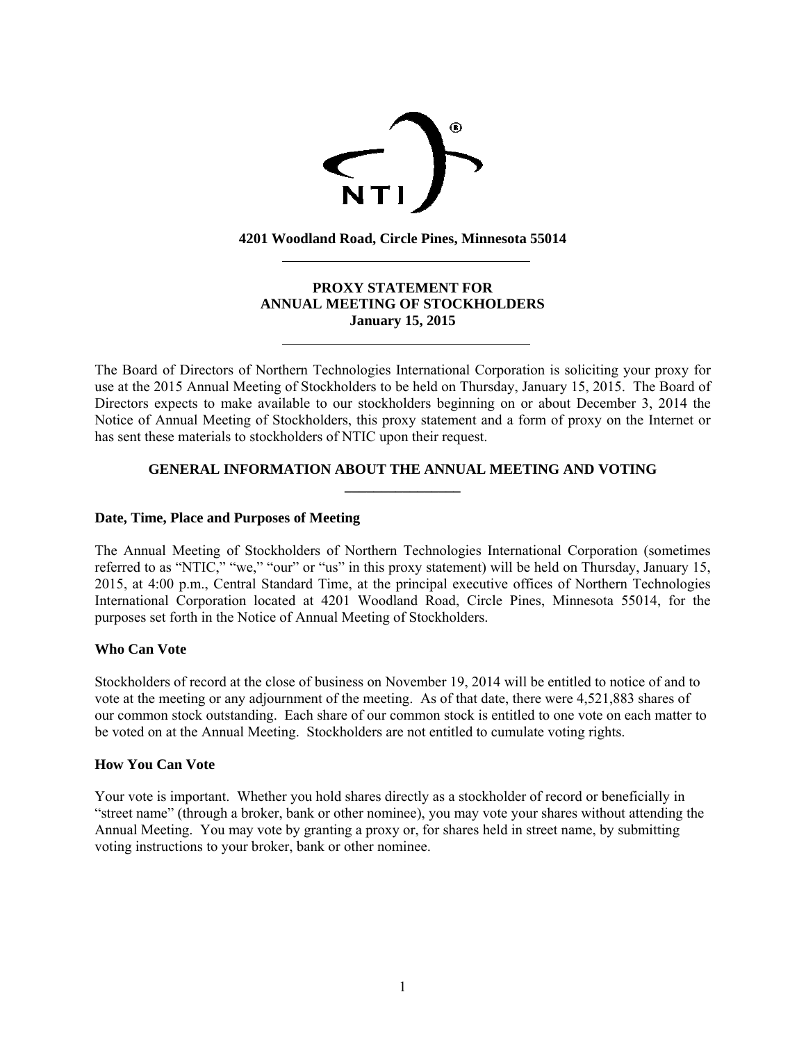4201 Woodland Road, Circle Pines, Minnesota 55014

# PROXY STATEMENT FOR ANNUAL MEETING OF STOCKHOLDERS January 15, 2015

The Board of Directors of Northern Technologies International Corporation is soliciting your proxy for use at the 2015 Annual Meeting of Stockholders to be held on Thursday, January 15, 2015. The Board of Directors expects to make available to our stockholders beginning on or about December 3, 2014 the Notice of Annual Meeting of Stockholders, this proxy statement and a form of proxy on the Internet or has sent these materials to stockholders of NTIC upon their request.

## GENERAL INFORMATION ABOUT THE ANNUAL MEETING AND VOTING

### Date, Time, Place and Purposes of Meeting

The Annual Meeting of Stockholders of Northern Technologies International Corporation (sometimes referred to as "NTIC," "we," "our" or "us" in this proxy statement) will be held on Thursday, January 15, 2015, at 4:00 p.m., Central Standard Time, at the principal executive offices of Northern Technologies International Corporation located at 4201 Woodland Road, Circle Pines, Minnesota 55014, for the purposes set forth in the Notice of Annual Meeting of Stockholders.

### Who Can Vote

Stockholders of record at the close of business on November 19, 2014 will be entitled to notice of and to vote at the meeting or any adjournment of the meeting. As of that date, there were 4,521,883 shares of our common stock outstanding. Each share of our common stock is entitled to one vote on each matter to be voted on at the Annual Meeting. Stockholders are not entitled to cumulate voting rights.

### How You Can Vote

Your vote is important. Whether you hold shares directly as a stockholder of record or beneficially in "street name" (through a broker, bank or other nominee), you may vote your shares without attending the Annual Meeting. You may vote by granting a proxy or, for shares held in street name, by submitting voting instructions to your broker, bank or other nominee.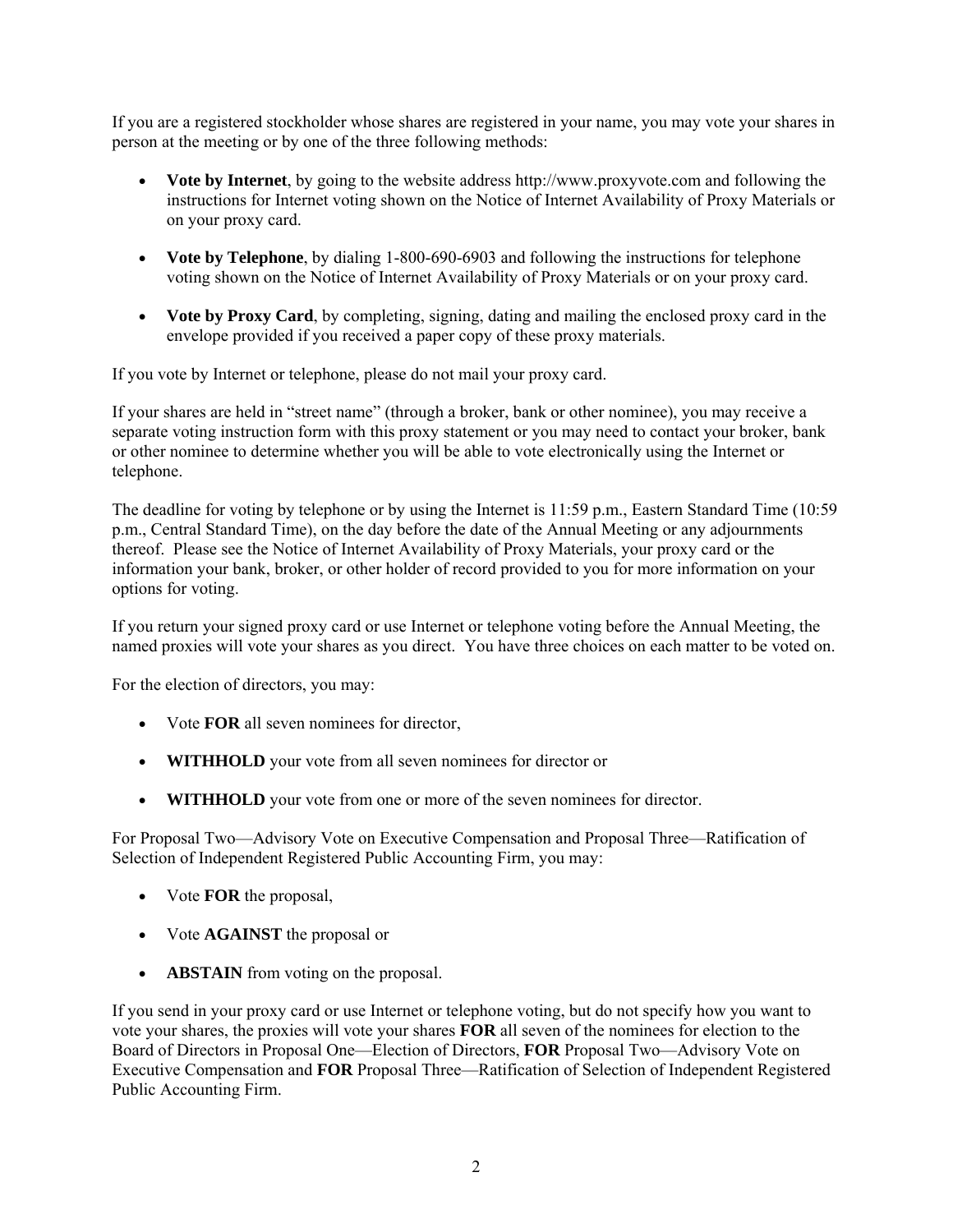If you are a registered stockholder whose shares are registered in your name, you may vote your shares in person at the meeting or by one of the three following methods:

- **Vote by Internet**, by going to the website address http://www.proxyvote.com and following the instructions for Internet voting shown on the Notice of Internet Availability of Proxy Materials or on your proxy card.
- **Vote by Telephone**, by dialing 1-800-690-6903 and following the instructions for telephone voting shown on the Notice of Internet Availability of Proxy Materials or on your proxy card.
- **Vote by Proxy Card**, by completing, signing, dating and mailing the enclosed proxy card in the envelope provided if you received a paper copy of these proxy materials.

If you vote by Internet or telephone, please do not mail your proxy card.

If your shares are held in "street name" (through a broker, bank or other nominee), you may receive a separate voting instruction form with this proxy statement or you may need to contact your broker, bank or other nominee to determine whether you will be able to vote electronically using the Internet or telephone.

The deadline for voting by telephone or by using the Internet is 11:59 p.m., Eastern Standard Time (10:59 p.m., Central Standard Time), on the day before the date of the Annual Meeting or any adjournments thereof. Please see the Notice of Internet Availability of Proxy Materials, your proxy card or the information your bank, broker, or other holder of record provided to you for more information on your options for voting.

If you return your signed proxy card or use Internet or telephone voting before the Annual Meeting, the named proxies will vote your shares as you direct. You have three choices on each matter to be voted on.

For the election of directors, you may:

- Vote **FOR** all seven nominees for director,
- **WITHHOLD** your vote from all seven nominees for director or
- **WITHHOLD** your vote from one or more of the seven nominees for director.

For Proposal Two—Advisory Vote on Executive Compensation and Proposal Three—Ratification of Selection of Independent Registered Public Accounting Firm, you may:

- Vote **FOR** the proposal,
- Vote **AGAINST** the proposal or
- **ABSTAIN** from voting on the proposal.

If you send in your proxy card or use Internet or telephone voting, but do not specify how you want to vote your shares, the proxies will vote your shares **FOR** all seven of the nominees for election to the Board of Directors in Proposal One—Election of Directors, **FOR** Proposal Two—Advisory Vote on Executive Compensation and **FOR** Proposal Three—Ratification of Selection of Independent Registered Public Accounting Firm.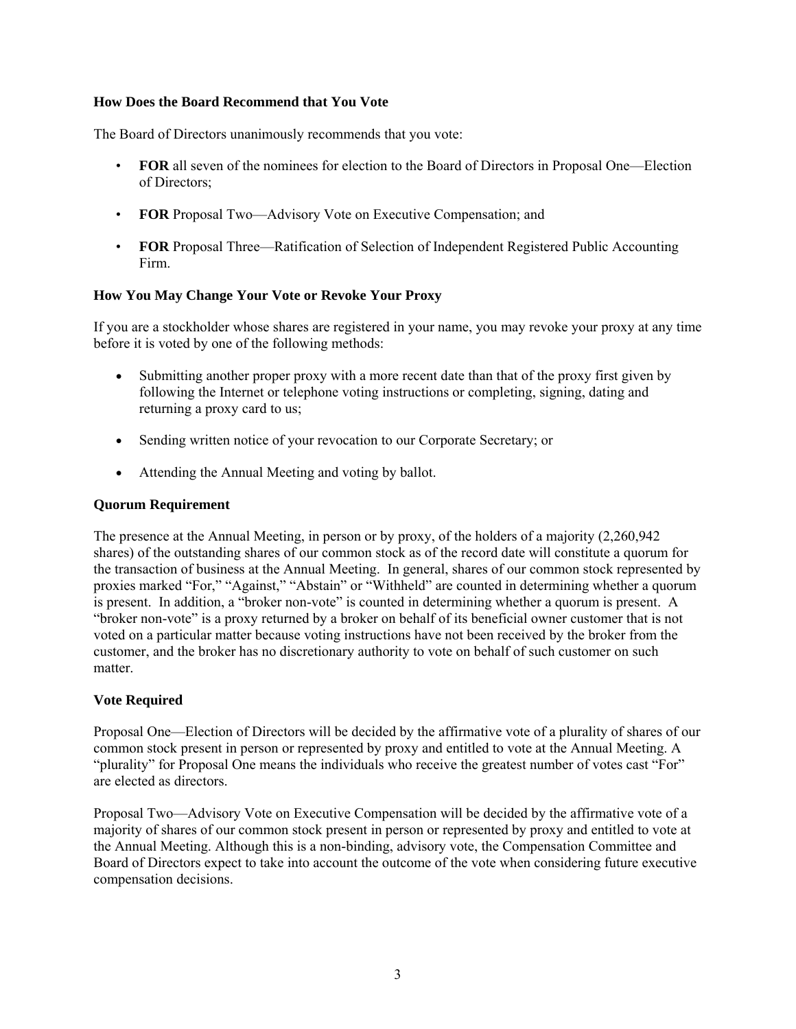### How Does the Board Recommend that You Vote

The Board of Directors unanimously recommends that you vote:

- **FOR** all seven of the nominees for election to the Board of Directors in Proposal One—Election of Directors;
- **FOR** Proposal Two—Advisory Vote on Executive Compensation; and
- **FOR** Proposal Three—Ratification of Selection of Independent Registered Public Accounting Firm.

### How You May Change Your Vote or Revoke Your Proxy

If you are a stockholder whose shares are registered in your name, you may revoke your proxy at any time before it is voted by one of the following methods:

- Submitting another proper proxy with a more recent date than that of the proxy first given by following the Internet or telephone voting instructions or completing, signing, dating and returning a proxy card to us;
- Sending written notice of your revocation to our Corporate Secretary; or
- Attending the Annual Meeting and voting by ballot.

### Quorum Requirement

The presence at the Annual Meeting, in person or by proxy, of the holders of a majority (2,260,942 shares) of the outstanding shares of our common stock as of the record date will constitute a quorum for the transaction of business at the Annual Meeting. In general, shares of our common stock represented by proxies marked "For," "Against," "Abstain" or "Withheld" are counted in determining whether a quorum is present. In addition, a "broker non-vote" is counted in determining whether a quorum is present. A "broker non-vote" is a proxy returned by a broker on behalf of its beneficial owner customer that is not voted on a particular matter because voting instructions have not been received by the broker from the customer, and the broker has no discretionary authority to vote on behalf of such customer on such matter.

### Vote Required

Proposal One—Election of Directors will be decided by the affirmative vote of a plurality of shares of our common stock present in person or represented by proxy and entitled to vote at the Annual Meeting. A "plurality" for Proposal One means the individuals who receive the greatest number of votes cast "For" are elected as directors.

Proposal Two—Advisory Vote on Executive Compensation will be decided by the affirmative vote of a majority of shares of our common stock present in person or represented by proxy and entitled to vote at the Annual Meeting. Although this is a non-binding, advisory vote, the Compensation Committee and Board of Directors expect to take into account the outcome of the vote when considering future executive compensation decisions.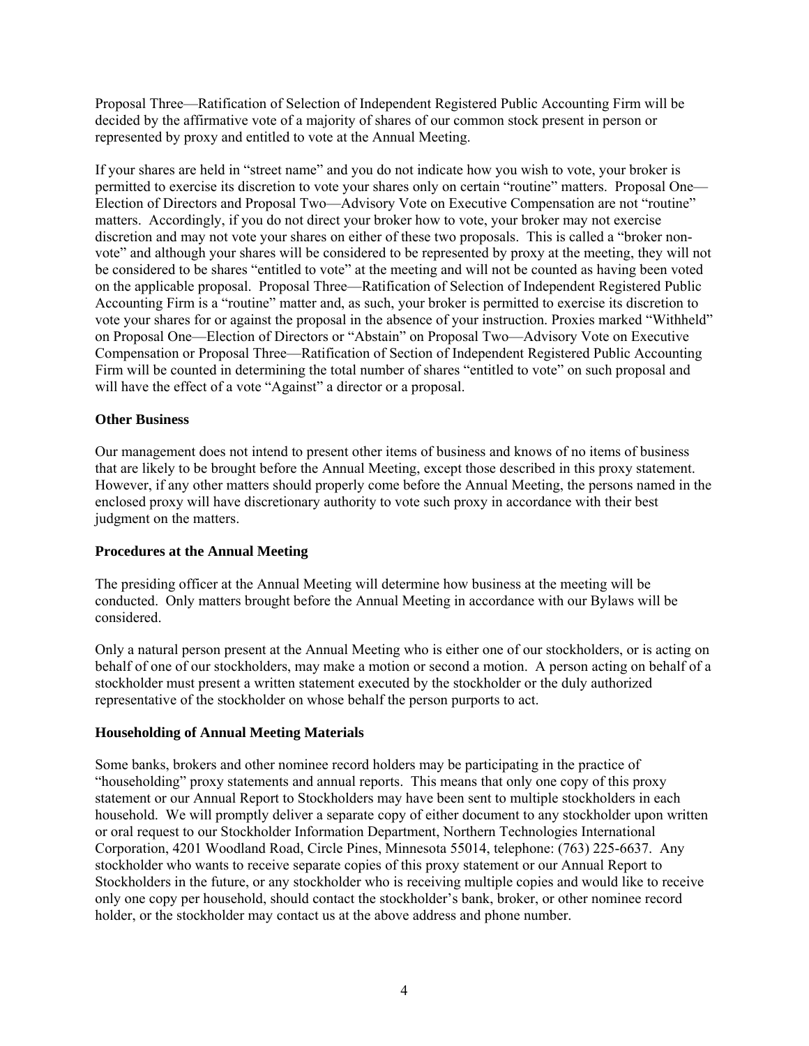Proposal Three—Ratification of Selection of Independent Registered Public Accounting Firm will be decided by the affirmative vote of a majority of shares of our common stock present in person or represented by proxy and entitled to vote at the Annual Meeting.

If your shares are held in "street name" and you do not indicate how you wish to vote, your broker is permitted to exercise its discretion to vote your shares only on certain "routine" matters. Proposal One—Election of Directors and Proposal Two—Advisory Vote on Executive Compensation are not "routine" matters. Accordingly, if you do not direct your broker how to vote, your broker may not exercise discretion and may not vote your shares on either of these two proposals. This is called a "broker non-vote" and although your shares will be considered to be represented by proxy at the meeting, they will not be considered to be shares "entitled to vote" at the meeting and will not be counted as having been voted on the applicable proposal. Proposal Three—Ratification of Selection of Independent Registered Public Accounting Firm is a "routine" matter and, as such, your broker is permitted to exercise its discretion to vote your shares for or against the proposal in the absence of your instruction. Proxies marked "Withheld" on Proposal One—Election of Directors or "Abstain" on Proposal Two—Advisory Vote on Executive Compensation or Proposal Three—Ratification of Section of Independent Registered Public Accounting Firm will be counted in determining the total number of shares "entitled to vote" on such proposal and will have the effect of a vote "Against" a director or a proposal.

**Other Business**

Our management does not intend to present other items of business and knows of no items of business that are likely to be brought before the Annual Meeting, except those described in this proxy statement. However, if any other matters should properly come before the Annual Meeting, the persons named in the enclosed proxy will have discretionary authority to vote such proxy in accordance with their best judgment on the matters.

**Procedures at the Annual Meeting**

The presiding officer at the Annual Meeting will determine how business at the meeting will be conducted. Only matters brought before the Annual Meeting in accordance with our Bylaws will be considered.

Only a natural person present at the Annual Meeting who is either one of our stockholders, or is acting on behalf of one of our stockholders, may make a motion or second a motion. A person acting on behalf of a stockholder must present a written statement executed by the stockholder or the duly authorized representative of the stockholder on whose behalf the person purports to act.

**Householding of Annual Meeting Materials**

Some banks, brokers and other nominee record holders may be participating in the practice of "householding" proxy statements and annual reports. This means that only one copy of this proxy statement or our Annual Report to Stockholders may have been sent to multiple stockholders in each household. We will promptly deliver a separate copy of either document to any stockholder upon written or oral request to our Stockholder Information Department, Northern Technologies International Corporation, 4201 Woodland Road, Circle Pines, Minnesota 55014, telephone: (763) 225-6637. Any stockholder who wants to receive separate copies of this proxy statement or our Annual Report to Stockholders in the future, or any stockholder who is receiving multiple copies and would like to receive only one copy per household, should contact the stockholder's bank, broker, or other nominee record holder, or the stockholder may contact us at the above address and phone number.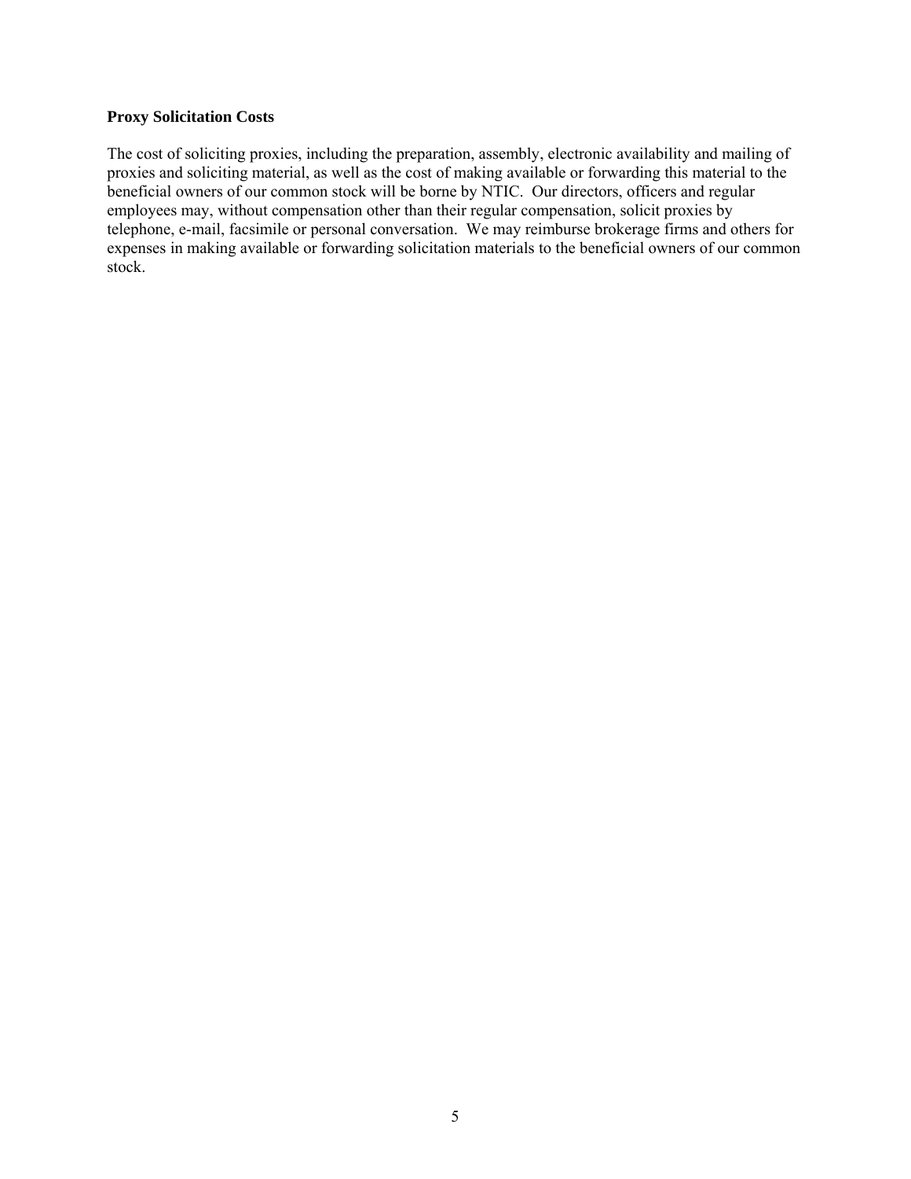**Proxy Solicitation Costs**

The cost of soliciting proxies, including the preparation, assembly, electronic availability and mailing of proxies and soliciting material, as well as the cost of making available or forwarding this material to the beneficial owners of our common stock will be borne by NTIC. Our directors, officers and regular employees may, without compensation other than their regular compensation, solicit proxies by telephone, e-mail, facsimile or personal conversation. We may reimburse brokerage firms and others for expenses in making available or forwarding solicitation materials to the beneficial owners of our common stock.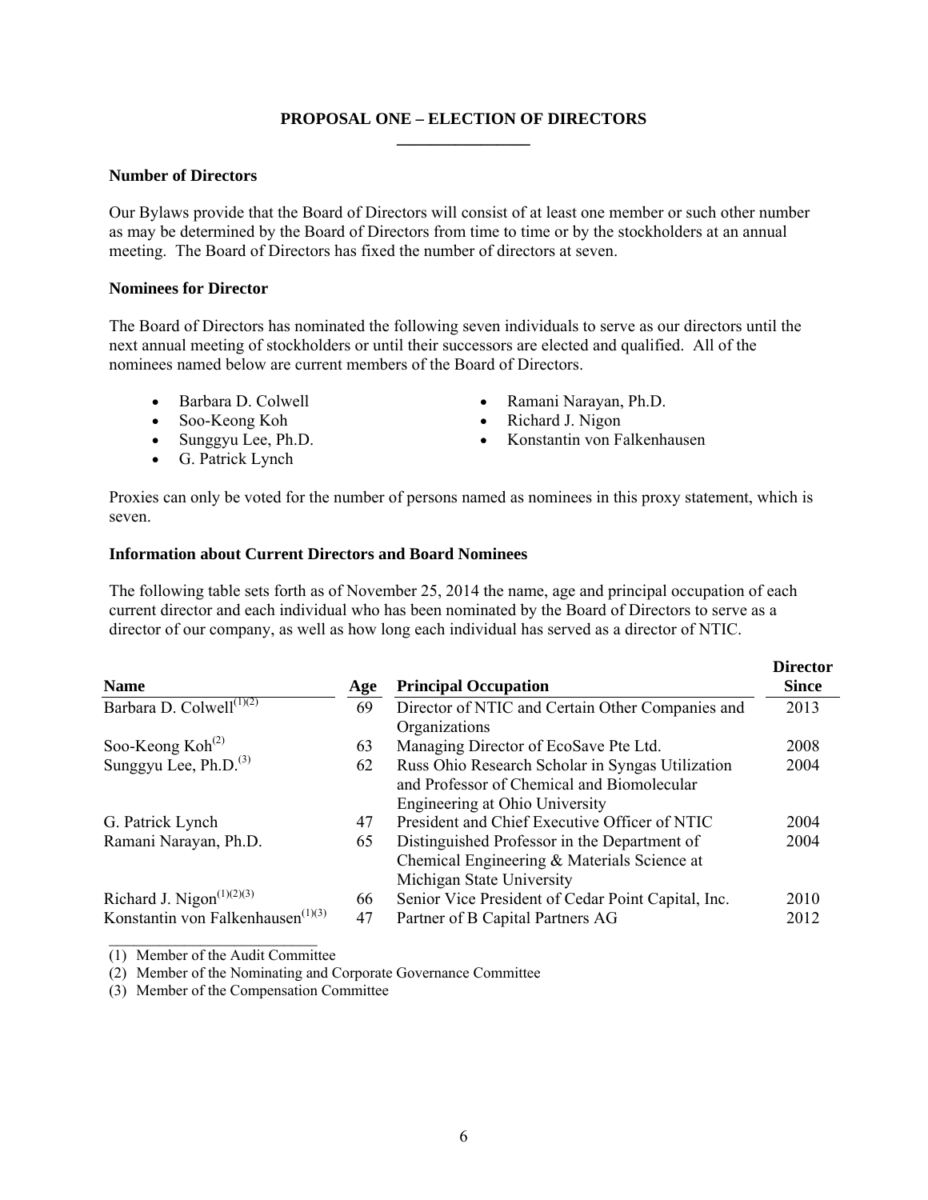## PROPOSAL ONE – ELECTION OF DIRECTORS

### Number of Directors

Our Bylaws provide that the Board of Directors will consist of at least one member or such other number as may be determined by the Board of Directors from time to time or by the stockholders at an annual meeting. The Board of Directors has fixed the number of directors at seven.

### Nominees for Director

The Board of Directors has nominated the following seven individuals to serve as our directors until the next annual meeting of stockholders or until their successors are elected and qualified. All of the nominees named below are current members of the Board of Directors.

- Barbara D. Colwell
- Soo-Keong Koh
- Sunggyu Lee, Ph.D.
- G. Patrick Lynch
- Ramani Narayan, Ph.D.
- Richard J. Nigon
- Konstantin von Falkenhausen

Proxies can only be voted for the number of persons named as nominees in this proxy statement, which is seven.

### Information about Current Directors and Board Nominees

The following table sets forth as of November 25, 2014 the name, age and principal occupation of each current director and each individual who has been nominated by the Board of Directors to serve as a director of our company, as well as how long each individual has served as a director of NTIC.

| Name | Age | Principal Occupation | Director Since |
|---|---|---|---|
| Barbara D. Colwell(1)(2) | 69 | Director of NTIC and Certain Other Companies and Organizations | 2013 |
| Soo-Keong Koh(2) | 63 | Managing Director of EcoSave Pte Ltd. | 2008 |
| Sunggyu Lee, Ph.D.(3) | 62 | Russ Ohio Research Scholar in Syngas Utilization and Professor of Chemical and Biomolecular Engineering at Ohio University | 2004 |
| G. Patrick Lynch | 47 | President and Chief Executive Officer of NTIC | 2004 |
| Ramani Narayan, Ph.D. | 65 | Distinguished Professor in the Department of Chemical Engineering & Materials Science at Michigan State University | 2004 |
| Richard J. Nigon(1)(2)(3) | 66 | Senior Vice President of Cedar Point Capital, Inc. | 2010 |
| Konstantin von Falkenhausen(1)(3) | 47 | Partner of B Capital Partners AG | 2012 |

(1) Member of the Audit Committee

(2) Member of the Nominating and Corporate Governance Committee

(3) Member of the Compensation Committee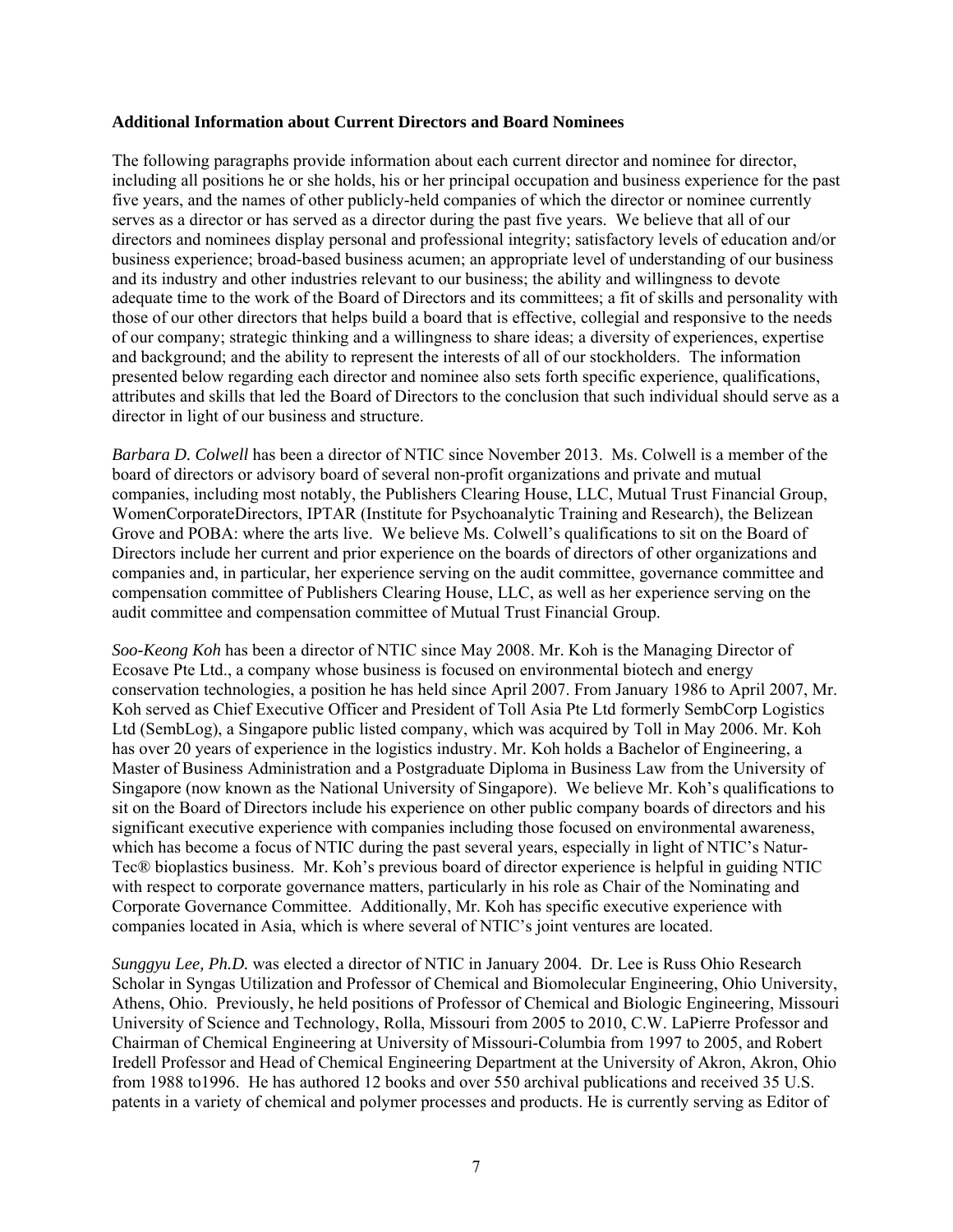**Additional Information about Current Directors and Board Nominees**

The following paragraphs provide information about each current director and nominee for director, including all positions he or she holds, his or her principal occupation and business experience for the past five years, and the names of other publicly-held companies of which the director or nominee currently serves as a director or has served as a director during the past five years. We believe that all of our directors and nominees display personal and professional integrity; satisfactory levels of education and/or business experience; broad-based business acumen; an appropriate level of understanding of our business and its industry and other industries relevant to our business; the ability and willingness to devote adequate time to the work of the Board of Directors and its committees; a fit of skills and personality with those of our other directors that helps build a board that is effective, collegial and responsive to the needs of our company; strategic thinking and a willingness to share ideas; a diversity of experiences, expertise and background; and the ability to represent the interests of all of our stockholders. The information presented below regarding each director and nominee also sets forth specific experience, qualifications, attributes and skills that led the Board of Directors to the conclusion that such individual should serve as a director in light of our business and structure.

*Barbara D. Colwell* has been a director of NTIC since November 2013. Ms. Colwell is a member of the board of directors or advisory board of several non-profit organizations and private and mutual companies, including most notably, the Publishers Clearing House, LLC, Mutual Trust Financial Group, WomenCorporateDirectors, IPTAR (Institute for Psychoanalytic Training and Research), the Belizean Grove and POBA: where the arts live. We believe Ms. Colwell's qualifications to sit on the Board of Directors include her current and prior experience on the boards of directors of other organizations and companies and, in particular, her experience serving on the audit committee, governance committee and compensation committee of Publishers Clearing House, LLC, as well as her experience serving on the audit committee and compensation committee of Mutual Trust Financial Group.

*Soo-Keong Koh* has been a director of NTIC since May 2008. Mr. Koh is the Managing Director of Ecosave Pte Ltd., a company whose business is focused on environmental biotech and energy conservation technologies, a position he has held since April 2007. From January 1986 to April 2007, Mr. Koh served as Chief Executive Officer and President of Toll Asia Pte Ltd formerly SembCorp Logistics Ltd (SembLog), a Singapore public listed company, which was acquired by Toll in May 2006. Mr. Koh has over 20 years of experience in the logistics industry. Mr. Koh holds a Bachelor of Engineering, a Master of Business Administration and a Postgraduate Diploma in Business Law from the University of Singapore (now known as the National University of Singapore). We believe Mr. Koh's qualifications to sit on the Board of Directors include his experience on other public company boards of directors and his significant executive experience with companies including those focused on environmental awareness, which has become a focus of NTIC during the past several years, especially in light of NTIC's Natur-Tec® bioplastics business. Mr. Koh's previous board of director experience is helpful in guiding NTIC with respect to corporate governance matters, particularly in his role as Chair of the Nominating and Corporate Governance Committee. Additionally, Mr. Koh has specific executive experience with companies located in Asia, which is where several of NTIC's joint ventures are located.

*Sunggyu Lee, Ph.D.* was elected a director of NTIC in January 2004. Dr. Lee is Russ Ohio Research Scholar in Syngas Utilization and Professor of Chemical and Biomolecular Engineering, Ohio University, Athens, Ohio. Previously, he held positions of Professor of Chemical and Biologic Engineering, Missouri University of Science and Technology, Rolla, Missouri from 2005 to 2010, C.W. LaPierre Professor and Chairman of Chemical Engineering at University of Missouri-Columbia from 1997 to 2005, and Robert Iredell Professor and Head of Chemical Engineering Department at the University of Akron, Akron, Ohio from 1988 to1996. He has authored 12 books and over 550 archival publications and received 35 U.S. patents in a variety of chemical and polymer processes and products. He is currently serving as Editor of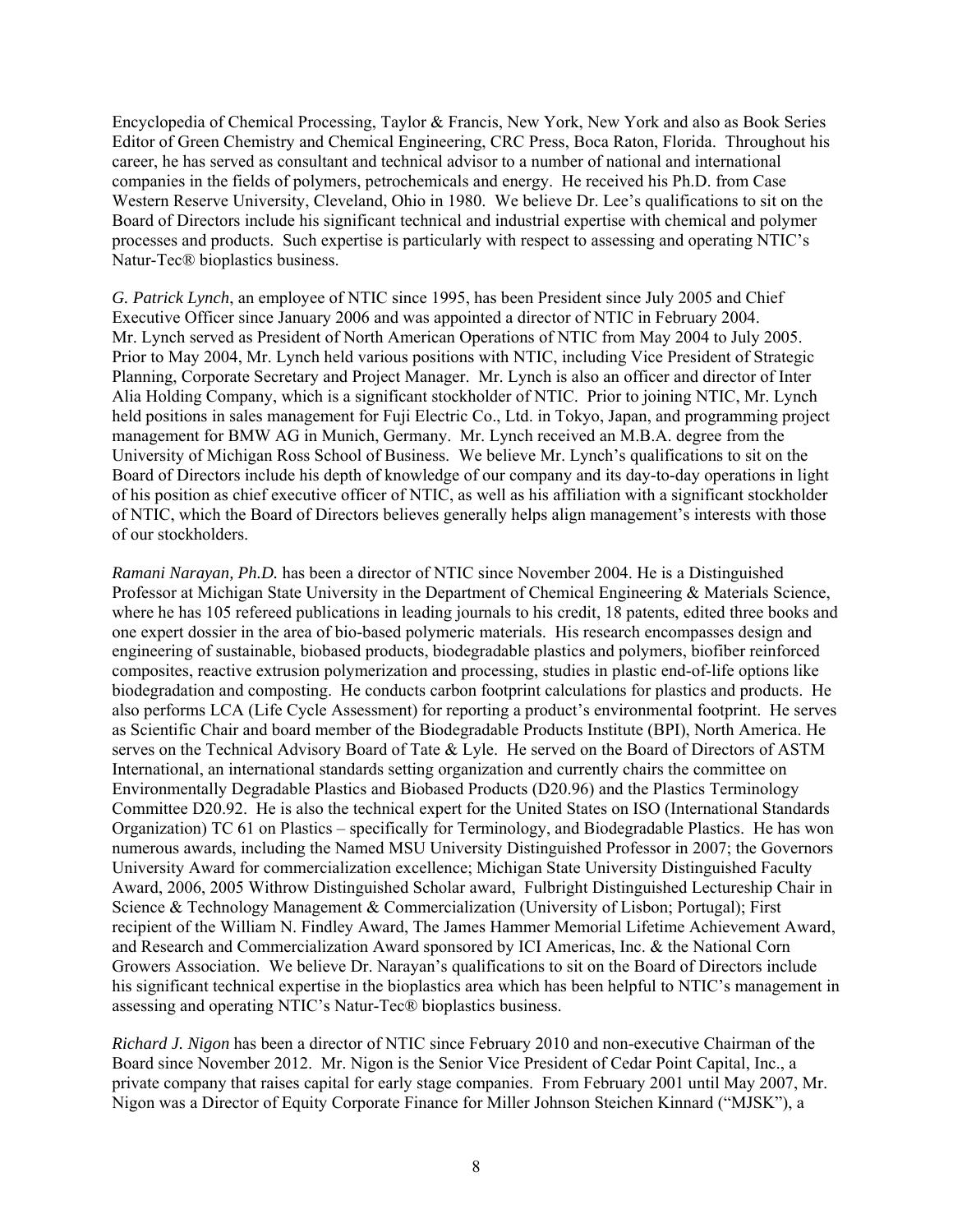Encyclopedia of Chemical Processing, Taylor & Francis, New York, New York and also as Book Series Editor of Green Chemistry and Chemical Engineering, CRC Press, Boca Raton, Florida. Throughout his career, he has served as consultant and technical advisor to a number of national and international companies in the fields of polymers, petrochemicals and energy. He received his Ph.D. from Case Western Reserve University, Cleveland, Ohio in 1980. We believe Dr. Lee's qualifications to sit on the Board of Directors include his significant technical and industrial expertise with chemical and polymer processes and products. Such expertise is particularly with respect to assessing and operating NTIC's Natur-Tec® bioplastics business.

*G. Patrick Lynch*, an employee of NTIC since 1995, has been President since July 2005 and Chief Executive Officer since January 2006 and was appointed a director of NTIC in February 2004. Mr. Lynch served as President of North American Operations of NTIC from May 2004 to July 2005. Prior to May 2004, Mr. Lynch held various positions with NTIC, including Vice President of Strategic Planning, Corporate Secretary and Project Manager. Mr. Lynch is also an officer and director of Inter Alia Holding Company, which is a significant stockholder of NTIC. Prior to joining NTIC, Mr. Lynch held positions in sales management for Fuji Electric Co., Ltd. in Tokyo, Japan, and programming project management for BMW AG in Munich, Germany. Mr. Lynch received an M.B.A. degree from the University of Michigan Ross School of Business. We believe Mr. Lynch's qualifications to sit on the Board of Directors include his depth of knowledge of our company and its day-to-day operations in light of his position as chief executive officer of NTIC, as well as his affiliation with a significant stockholder of NTIC, which the Board of Directors believes generally helps align management's interests with those of our stockholders.

*Ramani Narayan, Ph.D.* has been a director of NTIC since November 2004. He is a Distinguished Professor at Michigan State University in the Department of Chemical Engineering & Materials Science, where he has 105 refereed publications in leading journals to his credit, 18 patents, edited three books and one expert dossier in the area of bio-based polymeric materials. His research encompasses design and engineering of sustainable, biobased products, biodegradable plastics and polymers, biofiber reinforced composites, reactive extrusion polymerization and processing, studies in plastic end-of-life options like biodegradation and composting. He conducts carbon footprint calculations for plastics and products. He also performs LCA (Life Cycle Assessment) for reporting a product's environmental footprint. He serves as Scientific Chair and board member of the Biodegradable Products Institute (BPI), North America. He serves on the Technical Advisory Board of Tate & Lyle. He served on the Board of Directors of ASTM International, an international standards setting organization and currently chairs the committee on Environmentally Degradable Plastics and Biobased Products (D20.96) and the Plastics Terminology Committee D20.92. He is also the technical expert for the United States on ISO (International Standards Organization) TC 61 on Plastics – specifically for Terminology, and Biodegradable Plastics. He has won numerous awards, including the Named MSU University Distinguished Professor in 2007; the Governors University Award for commercialization excellence; Michigan State University Distinguished Faculty Award, 2006, 2005 Withrow Distinguished Scholar award, Fulbright Distinguished Lectureship Chair in Science & Technology Management & Commercialization (University of Lisbon; Portugal); First recipient of the William N. Findley Award, The James Hammer Memorial Lifetime Achievement Award, and Research and Commercialization Award sponsored by ICI Americas, Inc. & the National Corn Growers Association. We believe Dr. Narayan's qualifications to sit on the Board of Directors include his significant technical expertise in the bioplastics area which has been helpful to NTIC's management in assessing and operating NTIC's Natur-Tec® bioplastics business.

*Richard J. Nigon* has been a director of NTIC since February 2010 and non-executive Chairman of the Board since November 2012. Mr. Nigon is the Senior Vice President of Cedar Point Capital, Inc., a private company that raises capital for early stage companies. From February 2001 until May 2007, Mr. Nigon was a Director of Equity Corporate Finance for Miller Johnson Steichen Kinnard ("MJSK"), a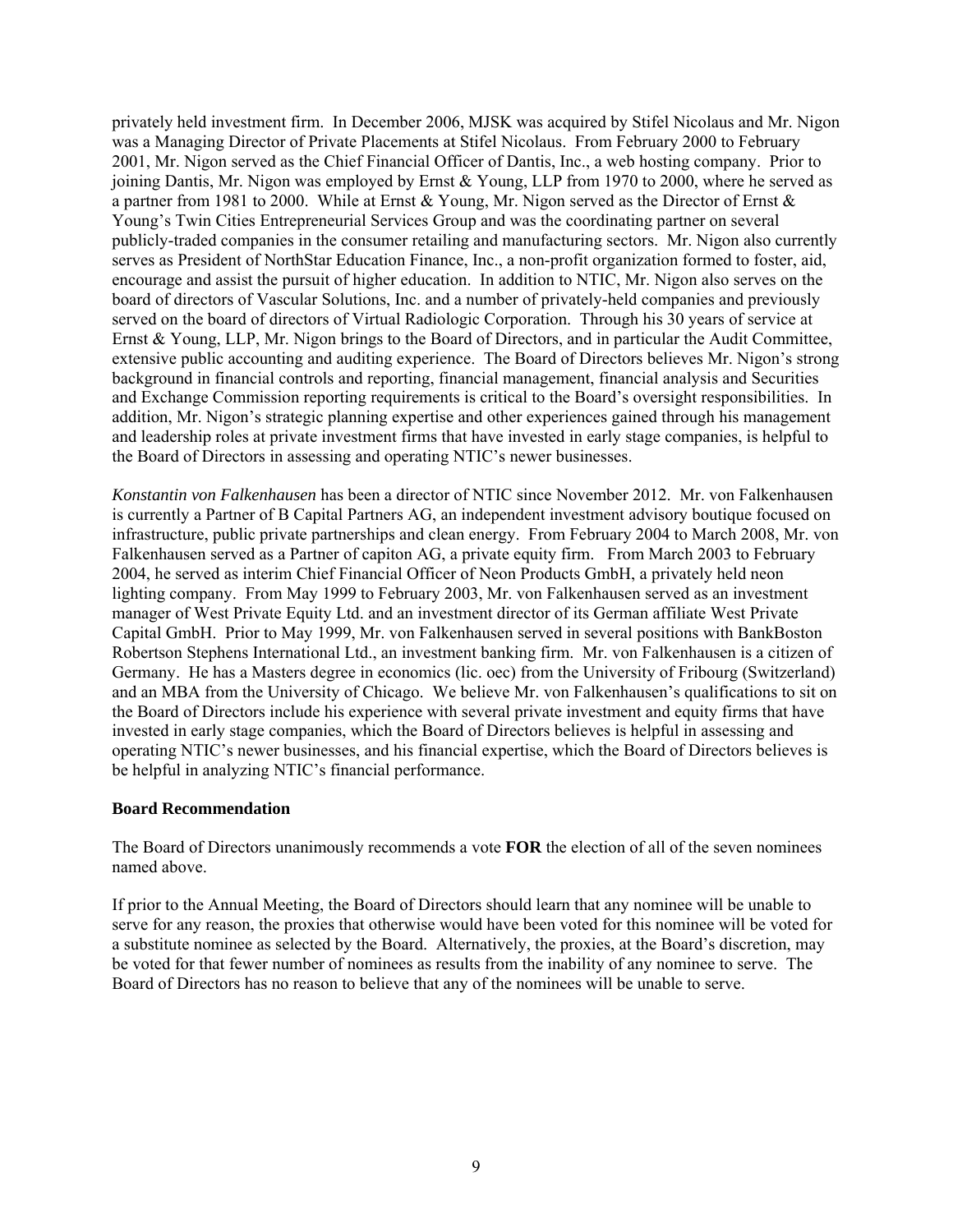privately held investment firm. In December 2006, MJSK was acquired by Stifel Nicolaus and Mr. Nigon was a Managing Director of Private Placements at Stifel Nicolaus. From February 2000 to February 2001, Mr. Nigon served as the Chief Financial Officer of Dantis, Inc., a web hosting company. Prior to joining Dantis, Mr. Nigon was employed by Ernst & Young, LLP from 1970 to 2000, where he served as a partner from 1981 to 2000. While at Ernst & Young, Mr. Nigon served as the Director of Ernst & Young's Twin Cities Entrepreneurial Services Group and was the coordinating partner on several publicly-traded companies in the consumer retailing and manufacturing sectors. Mr. Nigon also currently serves as President of NorthStar Education Finance, Inc., a non-profit organization formed to foster, aid, encourage and assist the pursuit of higher education. In addition to NTIC, Mr. Nigon also serves on the board of directors of Vascular Solutions, Inc. and a number of privately-held companies and previously served on the board of directors of Virtual Radiologic Corporation. Through his 30 years of service at Ernst & Young, LLP, Mr. Nigon brings to the Board of Directors, and in particular the Audit Committee, extensive public accounting and auditing experience. The Board of Directors believes Mr. Nigon's strong background in financial controls and reporting, financial management, financial analysis and Securities and Exchange Commission reporting requirements is critical to the Board's oversight responsibilities. In addition, Mr. Nigon's strategic planning expertise and other experiences gained through his management and leadership roles at private investment firms that have invested in early stage companies, is helpful to the Board of Directors in assessing and operating NTIC's newer businesses.

*Konstantin von Falkenhausen* has been a director of NTIC since November 2012. Mr. von Falkenhausen is currently a Partner of B Capital Partners AG, an independent investment advisory boutique focused on infrastructure, public private partnerships and clean energy. From February 2004 to March 2008, Mr. von Falkenhausen served as a Partner of capiton AG, a private equity firm. From March 2003 to February 2004, he served as interim Chief Financial Officer of Neon Products GmbH, a privately held neon lighting company. From May 1999 to February 2003, Mr. von Falkenhausen served as an investment manager of West Private Equity Ltd. and an investment director of its German affiliate West Private Capital GmbH. Prior to May 1999, Mr. von Falkenhausen served in several positions with BankBoston Robertson Stephens International Ltd., an investment banking firm. Mr. von Falkenhausen is a citizen of Germany. He has a Masters degree in economics (lic. oec) from the University of Fribourg (Switzerland) and an MBA from the University of Chicago. We believe Mr. von Falkenhausen's qualifications to sit on the Board of Directors include his experience with several private investment and equity firms that have invested in early stage companies, which the Board of Directors believes is helpful in assessing and operating NTIC's newer businesses, and his financial expertise, which the Board of Directors believes is be helpful in analyzing NTIC's financial performance.

**Board Recommendation**

The Board of Directors unanimously recommends a vote **FOR** the election of all of the seven nominees named above.

If prior to the Annual Meeting, the Board of Directors should learn that any nominee will be unable to serve for any reason, the proxies that otherwise would have been voted for this nominee will be voted for a substitute nominee as selected by the Board. Alternatively, the proxies, at the Board's discretion, may be voted for that fewer number of nominees as results from the inability of any nominee to serve. The Board of Directors has no reason to believe that any of the nominees will be unable to serve.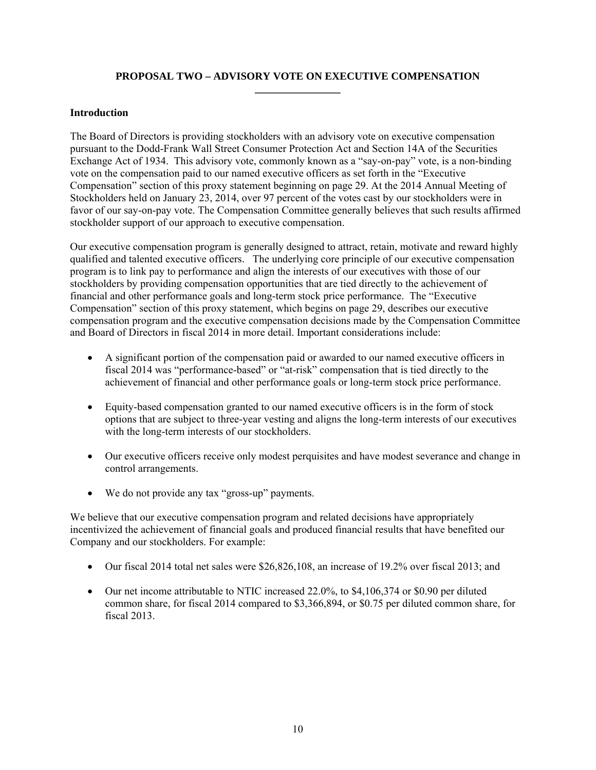# PROPOSAL TWO – ADVISORY VOTE ON EXECUTIVE COMPENSATION

## Introduction

The Board of Directors is providing stockholders with an advisory vote on executive compensation pursuant to the Dodd-Frank Wall Street Consumer Protection Act and Section 14A of the Securities Exchange Act of 1934. This advisory vote, commonly known as a "say-on-pay" vote, is a non-binding vote on the compensation paid to our named executive officers as set forth in the "Executive Compensation" section of this proxy statement beginning on page 29. At the 2014 Annual Meeting of Stockholders held on January 23, 2014, over 97 percent of the votes cast by our stockholders were in favor of our say-on-pay vote. The Compensation Committee generally believes that such results affirmed stockholder support of our approach to executive compensation.

Our executive compensation program is generally designed to attract, retain, motivate and reward highly qualified and talented executive officers. The underlying core principle of our executive compensation program is to link pay to performance and align the interests of our executives with those of our stockholders by providing compensation opportunities that are tied directly to the achievement of financial and other performance goals and long-term stock price performance. The "Executive Compensation" section of this proxy statement, which begins on page 29, describes our executive compensation program and the executive compensation decisions made by the Compensation Committee and Board of Directors in fiscal 2014 in more detail. Important considerations include:

- A significant portion of the compensation paid or awarded to our named executive officers in fiscal 2014 was "performance-based" or "at-risk" compensation that is tied directly to the achievement of financial and other performance goals or long-term stock price performance.
- Equity-based compensation granted to our named executive officers is in the form of stock options that are subject to three-year vesting and aligns the long-term interests of our executives with the long-term interests of our stockholders.
- Our executive officers receive only modest perquisites and have modest severance and change in control arrangements.
- We do not provide any tax "gross-up" payments.

We believe that our executive compensation program and related decisions have appropriately incentivized the achievement of financial goals and produced financial results that have benefited our Company and our stockholders. For example:

- Our fiscal 2014 total net sales were $26,826,108, an increase of 19.2% over fiscal 2013; and
- Our net income attributable to NTIC increased 22.0%, to $4,106,374 or $0.90 per diluted common share, for fiscal 2014 compared to $3,366,894, or $0.75 per diluted common share, for fiscal 2013.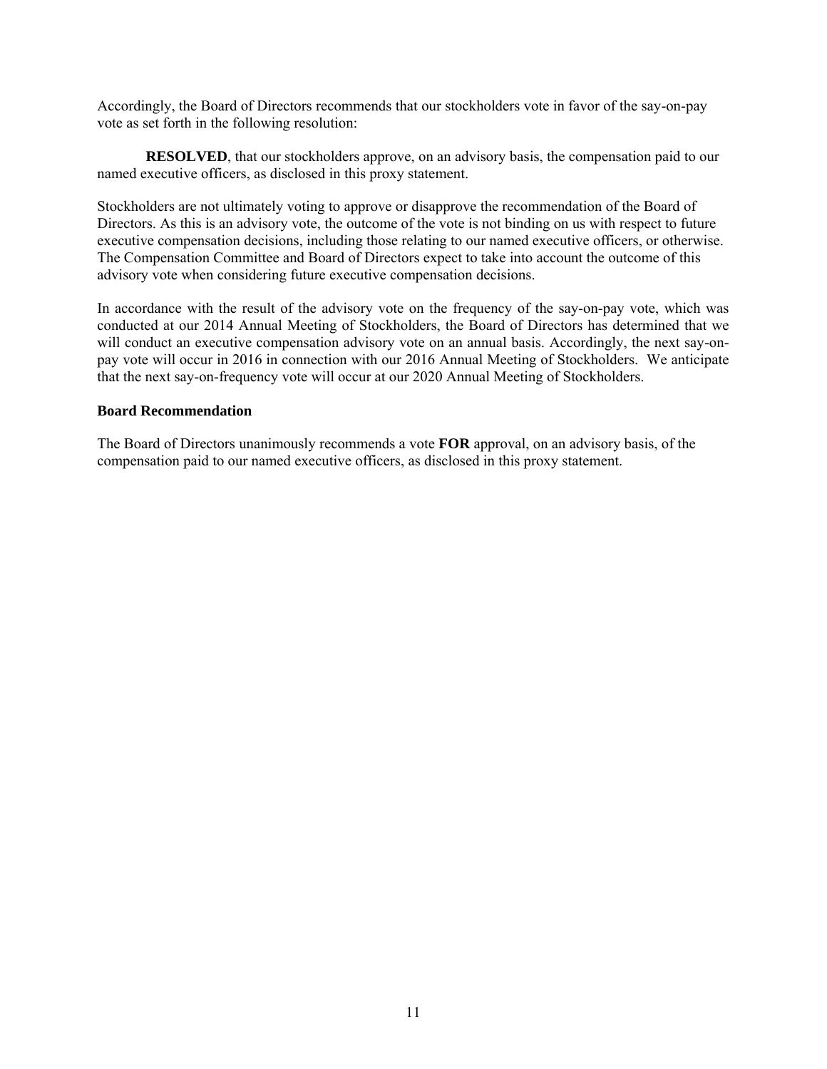Accordingly, the Board of Directors recommends that our stockholders vote in favor of the say-on-pay vote as set forth in the following resolution:

**RESOLVED**, that our stockholders approve, on an advisory basis, the compensation paid to our named executive officers, as disclosed in this proxy statement.

Stockholders are not ultimately voting to approve or disapprove the recommendation of the Board of Directors. As this is an advisory vote, the outcome of the vote is not binding on us with respect to future executive compensation decisions, including those relating to our named executive officers, or otherwise. The Compensation Committee and Board of Directors expect to take into account the outcome of this advisory vote when considering future executive compensation decisions.

In accordance with the result of the advisory vote on the frequency of the say-on-pay vote, which was conducted at our 2014 Annual Meeting of Stockholders, the Board of Directors has determined that we will conduct an executive compensation advisory vote on an annual basis. Accordingly, the next say-on-pay vote will occur in 2016 in connection with our 2016 Annual Meeting of Stockholders. We anticipate that the next say-on-frequency vote will occur at our 2020 Annual Meeting of Stockholders.

**Board Recommendation**

The Board of Directors unanimously recommends a vote **FOR** approval, on an advisory basis, of the compensation paid to our named executive officers, as disclosed in this proxy statement.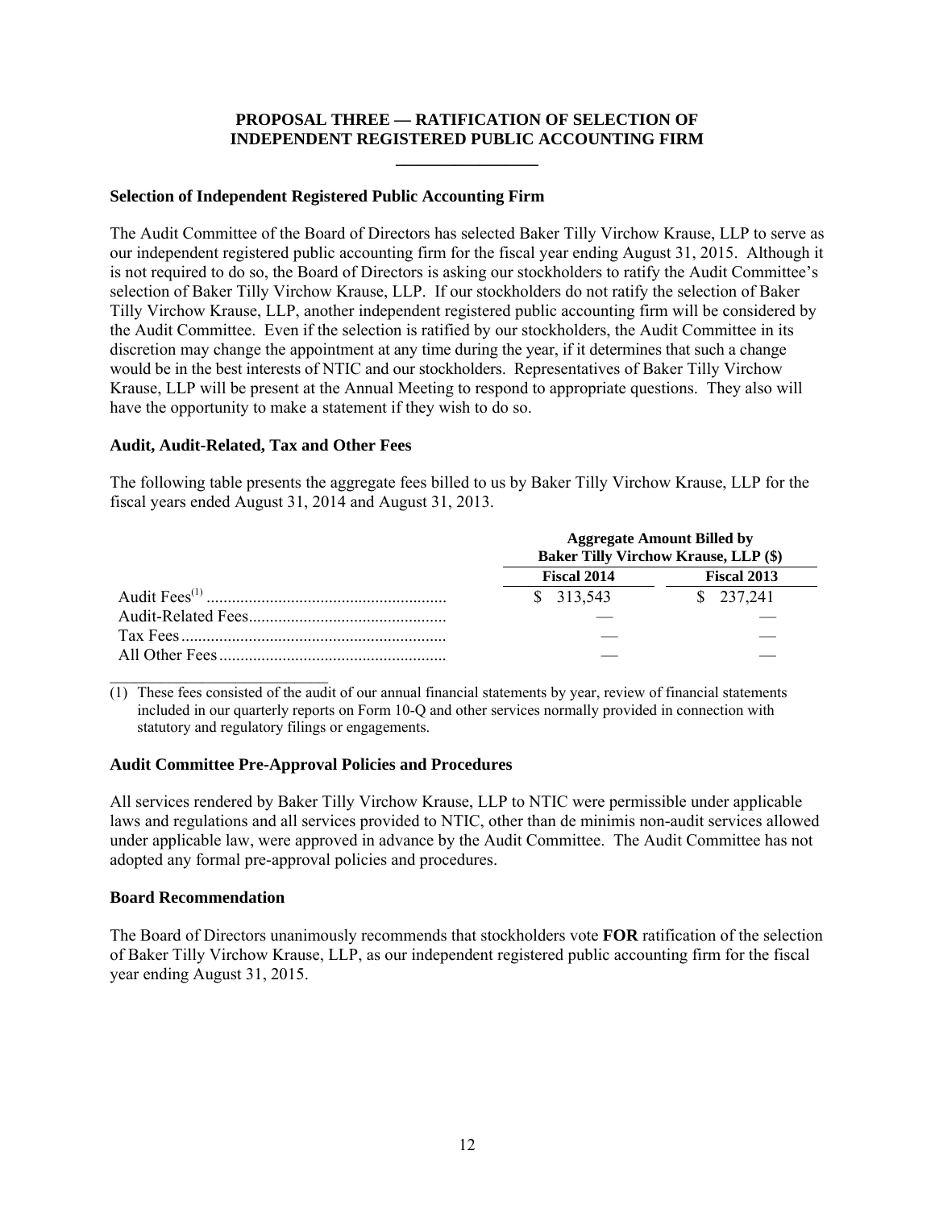## PROPOSAL THREE — RATIFICATION OF SELECTION OF INDEPENDENT REGISTERED PUBLIC ACCOUNTING FIRM

### Selection of Independent Registered Public Accounting Firm

The Audit Committee of the Board of Directors has selected Baker Tilly Virchow Krause, LLP to serve as our independent registered public accounting firm for the fiscal year ending August 31, 2015. Although it is not required to do so, the Board of Directors is asking our stockholders to ratify the Audit Committee's selection of Baker Tilly Virchow Krause, LLP. If our stockholders do not ratify the selection of Baker Tilly Virchow Krause, LLP, another independent registered public accounting firm will be considered by the Audit Committee. Even if the selection is ratified by our stockholders, the Audit Committee in its discretion may change the appointment at any time during the year, if it determines that such a change would be in the best interests of NTIC and our stockholders. Representatives of Baker Tilly Virchow Krause, LLP will be present at the Annual Meeting to respond to appropriate questions. They also will have the opportunity to make a statement if they wish to do so.

### Audit, Audit-Related, Tax and Other Fees

The following table presents the aggregate fees billed to us by Baker Tilly Virchow Krause, LLP for the fiscal years ended August 31, 2014 and August 31, 2013.

| | Aggregate Amount Billed by Baker Tilly Virchow Krause, LLP ($) | |
|---|---|---|
| | Fiscal 2014 | Fiscal 2013 |
| Audit Fees[(1)] | $ 313,543 | $ 237,241 |
| Audit-Related Fees | — | — |
| Tax Fees | — | — |
| All Other Fees | — | — |

(1) These fees consisted of the audit of our annual financial statements by year, review of financial statements included in our quarterly reports on Form 10-Q and other services normally provided in connection with statutory and regulatory filings or engagements.

### Audit Committee Pre-Approval Policies and Procedures

All services rendered by Baker Tilly Virchow Krause, LLP to NTIC were permissible under applicable laws and regulations and all services provided to NTIC, other than de minimis non-audit services allowed under applicable law, were approved in advance by the Audit Committee. The Audit Committee has not adopted any formal pre-approval policies and procedures.

### Board Recommendation

The Board of Directors unanimously recommends that stockholders vote **FOR** ratification of the selection of Baker Tilly Virchow Krause, LLP, as our independent registered public accounting firm for the fiscal year ending August 31, 2015.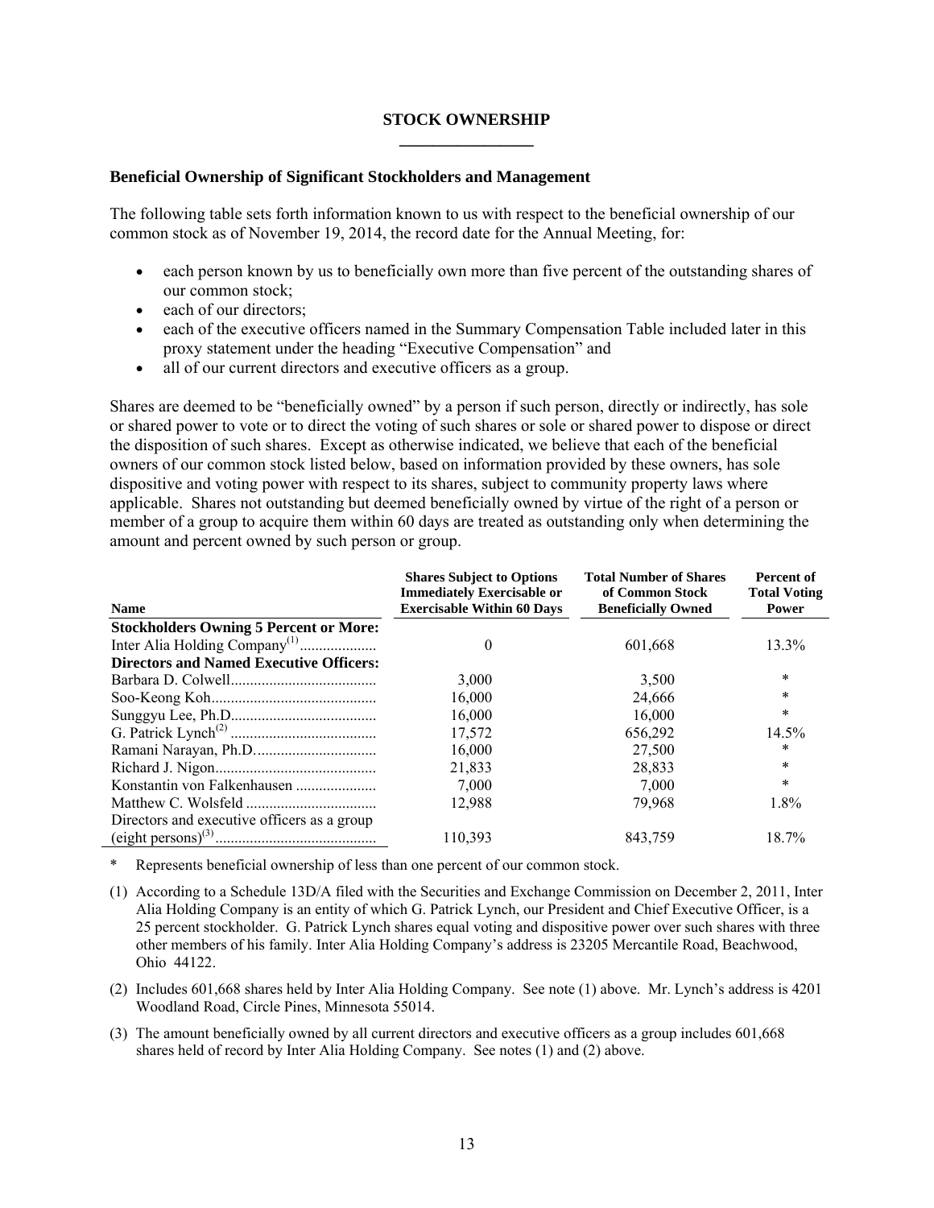## STOCK OWNERSHIP

### Beneficial Ownership of Significant Stockholders and Management

The following table sets forth information known to us with respect to the beneficial ownership of our common stock as of November 19, 2014, the record date for the Annual Meeting, for:

- each person known by us to beneficially own more than five percent of the outstanding shares of our common stock;
- each of our directors;
- each of the executive officers named in the Summary Compensation Table included later in this proxy statement under the heading "Executive Compensation" and
- all of our current directors and executive officers as a group.

Shares are deemed to be "beneficially owned" by a person if such person, directly or indirectly, has sole or shared power to vote or to direct the voting of such shares or sole or shared power to dispose or direct the disposition of such shares. Except as otherwise indicated, we believe that each of the beneficial owners of our common stock listed below, based on information provided by these owners, has sole dispositive and voting power with respect to its shares, subject to community property laws where applicable. Shares not outstanding but deemed beneficially owned by virtue of the right of a person or member of a group to acquire them within 60 days are treated as outstanding only when determining the amount and percent owned by such person or group.

| Name | Shares Subject to Options Immediately Exercisable or Exercisable Within 60 Days | Total Number of Shares of Common Stock Beneficially Owned | Percent of Total Voting Power |
|---|---|---|---|
| **Stockholders Owning 5 Percent or More:** | | | |
| Inter Alia Holding Company[(1)] | 0 | 601,668 | 13.3% |
| **Directors and Named Executive Officers:** | | | |
| Barbara D. Colwell | 3,000 | 3,500 | * |
| Soo-Keong Koh | 16,000 | 24,666 | * |
| Sunggyu Lee, Ph.D. | 16,000 | 16,000 | * |
| G. Patrick Lynch[(2)] | 17,572 | 656,292 | 14.5% |
| Ramani Narayan, Ph.D. | 16,000 | 27,500 | * |
| Richard J. Nigon | 21,833 | 28,833 | * |
| Konstantin von Falkenhausen | 7,000 | 7,000 | * |
| Matthew C. Wolsfeld | 12,988 | 79,968 | 1.8% |
| Directors and executive officers as a group (eight persons)[(3)] | 110,393 | 843,759 | 18.7% |

\* Represents beneficial ownership of less than one percent of our common stock.

(1) According to a Schedule 13D/A filed with the Securities and Exchange Commission on December 2, 2011, Inter Alia Holding Company is an entity of which G. Patrick Lynch, our President and Chief Executive Officer, is a 25 percent stockholder. G. Patrick Lynch shares equal voting and dispositive power over such shares with three other members of his family. Inter Alia Holding Company's address is 23205 Mercantile Road, Beachwood, Ohio 44122.

(2) Includes 601,668 shares held by Inter Alia Holding Company. See note (1) above. Mr. Lynch's address is 4201 Woodland Road, Circle Pines, Minnesota 55014.

(3) The amount beneficially owned by all current directors and executive officers as a group includes 601,668 shares held of record by Inter Alia Holding Company. See notes (1) and (2) above.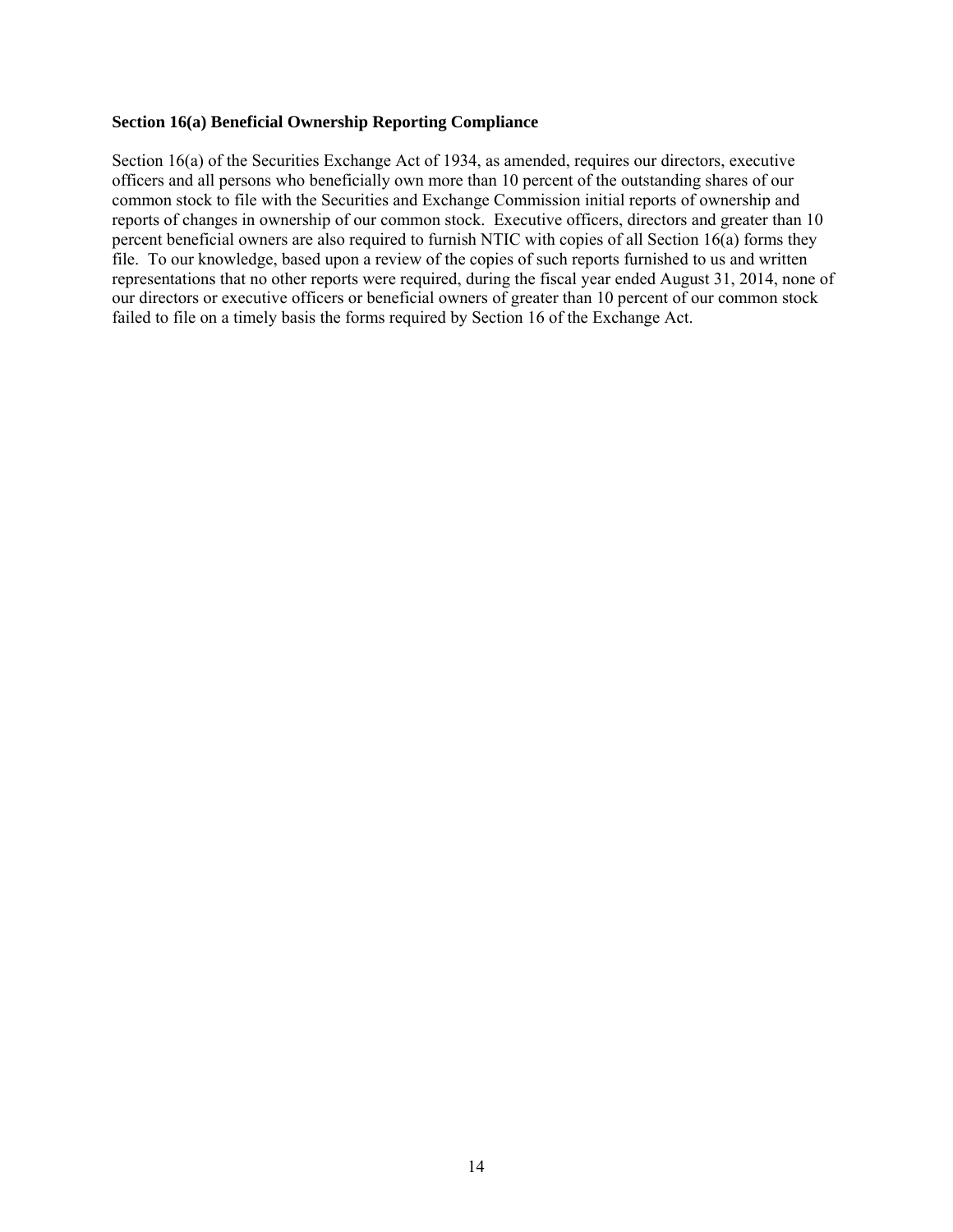**Section 16(a) Beneficial Ownership Reporting Compliance**

Section 16(a) of the Securities Exchange Act of 1934, as amended, requires our directors, executive officers and all persons who beneficially own more than 10 percent of the outstanding shares of our common stock to file with the Securities and Exchange Commission initial reports of ownership and reports of changes in ownership of our common stock. Executive officers, directors and greater than 10 percent beneficial owners are also required to furnish NTIC with copies of all Section 16(a) forms they file. To our knowledge, based upon a review of the copies of such reports furnished to us and written representations that no other reports were required, during the fiscal year ended August 31, 2014, none of our directors or executive officers or beneficial owners of greater than 10 percent of our common stock failed to file on a timely basis the forms required by Section 16 of the Exchange Act.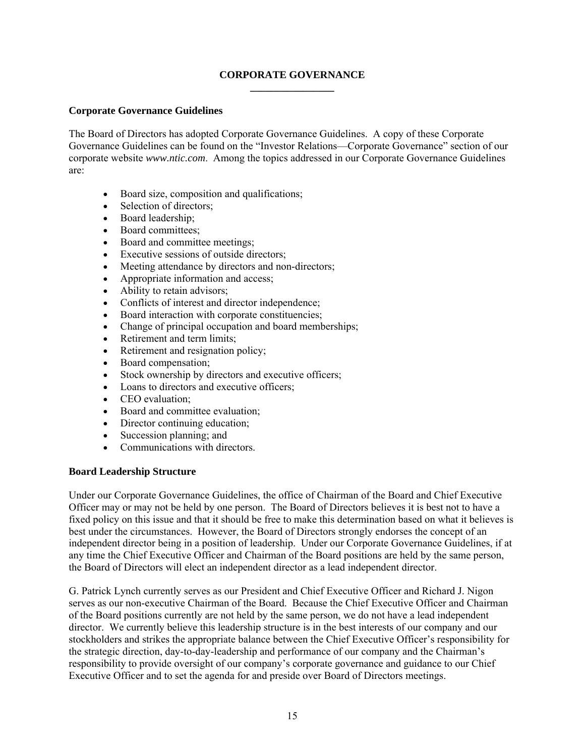# CORPORATE GOVERNANCE

## Corporate Governance Guidelines

The Board of Directors has adopted Corporate Governance Guidelines. A copy of these Corporate Governance Guidelines can be found on the "Investor Relations—Corporate Governance" section of our corporate website *www.ntic.com*. Among the topics addressed in our Corporate Governance Guidelines are:

- Board size, composition and qualifications;
- Selection of directors;
- Board leadership;
- Board committees;
- Board and committee meetings;
- Executive sessions of outside directors;
- Meeting attendance by directors and non-directors;
- Appropriate information and access;
- Ability to retain advisors;
- Conflicts of interest and director independence;
- Board interaction with corporate constituencies;
- Change of principal occupation and board memberships;
- Retirement and term limits;
- Retirement and resignation policy;
- Board compensation;
- Stock ownership by directors and executive officers;
- Loans to directors and executive officers;
- CEO evaluation;
- Board and committee evaluation;
- Director continuing education;
- Succession planning; and
- Communications with directors.

## Board Leadership Structure

Under our Corporate Governance Guidelines, the office of Chairman of the Board and Chief Executive Officer may or may not be held by one person. The Board of Directors believes it is best not to have a fixed policy on this issue and that it should be free to make this determination based on what it believes is best under the circumstances. However, the Board of Directors strongly endorses the concept of an independent director being in a position of leadership. Under our Corporate Governance Guidelines, if at any time the Chief Executive Officer and Chairman of the Board positions are held by the same person, the Board of Directors will elect an independent director as a lead independent director.

G. Patrick Lynch currently serves as our President and Chief Executive Officer and Richard J. Nigon serves as our non-executive Chairman of the Board. Because the Chief Executive Officer and Chairman of the Board positions currently are not held by the same person, we do not have a lead independent director. We currently believe this leadership structure is in the best interests of our company and our stockholders and strikes the appropriate balance between the Chief Executive Officer's responsibility for the strategic direction, day-to-day-leadership and performance of our company and the Chairman's responsibility to provide oversight of our company's corporate governance and guidance to our Chief Executive Officer and to set the agenda for and preside over Board of Directors meetings.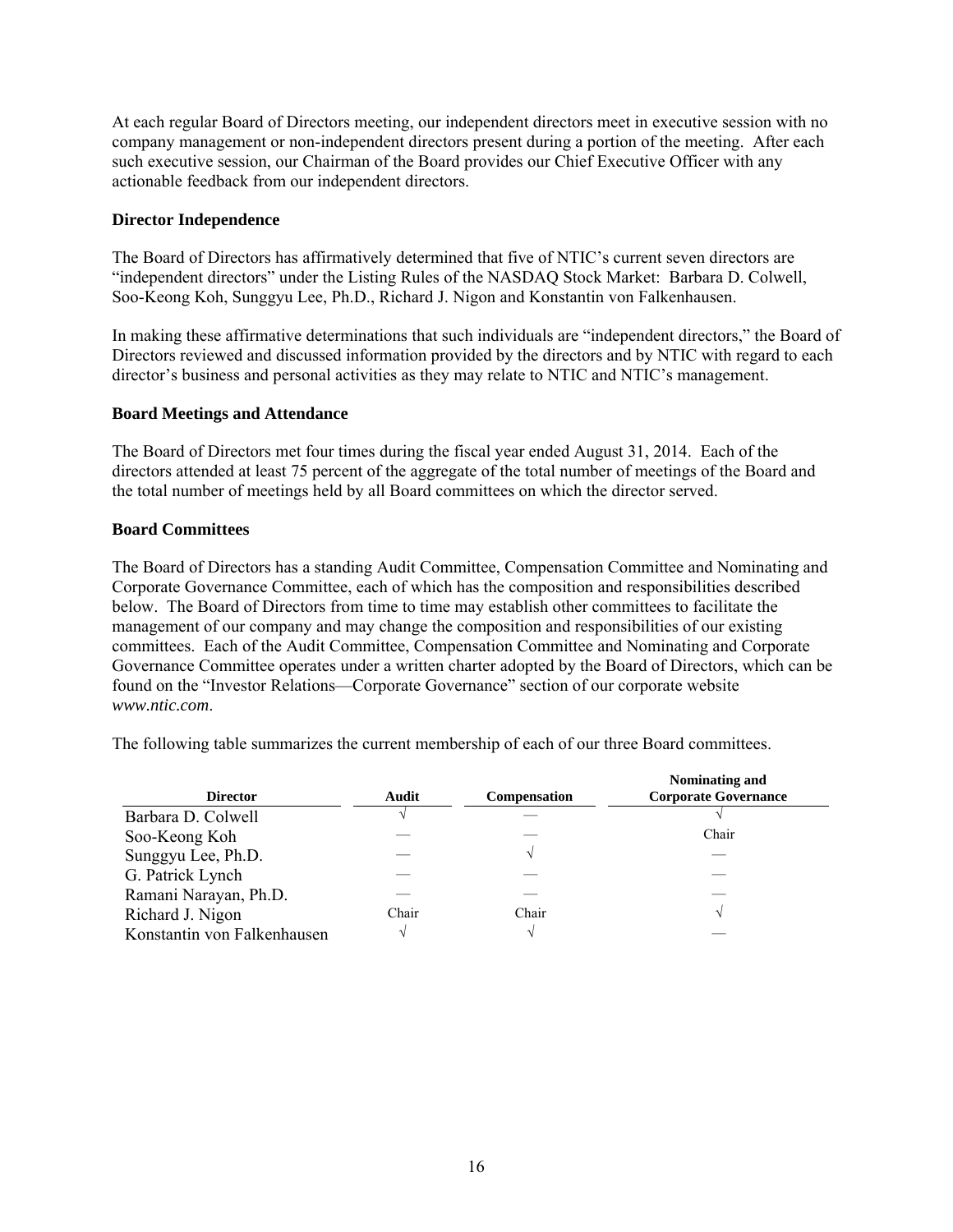At each regular Board of Directors meeting, our independent directors meet in executive session with no company management or non-independent directors present during a portion of the meeting. After each such executive session, our Chairman of the Board provides our Chief Executive Officer with any actionable feedback from our independent directors.

**Director Independence**

The Board of Directors has affirmatively determined that five of NTIC's current seven directors are "independent directors" under the Listing Rules of the NASDAQ Stock Market: Barbara D. Colwell, Soo-Keong Koh, Sunggyu Lee, Ph.D., Richard J. Nigon and Konstantin von Falkenhausen.

In making these affirmative determinations that such individuals are "independent directors," the Board of Directors reviewed and discussed information provided by the directors and by NTIC with regard to each director's business and personal activities as they may relate to NTIC and NTIC's management.

**Board Meetings and Attendance**

The Board of Directors met four times during the fiscal year ended August 31, 2014. Each of the directors attended at least 75 percent of the aggregate of the total number of meetings of the Board and the total number of meetings held by all Board committees on which the director served.

**Board Committees**

The Board of Directors has a standing Audit Committee, Compensation Committee and Nominating and Corporate Governance Committee, each of which has the composition and responsibilities described below. The Board of Directors from time to time may establish other committees to facilitate the management of our company and may change the composition and responsibilities of our existing committees. Each of the Audit Committee, Compensation Committee and Nominating and Corporate Governance Committee operates under a written charter adopted by the Board of Directors, which can be found on the "Investor Relations—Corporate Governance" section of our corporate website *www.ntic.com*.

The following table summarizes the current membership of each of our three Board committees.

| Director | Audit | Compensation | Nominating and Corporate Governance |
|---|---|---|---|
| Barbara D. Colwell | √ | — | √ |
| Soo-Keong Koh | — | — | Chair |
| Sunggyu Lee, Ph.D. | — | √ | — |
| G. Patrick Lynch | — | — | — |
| Ramani Narayan, Ph.D. | — | — | — |
| Richard J. Nigon | Chair | Chair | √ |
| Konstantin von Falkenhausen | √ | √ | — |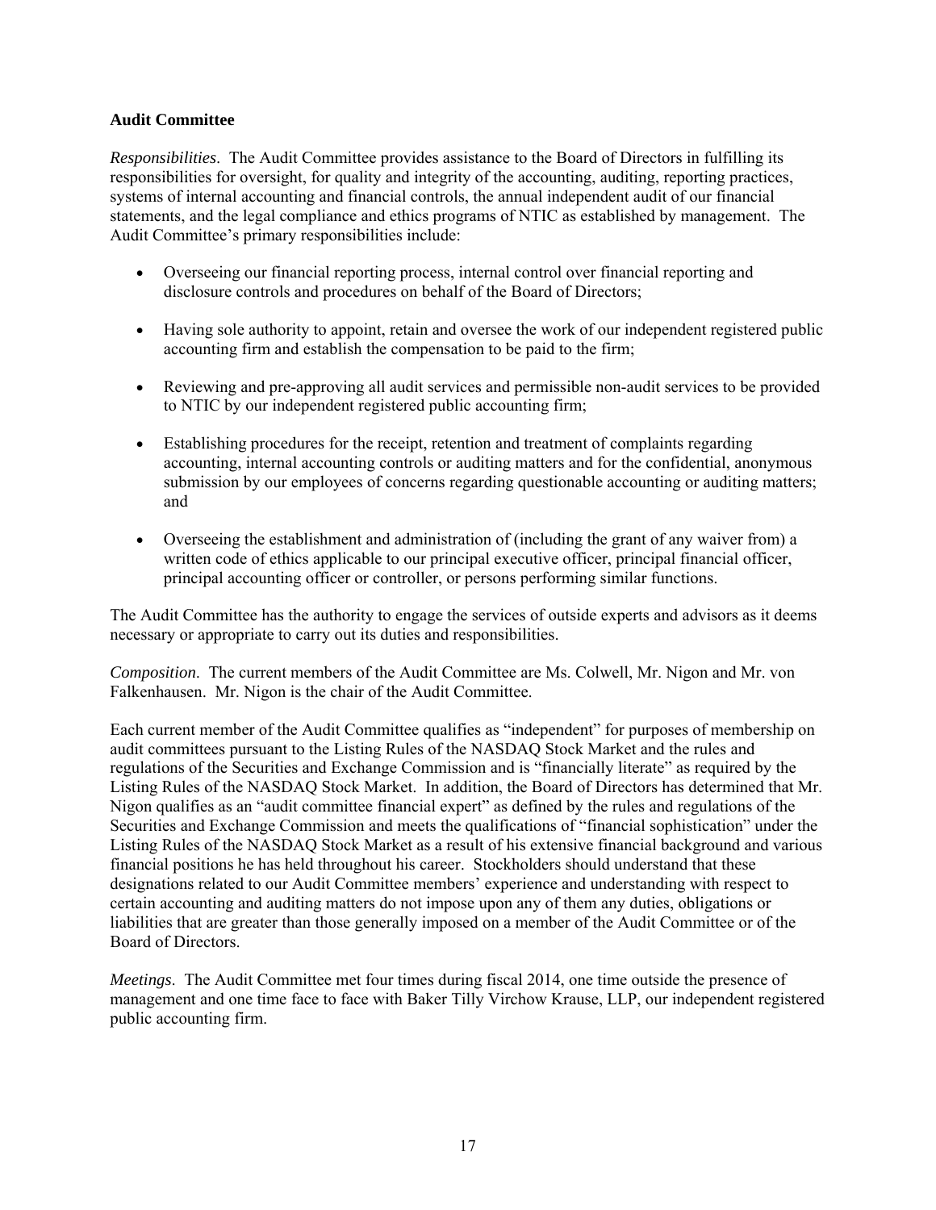**Audit Committee**

*Responsibilities*. The Audit Committee provides assistance to the Board of Directors in fulfilling its responsibilities for oversight, for quality and integrity of the accounting, auditing, reporting practices, systems of internal accounting and financial controls, the annual independent audit of our financial statements, and the legal compliance and ethics programs of NTIC as established by management. The Audit Committee's primary responsibilities include:

- Overseeing our financial reporting process, internal control over financial reporting and disclosure controls and procedures on behalf of the Board of Directors;
- Having sole authority to appoint, retain and oversee the work of our independent registered public accounting firm and establish the compensation to be paid to the firm;
- Reviewing and pre-approving all audit services and permissible non-audit services to be provided to NTIC by our independent registered public accounting firm;
- Establishing procedures for the receipt, retention and treatment of complaints regarding accounting, internal accounting controls or auditing matters and for the confidential, anonymous submission by our employees of concerns regarding questionable accounting or auditing matters; and
- Overseeing the establishment and administration of (including the grant of any waiver from) a written code of ethics applicable to our principal executive officer, principal financial officer, principal accounting officer or controller, or persons performing similar functions.

The Audit Committee has the authority to engage the services of outside experts and advisors as it deems necessary or appropriate to carry out its duties and responsibilities.

*Composition*. The current members of the Audit Committee are Ms. Colwell, Mr. Nigon and Mr. von Falkenhausen. Mr. Nigon is the chair of the Audit Committee.

Each current member of the Audit Committee qualifies as "independent" for purposes of membership on audit committees pursuant to the Listing Rules of the NASDAQ Stock Market and the rules and regulations of the Securities and Exchange Commission and is "financially literate" as required by the Listing Rules of the NASDAQ Stock Market. In addition, the Board of Directors has determined that Mr. Nigon qualifies as an "audit committee financial expert" as defined by the rules and regulations of the Securities and Exchange Commission and meets the qualifications of "financial sophistication" under the Listing Rules of the NASDAQ Stock Market as a result of his extensive financial background and various financial positions he has held throughout his career. Stockholders should understand that these designations related to our Audit Committee members' experience and understanding with respect to certain accounting and auditing matters do not impose upon any of them any duties, obligations or liabilities that are greater than those generally imposed on a member of the Audit Committee or of the Board of Directors.

*Meetings*. The Audit Committee met four times during fiscal 2014, one time outside the presence of management and one time face to face with Baker Tilly Virchow Krause, LLP, our independent registered public accounting firm.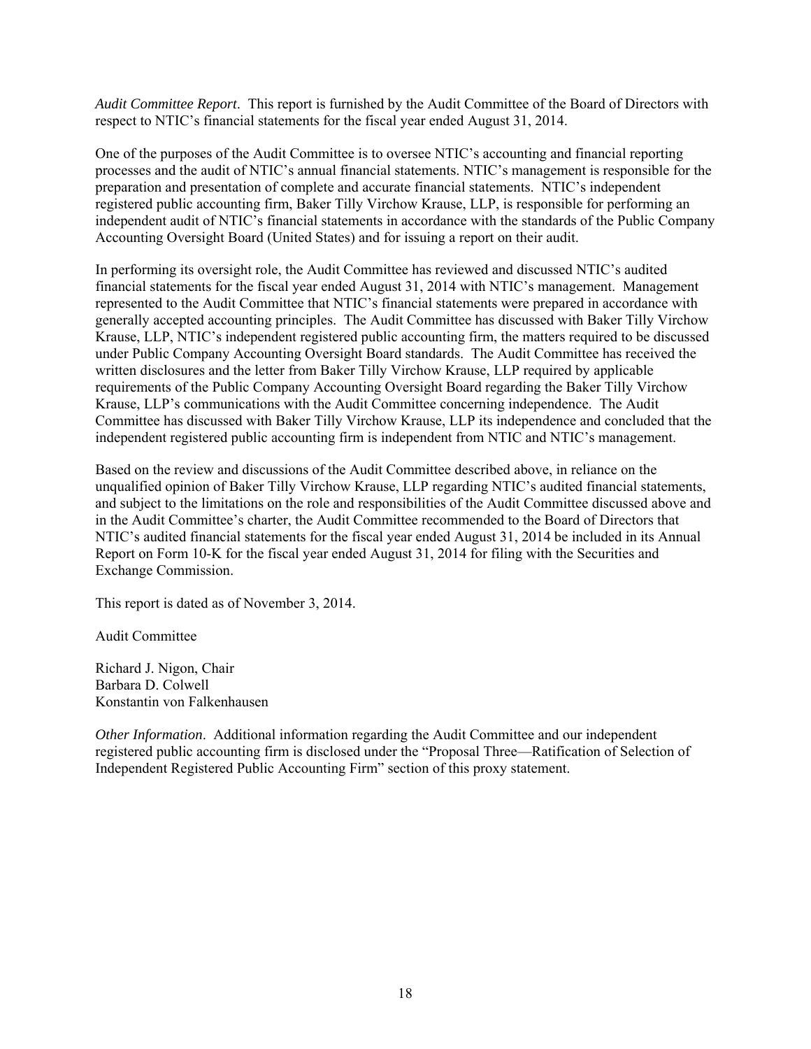*Audit Committee Report*. This report is furnished by the Audit Committee of the Board of Directors with respect to NTIC's financial statements for the fiscal year ended August 31, 2014.

One of the purposes of the Audit Committee is to oversee NTIC's accounting and financial reporting processes and the audit of NTIC's annual financial statements. NTIC's management is responsible for the preparation and presentation of complete and accurate financial statements. NTIC's independent registered public accounting firm, Baker Tilly Virchow Krause, LLP, is responsible for performing an independent audit of NTIC's financial statements in accordance with the standards of the Public Company Accounting Oversight Board (United States) and for issuing a report on their audit.

In performing its oversight role, the Audit Committee has reviewed and discussed NTIC's audited financial statements for the fiscal year ended August 31, 2014 with NTIC's management. Management represented to the Audit Committee that NTIC's financial statements were prepared in accordance with generally accepted accounting principles. The Audit Committee has discussed with Baker Tilly Virchow Krause, LLP, NTIC's independent registered public accounting firm, the matters required to be discussed under Public Company Accounting Oversight Board standards. The Audit Committee has received the written disclosures and the letter from Baker Tilly Virchow Krause, LLP required by applicable requirements of the Public Company Accounting Oversight Board regarding the Baker Tilly Virchow Krause, LLP's communications with the Audit Committee concerning independence. The Audit Committee has discussed with Baker Tilly Virchow Krause, LLP its independence and concluded that the independent registered public accounting firm is independent from NTIC and NTIC's management.

Based on the review and discussions of the Audit Committee described above, in reliance on the unqualified opinion of Baker Tilly Virchow Krause, LLP regarding NTIC's audited financial statements, and subject to the limitations on the role and responsibilities of the Audit Committee discussed above and in the Audit Committee's charter, the Audit Committee recommended to the Board of Directors that NTIC's audited financial statements for the fiscal year ended August 31, 2014 be included in its Annual Report on Form 10-K for the fiscal year ended August 31, 2014 for filing with the Securities and Exchange Commission.

This report is dated as of November 3, 2014.

Audit Committee

Richard J. Nigon, Chair
Barbara D. Colwell
Konstantin von Falkenhausen

*Other Information*. Additional information regarding the Audit Committee and our independent registered public accounting firm is disclosed under the "Proposal Three—Ratification of Selection of Independent Registered Public Accounting Firm" section of this proxy statement.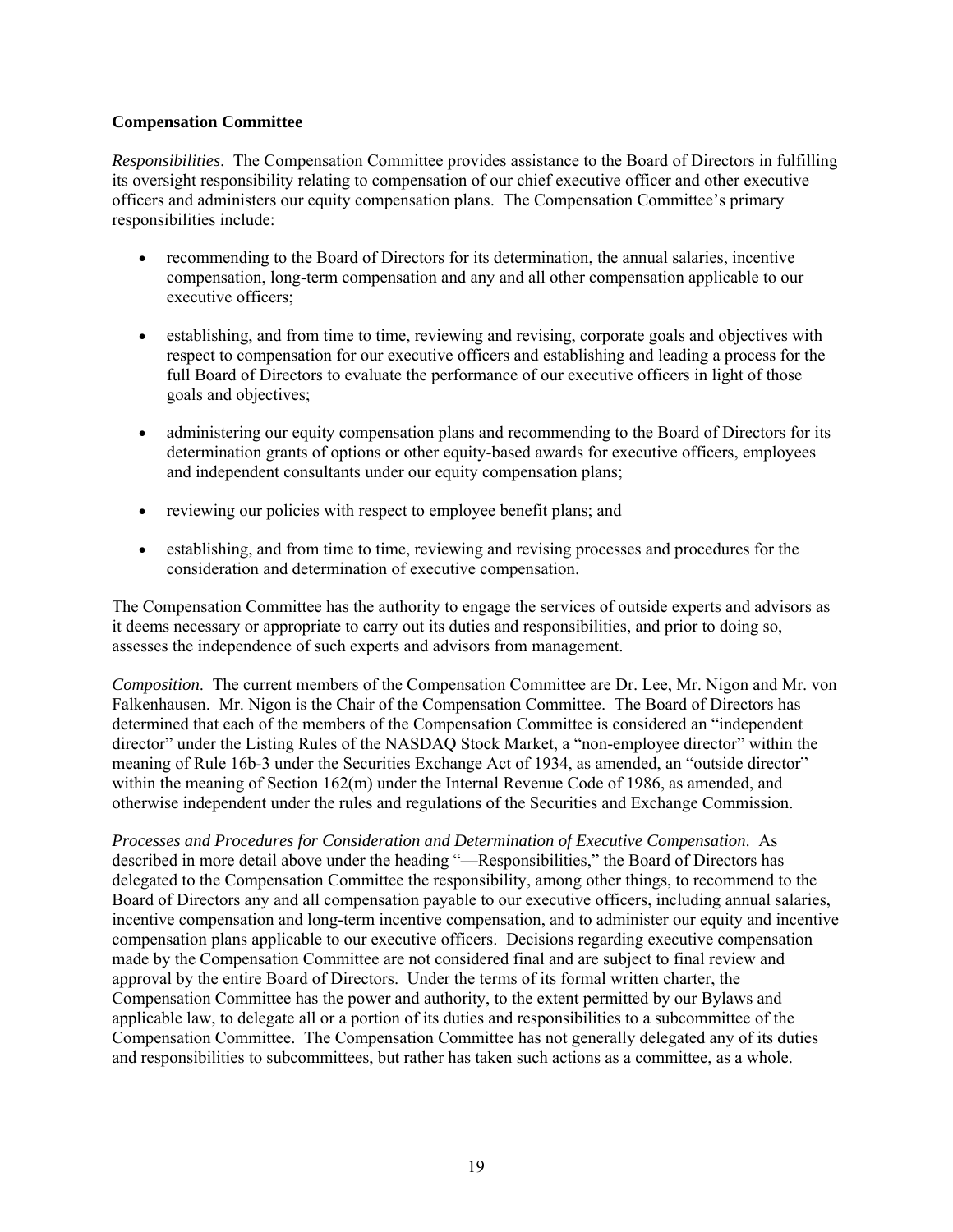**Compensation Committee**

*Responsibilities*. The Compensation Committee provides assistance to the Board of Directors in fulfilling its oversight responsibility relating to compensation of our chief executive officer and other executive officers and administers our equity compensation plans. The Compensation Committee's primary responsibilities include:

- recommending to the Board of Directors for its determination, the annual salaries, incentive compensation, long-term compensation and any and all other compensation applicable to our executive officers;
- establishing, and from time to time, reviewing and revising, corporate goals and objectives with respect to compensation for our executive officers and establishing and leading a process for the full Board of Directors to evaluate the performance of our executive officers in light of those goals and objectives;
- administering our equity compensation plans and recommending to the Board of Directors for its determination grants of options or other equity-based awards for executive officers, employees and independent consultants under our equity compensation plans;
- reviewing our policies with respect to employee benefit plans; and
- establishing, and from time to time, reviewing and revising processes and procedures for the consideration and determination of executive compensation.

The Compensation Committee has the authority to engage the services of outside experts and advisors as it deems necessary or appropriate to carry out its duties and responsibilities, and prior to doing so, assesses the independence of such experts and advisors from management.

*Composition*. The current members of the Compensation Committee are Dr. Lee, Mr. Nigon and Mr. von Falkenhausen. Mr. Nigon is the Chair of the Compensation Committee. The Board of Directors has determined that each of the members of the Compensation Committee is considered an "independent director" under the Listing Rules of the NASDAQ Stock Market, a "non-employee director" within the meaning of Rule 16b-3 under the Securities Exchange Act of 1934, as amended, an "outside director" within the meaning of Section 162(m) under the Internal Revenue Code of 1986, as amended, and otherwise independent under the rules and regulations of the Securities and Exchange Commission.

*Processes and Procedures for Consideration and Determination of Executive Compensation*. As described in more detail above under the heading "—Responsibilities," the Board of Directors has delegated to the Compensation Committee the responsibility, among other things, to recommend to the Board of Directors any and all compensation payable to our executive officers, including annual salaries, incentive compensation and long-term incentive compensation, and to administer our equity and incentive compensation plans applicable to our executive officers. Decisions regarding executive compensation made by the Compensation Committee are not considered final and are subject to final review and approval by the entire Board of Directors. Under the terms of its formal written charter, the Compensation Committee has the power and authority, to the extent permitted by our Bylaws and applicable law, to delegate all or a portion of its duties and responsibilities to a subcommittee of the Compensation Committee. The Compensation Committee has not generally delegated any of its duties and responsibilities to subcommittees, but rather has taken such actions as a committee, as a whole.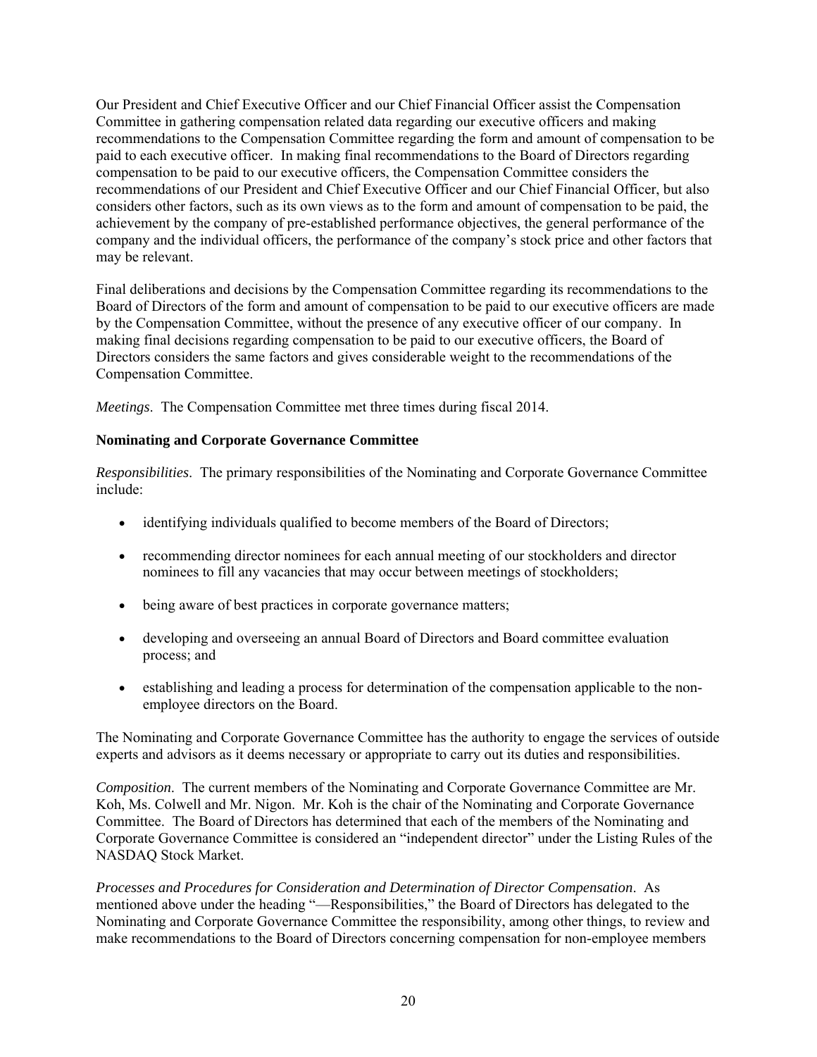Our President and Chief Executive Officer and our Chief Financial Officer assist the Compensation Committee in gathering compensation related data regarding our executive officers and making recommendations to the Compensation Committee regarding the form and amount of compensation to be paid to each executive officer. In making final recommendations to the Board of Directors regarding compensation to be paid to our executive officers, the Compensation Committee considers the recommendations of our President and Chief Executive Officer and our Chief Financial Officer, but also considers other factors, such as its own views as to the form and amount of compensation to be paid, the achievement by the company of pre-established performance objectives, the general performance of the company and the individual officers, the performance of the company's stock price and other factors that may be relevant.

Final deliberations and decisions by the Compensation Committee regarding its recommendations to the Board of Directors of the form and amount of compensation to be paid to our executive officers are made by the Compensation Committee, without the presence of any executive officer of our company. In making final decisions regarding compensation to be paid to our executive officers, the Board of Directors considers the same factors and gives considerable weight to the recommendations of the Compensation Committee.

*Meetings*. The Compensation Committee met three times during fiscal 2014.

**Nominating and Corporate Governance Committee**

*Responsibilities*. The primary responsibilities of the Nominating and Corporate Governance Committee include:

- identifying individuals qualified to become members of the Board of Directors;
- recommending director nominees for each annual meeting of our stockholders and director nominees to fill any vacancies that may occur between meetings of stockholders;
- being aware of best practices in corporate governance matters;
- developing and overseeing an annual Board of Directors and Board committee evaluation process; and
- establishing and leading a process for determination of the compensation applicable to the non-employee directors on the Board.

The Nominating and Corporate Governance Committee has the authority to engage the services of outside experts and advisors as it deems necessary or appropriate to carry out its duties and responsibilities.

*Composition*. The current members of the Nominating and Corporate Governance Committee are Mr. Koh, Ms. Colwell and Mr. Nigon. Mr. Koh is the chair of the Nominating and Corporate Governance Committee. The Board of Directors has determined that each of the members of the Nominating and Corporate Governance Committee is considered an "independent director" under the Listing Rules of the NASDAQ Stock Market.

*Processes and Procedures for Consideration and Determination of Director Compensation*. As mentioned above under the heading "—Responsibilities," the Board of Directors has delegated to the Nominating and Corporate Governance Committee the responsibility, among other things, to review and make recommendations to the Board of Directors concerning compensation for non-employee members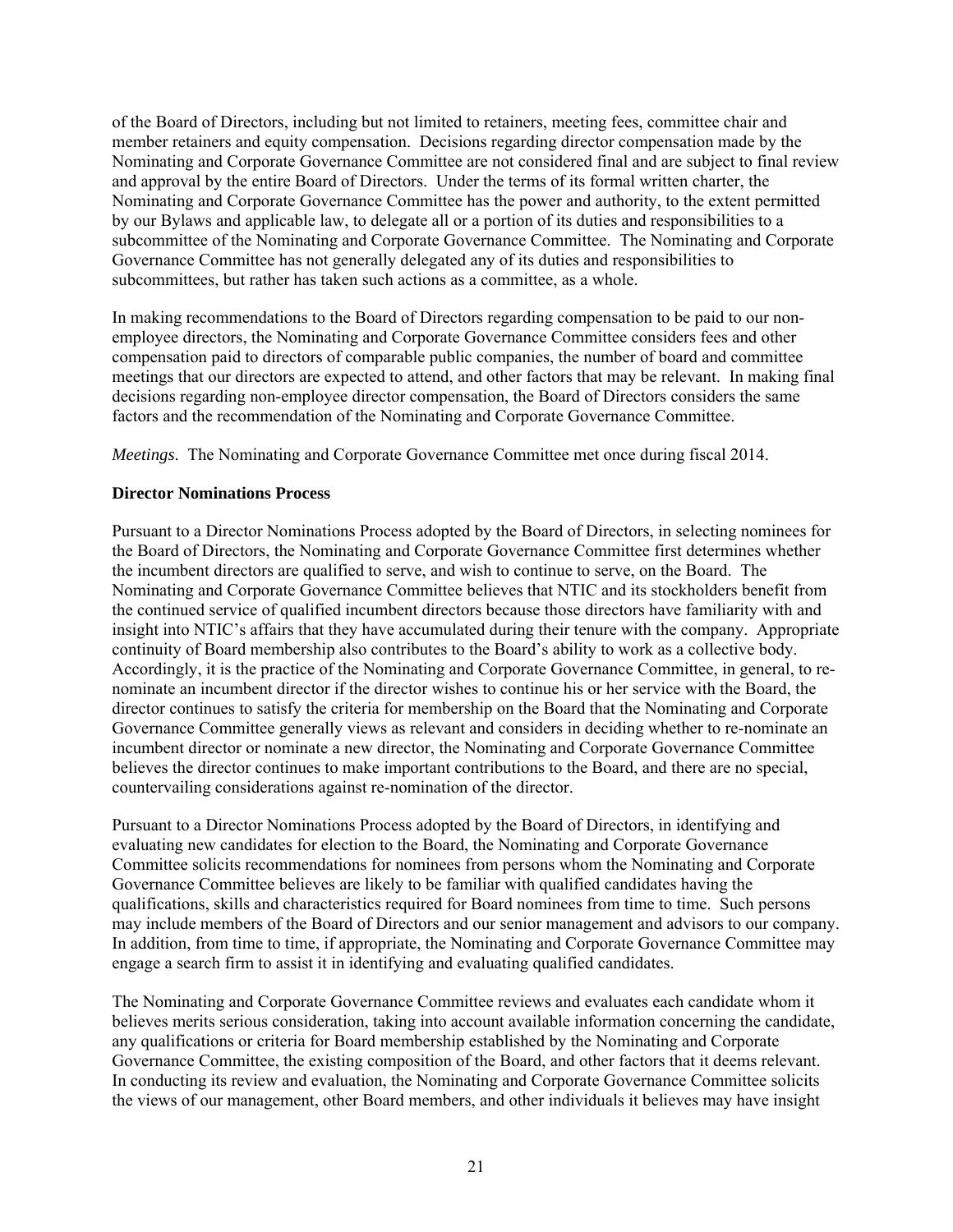of the Board of Directors, including but not limited to retainers, meeting fees, committee chair and member retainers and equity compensation. Decisions regarding director compensation made by the Nominating and Corporate Governance Committee are not considered final and are subject to final review and approval by the entire Board of Directors. Under the terms of its formal written charter, the Nominating and Corporate Governance Committee has the power and authority, to the extent permitted by our Bylaws and applicable law, to delegate all or a portion of its duties and responsibilities to a subcommittee of the Nominating and Corporate Governance Committee. The Nominating and Corporate Governance Committee has not generally delegated any of its duties and responsibilities to subcommittees, but rather has taken such actions as a committee, as a whole.

In making recommendations to the Board of Directors regarding compensation to be paid to our non-employee directors, the Nominating and Corporate Governance Committee considers fees and other compensation paid to directors of comparable public companies, the number of board and committee meetings that our directors are expected to attend, and other factors that may be relevant. In making final decisions regarding non-employee director compensation, the Board of Directors considers the same factors and the recommendation of the Nominating and Corporate Governance Committee.

*Meetings*. The Nominating and Corporate Governance Committee met once during fiscal 2014.

**Director Nominations Process**

Pursuant to a Director Nominations Process adopted by the Board of Directors, in selecting nominees for the Board of Directors, the Nominating and Corporate Governance Committee first determines whether the incumbent directors are qualified to serve, and wish to continue to serve, on the Board. The Nominating and Corporate Governance Committee believes that NTIC and its stockholders benefit from the continued service of qualified incumbent directors because those directors have familiarity with and insight into NTIC's affairs that they have accumulated during their tenure with the company. Appropriate continuity of Board membership also contributes to the Board's ability to work as a collective body. Accordingly, it is the practice of the Nominating and Corporate Governance Committee, in general, to re-nominate an incumbent director if the director wishes to continue his or her service with the Board, the director continues to satisfy the criteria for membership on the Board that the Nominating and Corporate Governance Committee generally views as relevant and considers in deciding whether to re-nominate an incumbent director or nominate a new director, the Nominating and Corporate Governance Committee believes the director continues to make important contributions to the Board, and there are no special, countervailing considerations against re-nomination of the director.

Pursuant to a Director Nominations Process adopted by the Board of Directors, in identifying and evaluating new candidates for election to the Board, the Nominating and Corporate Governance Committee solicits recommendations for nominees from persons whom the Nominating and Corporate Governance Committee believes are likely to be familiar with qualified candidates having the qualifications, skills and characteristics required for Board nominees from time to time. Such persons may include members of the Board of Directors and our senior management and advisors to our company. In addition, from time to time, if appropriate, the Nominating and Corporate Governance Committee may engage a search firm to assist it in identifying and evaluating qualified candidates.

The Nominating and Corporate Governance Committee reviews and evaluates each candidate whom it believes merits serious consideration, taking into account available information concerning the candidate, any qualifications or criteria for Board membership established by the Nominating and Corporate Governance Committee, the existing composition of the Board, and other factors that it deems relevant. In conducting its review and evaluation, the Nominating and Corporate Governance Committee solicits the views of our management, other Board members, and other individuals it believes may have insight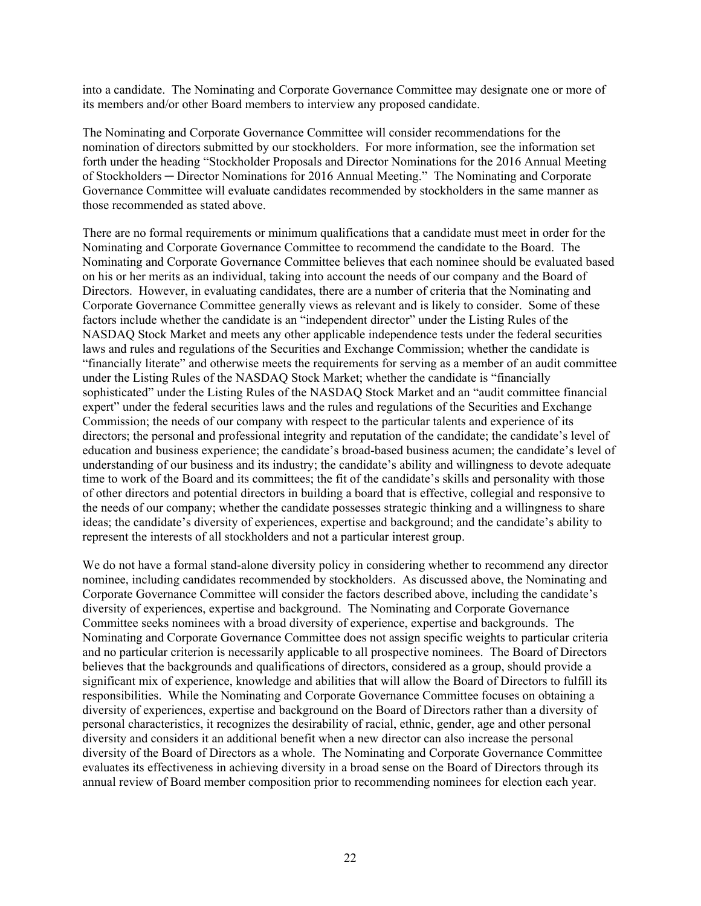into a candidate. The Nominating and Corporate Governance Committee may designate one or more of its members and/or other Board members to interview any proposed candidate.

The Nominating and Corporate Governance Committee will consider recommendations for the nomination of directors submitted by our stockholders. For more information, see the information set forth under the heading "Stockholder Proposals and Director Nominations for the 2016 Annual Meeting of Stockholders ─ Director Nominations for 2016 Annual Meeting." The Nominating and Corporate Governance Committee will evaluate candidates recommended by stockholders in the same manner as those recommended as stated above.

There are no formal requirements or minimum qualifications that a candidate must meet in order for the Nominating and Corporate Governance Committee to recommend the candidate to the Board. The Nominating and Corporate Governance Committee believes that each nominee should be evaluated based on his or her merits as an individual, taking into account the needs of our company and the Board of Directors. However, in evaluating candidates, there are a number of criteria that the Nominating and Corporate Governance Committee generally views as relevant and is likely to consider. Some of these factors include whether the candidate is an "independent director" under the Listing Rules of the NASDAQ Stock Market and meets any other applicable independence tests under the federal securities laws and rules and regulations of the Securities and Exchange Commission; whether the candidate is "financially literate" and otherwise meets the requirements for serving as a member of an audit committee under the Listing Rules of the NASDAQ Stock Market; whether the candidate is "financially sophisticated" under the Listing Rules of the NASDAQ Stock Market and an "audit committee financial expert" under the federal securities laws and the rules and regulations of the Securities and Exchange Commission; the needs of our company with respect to the particular talents and experience of its directors; the personal and professional integrity and reputation of the candidate; the candidate's level of education and business experience; the candidate's broad-based business acumen; the candidate's level of understanding of our business and its industry; the candidate's ability and willingness to devote adequate time to work of the Board and its committees; the fit of the candidate's skills and personality with those of other directors and potential directors in building a board that is effective, collegial and responsive to the needs of our company; whether the candidate possesses strategic thinking and a willingness to share ideas; the candidate's diversity of experiences, expertise and background; and the candidate's ability to represent the interests of all stockholders and not a particular interest group.

We do not have a formal stand-alone diversity policy in considering whether to recommend any director nominee, including candidates recommended by stockholders. As discussed above, the Nominating and Corporate Governance Committee will consider the factors described above, including the candidate's diversity of experiences, expertise and background. The Nominating and Corporate Governance Committee seeks nominees with a broad diversity of experience, expertise and backgrounds. The Nominating and Corporate Governance Committee does not assign specific weights to particular criteria and no particular criterion is necessarily applicable to all prospective nominees. The Board of Directors believes that the backgrounds and qualifications of directors, considered as a group, should provide a significant mix of experience, knowledge and abilities that will allow the Board of Directors to fulfill its responsibilities. While the Nominating and Corporate Governance Committee focuses on obtaining a diversity of experiences, expertise and background on the Board of Directors rather than a diversity of personal characteristics, it recognizes the desirability of racial, ethnic, gender, age and other personal diversity and considers it an additional benefit when a new director can also increase the personal diversity of the Board of Directors as a whole. The Nominating and Corporate Governance Committee evaluates its effectiveness in achieving diversity in a broad sense on the Board of Directors through its annual review of Board member composition prior to recommending nominees for election each year.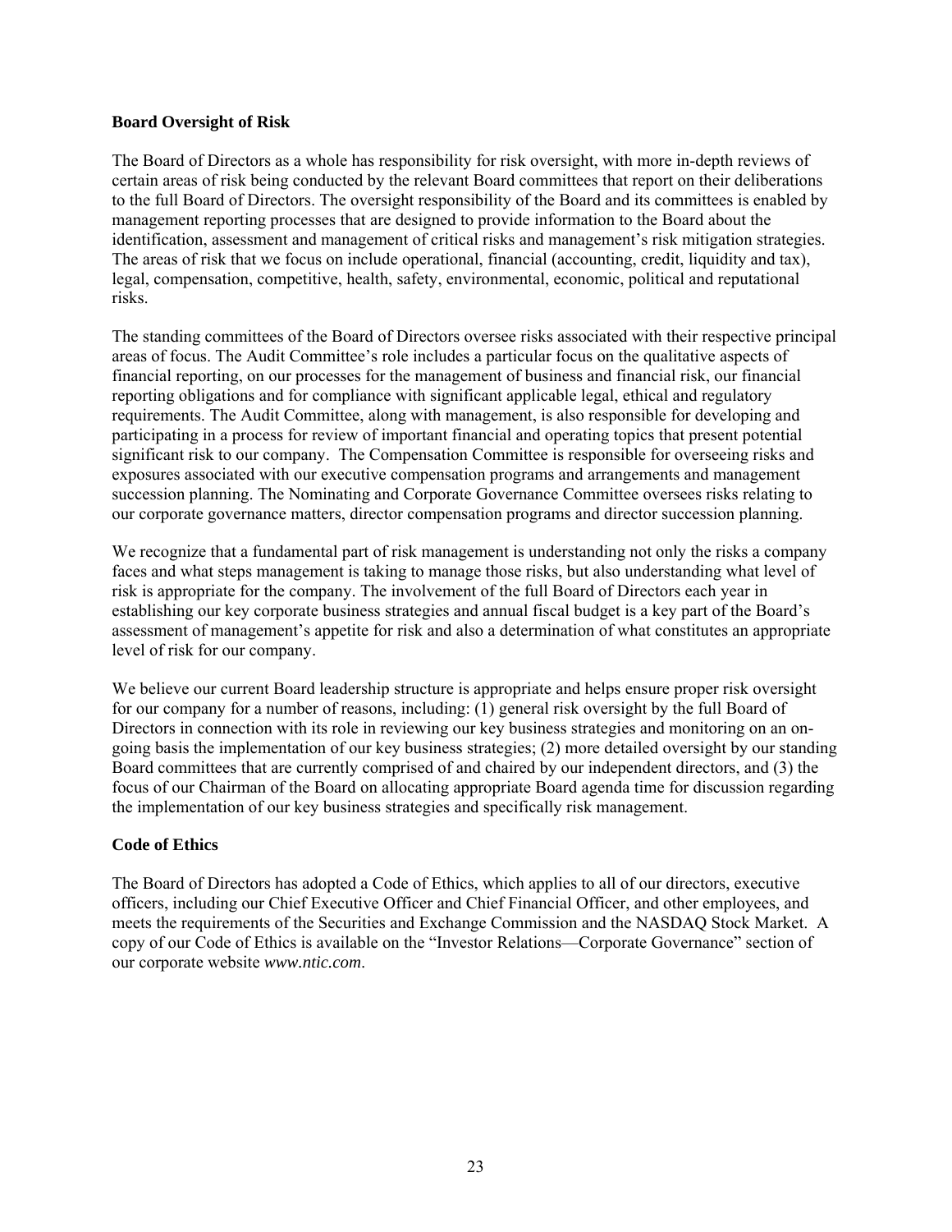## Board Oversight of Risk

The Board of Directors as a whole has responsibility for risk oversight, with more in-depth reviews of certain areas of risk being conducted by the relevant Board committees that report on their deliberations to the full Board of Directors. The oversight responsibility of the Board and its committees is enabled by management reporting processes that are designed to provide information to the Board about the identification, assessment and management of critical risks and management's risk mitigation strategies. The areas of risk that we focus on include operational, financial (accounting, credit, liquidity and tax), legal, compensation, competitive, health, safety, environmental, economic, political and reputational risks.

The standing committees of the Board of Directors oversee risks associated with their respective principal areas of focus. The Audit Committee's role includes a particular focus on the qualitative aspects of financial reporting, on our processes for the management of business and financial risk, our financial reporting obligations and for compliance with significant applicable legal, ethical and regulatory requirements. The Audit Committee, along with management, is also responsible for developing and participating in a process for review of important financial and operating topics that present potential significant risk to our company. The Compensation Committee is responsible for overseeing risks and exposures associated with our executive compensation programs and arrangements and management succession planning. The Nominating and Corporate Governance Committee oversees risks relating to our corporate governance matters, director compensation programs and director succession planning.

We recognize that a fundamental part of risk management is understanding not only the risks a company faces and what steps management is taking to manage those risks, but also understanding what level of risk is appropriate for the company. The involvement of the full Board of Directors each year in establishing our key corporate business strategies and annual fiscal budget is a key part of the Board's assessment of management's appetite for risk and also a determination of what constitutes an appropriate level of risk for our company.

We believe our current Board leadership structure is appropriate and helps ensure proper risk oversight for our company for a number of reasons, including: (1) general risk oversight by the full Board of Directors in connection with its role in reviewing our key business strategies and monitoring on an on-going basis the implementation of our key business strategies; (2) more detailed oversight by our standing Board committees that are currently comprised of and chaired by our independent directors, and (3) the focus of our Chairman of the Board on allocating appropriate Board agenda time for discussion regarding the implementation of our key business strategies and specifically risk management.

## Code of Ethics

The Board of Directors has adopted a Code of Ethics, which applies to all of our directors, executive officers, including our Chief Executive Officer and Chief Financial Officer, and other employees, and meets the requirements of the Securities and Exchange Commission and the NASDAQ Stock Market. A copy of our Code of Ethics is available on the "Investor Relations—Corporate Governance" section of our corporate website *www.ntic.com*.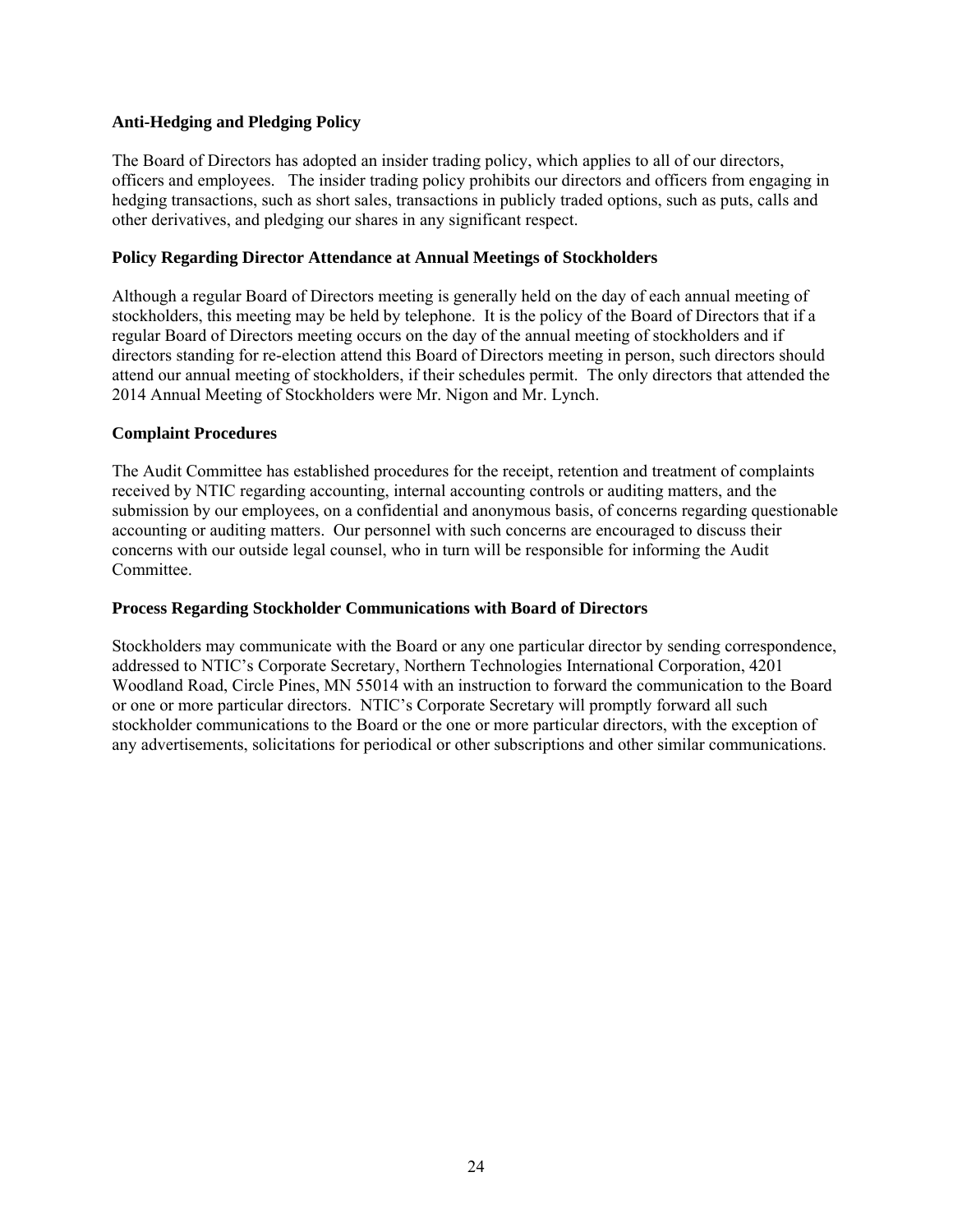### Anti-Hedging and Pledging Policy

The Board of Directors has adopted an insider trading policy, which applies to all of our directors, officers and employees. The insider trading policy prohibits our directors and officers from engaging in hedging transactions, such as short sales, transactions in publicly traded options, such as puts, calls and other derivatives, and pledging our shares in any significant respect.

### Policy Regarding Director Attendance at Annual Meetings of Stockholders

Although a regular Board of Directors meeting is generally held on the day of each annual meeting of stockholders, this meeting may be held by telephone. It is the policy of the Board of Directors that if a regular Board of Directors meeting occurs on the day of the annual meeting of stockholders and if directors standing for re-election attend this Board of Directors meeting in person, such directors should attend our annual meeting of stockholders, if their schedules permit. The only directors that attended the 2014 Annual Meeting of Stockholders were Mr. Nigon and Mr. Lynch.

### Complaint Procedures

The Audit Committee has established procedures for the receipt, retention and treatment of complaints received by NTIC regarding accounting, internal accounting controls or auditing matters, and the submission by our employees, on a confidential and anonymous basis, of concerns regarding questionable accounting or auditing matters. Our personnel with such concerns are encouraged to discuss their concerns with our outside legal counsel, who in turn will be responsible for informing the Audit Committee.

### Process Regarding Stockholder Communications with Board of Directors

Stockholders may communicate with the Board or any one particular director by sending correspondence, addressed to NTIC's Corporate Secretary, Northern Technologies International Corporation, 4201 Woodland Road, Circle Pines, MN 55014 with an instruction to forward the communication to the Board or one or more particular directors. NTIC's Corporate Secretary will promptly forward all such stockholder communications to the Board or the one or more particular directors, with the exception of any advertisements, solicitations for periodical or other subscriptions and other similar communications.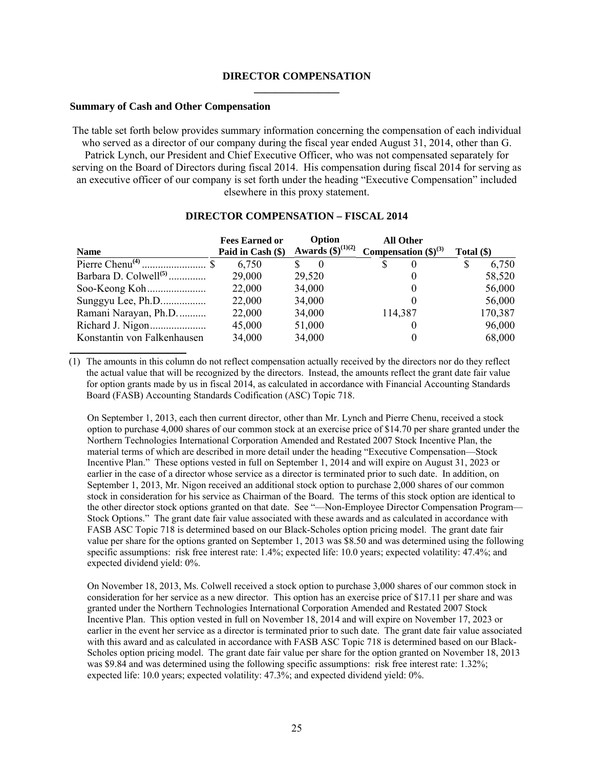## DIRECTOR COMPENSATION

### Summary of Cash and Other Compensation

The table set forth below provides summary information concerning the compensation of each individual who served as a director of our company during the fiscal year ended August 31, 2014, other than G. Patrick Lynch, our President and Chief Executive Officer, who was not compensated separately for serving on the Board of Directors during fiscal 2014. His compensation during fiscal 2014 for serving as an executive officer of our company is set forth under the heading "Executive Compensation" included elsewhere in this proxy statement.

**DIRECTOR COMPENSATION – FISCAL 2014**

| Name | Fees Earned or Paid in Cash ($) | Option Awards ($)(1)(2) | All Other Compensation ($)(3) | Total ($) |
|---|---|---|---|---|
| Pierre Chenu(4) | $ 6,750 | $ 0 | $ 0 | $ 6,750 |
| Barbara D. Colwell(5) | 29,000 | 29,520 | 0 | 58,520 |
| Soo-Keong Koh | 22,000 | 34,000 | 0 | 56,000 |
| Sunggyu Lee, Ph.D. | 22,000 | 34,000 | 0 | 56,000 |
| Ramani Narayan, Ph.D. | 22,000 | 34,000 | 114,387 | 170,387 |
| Richard J. Nigon | 45,000 | 51,000 | 0 | 96,000 |
| Konstantin von Falkenhausen | 34,000 | 34,000 | 0 | 68,000 |

(1) The amounts in this column do not reflect compensation actually received by the directors nor do they reflect the actual value that will be recognized by the directors. Instead, the amounts reflect the grant date fair value for option grants made by us in fiscal 2014, as calculated in accordance with Financial Accounting Standards Board (FASB) Accounting Standards Codification (ASC) Topic 718.

On September 1, 2013, each then current director, other than Mr. Lynch and Pierre Chenu, received a stock option to purchase 4,000 shares of our common stock at an exercise price of $14.70 per share granted under the Northern Technologies International Corporation Amended and Restated 2007 Stock Incentive Plan, the material terms of which are described in more detail under the heading "Executive Compensation—Stock Incentive Plan." These options vested in full on September 1, 2014 and will expire on August 31, 2023 or earlier in the case of a director whose service as a director is terminated prior to such date. In addition, on September 1, 2013, Mr. Nigon received an additional stock option to purchase 2,000 shares of our common stock in consideration for his service as Chairman of the Board. The terms of this stock option are identical to the other director stock options granted on that date. See "—Non-Employee Director Compensation Program—Stock Options." The grant date fair value associated with these awards and as calculated in accordance with FASB ASC Topic 718 is determined based on our Black-Scholes option pricing model. The grant date fair value per share for the options granted on September 1, 2013 was $8.50 and was determined using the following specific assumptions: risk free interest rate: 1.4%; expected life: 10.0 years; expected volatility: 47.4%; and expected dividend yield: 0%.

On November 18, 2013, Ms. Colwell received a stock option to purchase 3,000 shares of our common stock in consideration for her service as a new director. This option has an exercise price of $17.11 per share and was granted under the Northern Technologies International Corporation Amended and Restated 2007 Stock Incentive Plan. This option vested in full on November 18, 2014 and will expire on November 17, 2023 or earlier in the event her service as a director is terminated prior to such date. The grant date fair value associated with this award and as calculated in accordance with FASB ASC Topic 718 is determined based on our Black-Scholes option pricing model. The grant date fair value per share for the option granted on November 18, 2013 was $9.84 and was determined using the following specific assumptions: risk free interest rate: 1.32%; expected life: 10.0 years; expected volatility: 47.3%; and expected dividend yield: 0%.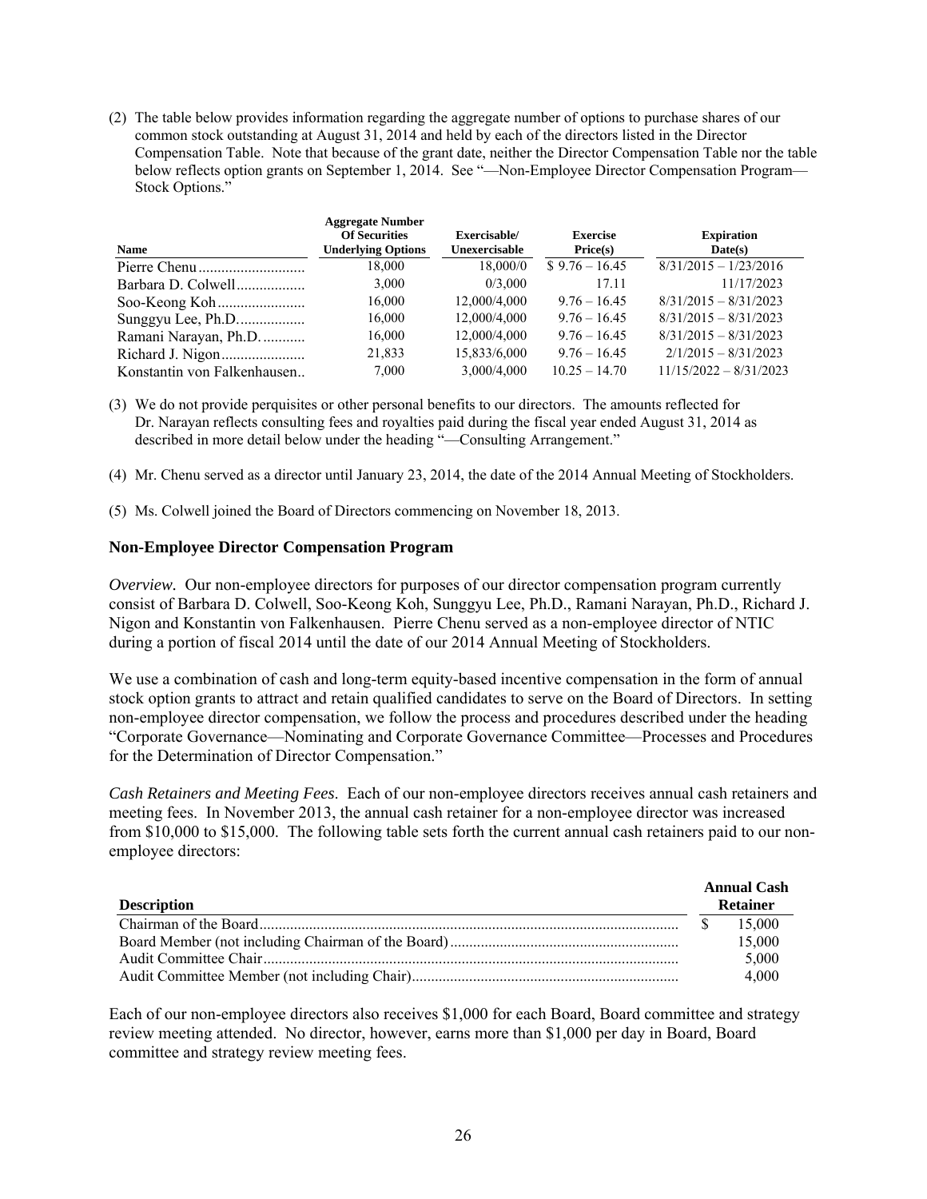(2) The table below provides information regarding the aggregate number of options to purchase shares of our common stock outstanding at August 31, 2014 and held by each of the directors listed in the Director Compensation Table. Note that because of the grant date, neither the Director Compensation Table nor the table below reflects option grants on September 1, 2014. See "—Non-Employee Director Compensation Program—Stock Options."

| Name | Aggregate Number Of Securities Underlying Options | Exercisable/ Unexercisable | Exercise Price(s) | Expiration Date(s) |
|---|---|---|---|---|
| Pierre Chenu | 18,000 | 18,000/0 | $ 9.76 – 16.45 | 8/31/2015 – 1/23/2016 |
| Barbara D. Colwell | 3,000 | 0/3,000 | 17.11 | 11/17/2023 |
| Soo-Keong Koh | 16,000 | 12,000/4,000 | 9.76 – 16.45 | 8/31/2015 – 8/31/2023 |
| Sunggyu Lee, Ph.D. | 16,000 | 12,000/4,000 | 9.76 – 16.45 | 8/31/2015 – 8/31/2023 |
| Ramani Narayan, Ph.D. | 16,000 | 12,000/4,000 | 9.76 – 16.45 | 8/31/2015 – 8/31/2023 |
| Richard J. Nigon | 21,833 | 15,833/6,000 | 9.76 – 16.45 | 2/1/2015 – 8/31/2023 |
| Konstantin von Falkenhausen | 7,000 | 3,000/4,000 | 10.25 – 14.70 | 11/15/2022 – 8/31/2023 |

(3) We do not provide perquisites or other personal benefits to our directors. The amounts reflected for Dr. Narayan reflects consulting fees and royalties paid during the fiscal year ended August 31, 2014 as described in more detail below under the heading "—Consulting Arrangement."

(4) Mr. Chenu served as a director until January 23, 2014, the date of the 2014 Annual Meeting of Stockholders.

(5) Ms. Colwell joined the Board of Directors commencing on November 18, 2013.

### Non-Employee Director Compensation Program

*Overview.* Our non-employee directors for purposes of our director compensation program currently consist of Barbara D. Colwell, Soo-Keong Koh, Sunggyu Lee, Ph.D., Ramani Narayan, Ph.D., Richard J. Nigon and Konstantin von Falkenhausen. Pierre Chenu served as a non-employee director of NTIC during a portion of fiscal 2014 until the date of our 2014 Annual Meeting of Stockholders.

We use a combination of cash and long-term equity-based incentive compensation in the form of annual stock option grants to attract and retain qualified candidates to serve on the Board of Directors. In setting non-employee director compensation, we follow the process and procedures described under the heading "Corporate Governance—Nominating and Corporate Governance Committee—Processes and Procedures for the Determination of Director Compensation."

*Cash Retainers and Meeting Fees.* Each of our non-employee directors receives annual cash retainers and meeting fees. In November 2013, the annual cash retainer for a non-employee director was increased from $10,000 to $15,000. The following table sets forth the current annual cash retainers paid to our non-employee directors:

| Description | Annual Cash Retainer |
|---|---|
| Chairman of the Board | $ 15,000 |
| Board Member (not including Chairman of the Board) | 15,000 |
| Audit Committee Chair | 5,000 |
| Audit Committee Member (not including Chair) | 4,000 |

Each of our non-employee directors also receives $1,000 for each Board, Board committee and strategy review meeting attended. No director, however, earns more than $1,000 per day in Board, Board committee and strategy review meeting fees.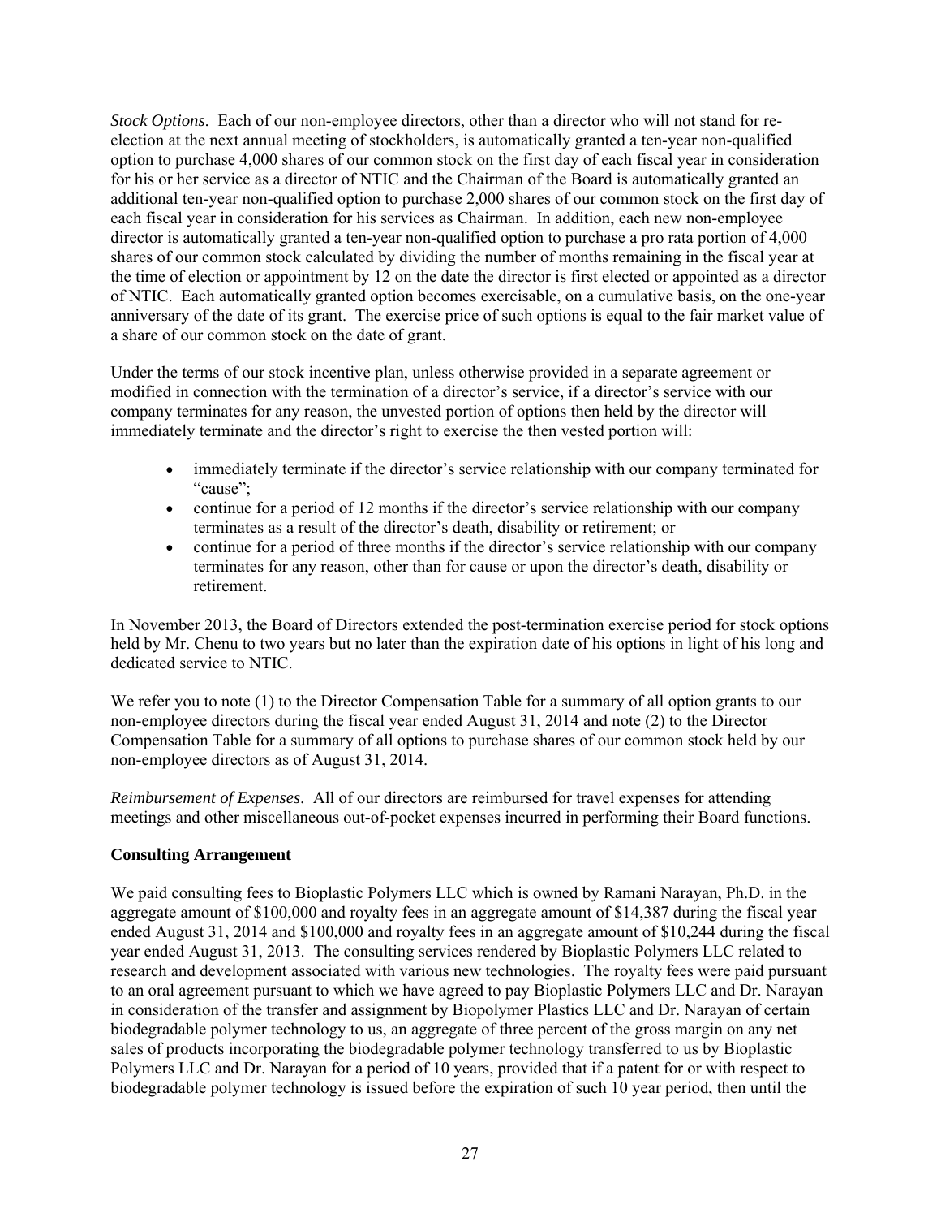*Stock Options*. Each of our non-employee directors, other than a director who will not stand for re-election at the next annual meeting of stockholders, is automatically granted a ten-year non-qualified option to purchase 4,000 shares of our common stock on the first day of each fiscal year in consideration for his or her service as a director of NTIC and the Chairman of the Board is automatically granted an additional ten-year non-qualified option to purchase 2,000 shares of our common stock on the first day of each fiscal year in consideration for his services as Chairman. In addition, each new non-employee director is automatically granted a ten-year non-qualified option to purchase a pro rata portion of 4,000 shares of our common stock calculated by dividing the number of months remaining in the fiscal year at the time of election or appointment by 12 on the date the director is first elected or appointed as a director of NTIC. Each automatically granted option becomes exercisable, on a cumulative basis, on the one-year anniversary of the date of its grant. The exercise price of such options is equal to the fair market value of a share of our common stock on the date of grant.

Under the terms of our stock incentive plan, unless otherwise provided in a separate agreement or modified in connection with the termination of a director's service, if a director's service with our company terminates for any reason, the unvested portion of options then held by the director will immediately terminate and the director's right to exercise the then vested portion will:

- immediately terminate if the director's service relationship with our company terminated for "cause";
- continue for a period of 12 months if the director's service relationship with our company terminates as a result of the director's death, disability or retirement; or
- continue for a period of three months if the director's service relationship with our company terminates for any reason, other than for cause or upon the director's death, disability or retirement.

In November 2013, the Board of Directors extended the post-termination exercise period for stock options held by Mr. Chenu to two years but no later than the expiration date of his options in light of his long and dedicated service to NTIC.

We refer you to note (1) to the Director Compensation Table for a summary of all option grants to our non-employee directors during the fiscal year ended August 31, 2014 and note (2) to the Director Compensation Table for a summary of all options to purchase shares of our common stock held by our non-employee directors as of August 31, 2014.

*Reimbursement of Expenses*. All of our directors are reimbursed for travel expenses for attending meetings and other miscellaneous out-of-pocket expenses incurred in performing their Board functions.

**Consulting Arrangement**

We paid consulting fees to Bioplastic Polymers LLC which is owned by Ramani Narayan, Ph.D. in the aggregate amount of $100,000 and royalty fees in an aggregate amount of $14,387 during the fiscal year ended August 31, 2014 and $100,000 and royalty fees in an aggregate amount of $10,244 during the fiscal year ended August 31, 2013. The consulting services rendered by Bioplastic Polymers LLC related to research and development associated with various new technologies. The royalty fees were paid pursuant to an oral agreement pursuant to which we have agreed to pay Bioplastic Polymers LLC and Dr. Narayan in consideration of the transfer and assignment by Biopolymer Plastics LLC and Dr. Narayan of certain biodegradable polymer technology to us, an aggregate of three percent of the gross margin on any net sales of products incorporating the biodegradable polymer technology transferred to us by Bioplastic Polymers LLC and Dr. Narayan for a period of 10 years, provided that if a patent for or with respect to biodegradable polymer technology is issued before the expiration of such 10 year period, then until the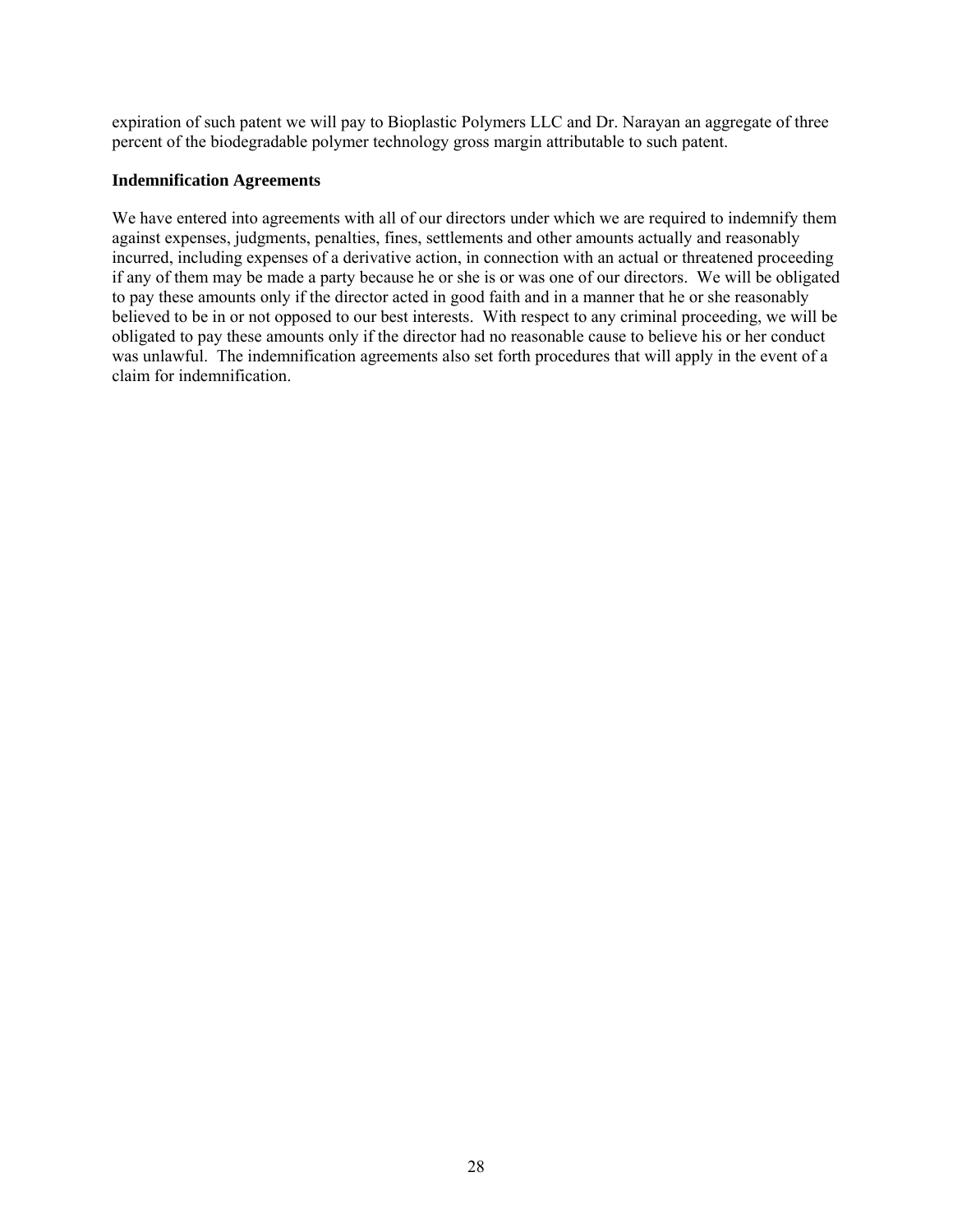expiration of such patent we will pay to Bioplastic Polymers LLC and Dr. Narayan an aggregate of three percent of the biodegradable polymer technology gross margin attributable to such patent.

**Indemnification Agreements**

We have entered into agreements with all of our directors under which we are required to indemnify them against expenses, judgments, penalties, fines, settlements and other amounts actually and reasonably incurred, including expenses of a derivative action, in connection with an actual or threatened proceeding if any of them may be made a party because he or she is or was one of our directors. We will be obligated to pay these amounts only if the director acted in good faith and in a manner that he or she reasonably believed to be in or not opposed to our best interests. With respect to any criminal proceeding, we will be obligated to pay these amounts only if the director had no reasonable cause to believe his or her conduct was unlawful. The indemnification agreements also set forth procedures that will apply in the event of a claim for indemnification.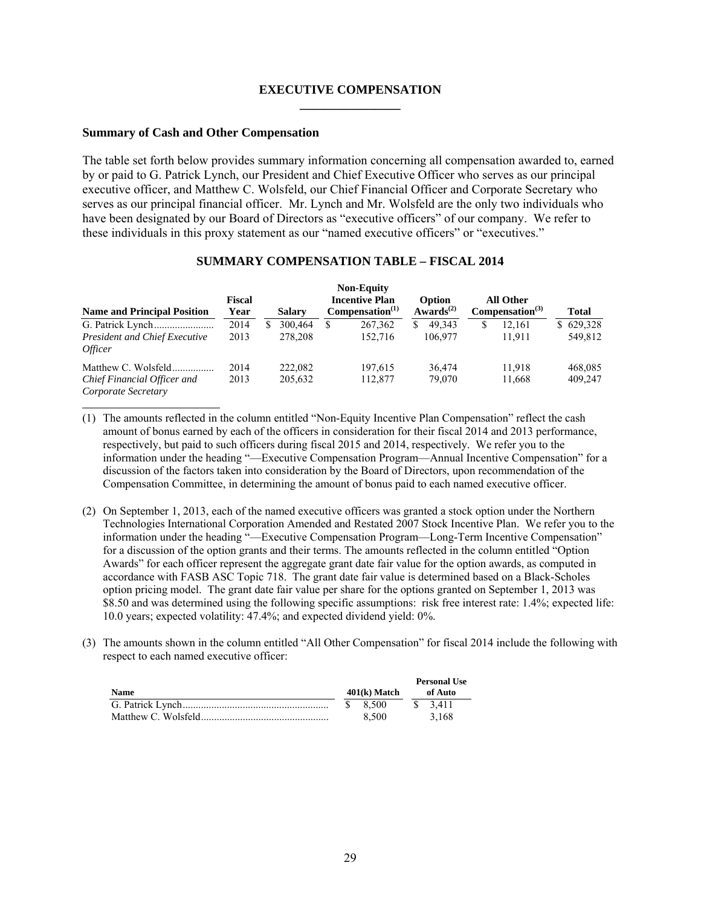# EXECUTIVE COMPENSATION

## Summary of Cash and Other Compensation

The table set forth below provides summary information concerning all compensation awarded to, earned by or paid to G. Patrick Lynch, our President and Chief Executive Officer who serves as our principal executive officer, and Matthew C. Wolsfeld, our Chief Financial Officer and Corporate Secretary who serves as our principal financial officer. Mr. Lynch and Mr. Wolsfeld are the only two individuals who have been designated by our Board of Directors as "executive officers" of our company. We refer to these individuals in this proxy statement as our "named executive officers" or "executives."

### SUMMARY COMPENSATION TABLE – FISCAL 2014

| Name and Principal Position | Fiscal Year | Salary | Non-Equity Incentive Plan Compensation[(1)] | Option Awards[(2)] | All Other Compensation[(3)] | Total |
|---|---|---|---|---|---|---|
| G. Patrick Lynch | 2014 | $ 300,464 | $ 267,362 | $ 49,343 | $ 12,161 | $ 629,328 |
| *President and Chief Executive Officer* | 2013 | 278,208 | 152,716 | 106,977 | 11,911 | 549,812 |
| Matthew C. Wolsfeld | 2014 | 222,082 | 197,615 | 36,474 | 11,918 | 468,085 |
| *Chief Financial Officer and Corporate Secretary* | 2013 | 205,632 | 112,877 | 79,070 | 11,668 | 409,247 |

(1) The amounts reflected in the column entitled "Non-Equity Incentive Plan Compensation" reflect the cash amount of bonus earned by each of the officers in consideration for their fiscal 2014 and 2013 performance, respectively, but paid to such officers during fiscal 2015 and 2014, respectively. We refer you to the information under the heading "—Executive Compensation Program—Annual Incentive Compensation" for a discussion of the factors taken into consideration by the Board of Directors, upon recommendation of the Compensation Committee, in determining the amount of bonus paid to each named executive officer.

(2) On September 1, 2013, each of the named executive officers was granted a stock option under the Northern Technologies International Corporation Amended and Restated 2007 Stock Incentive Plan. We refer you to the information under the heading "—Executive Compensation Program—Long-Term Incentive Compensation" for a discussion of the option grants and their terms. The amounts reflected in the column entitled "Option Awards" for each officer represent the aggregate grant date fair value for the option awards, as computed in accordance with FASB ASC Topic 718. The grant date fair value is determined based on a Black-Scholes option pricing model. The grant date fair value per share for the options granted on September 1, 2013 was $8.50 and was determined using the following specific assumptions: risk free interest rate: 1.4%; expected life: 10.0 years; expected volatility: 47.4%; and expected dividend yield: 0%.

(3) The amounts shown in the column entitled "All Other Compensation" for fiscal 2014 include the following with respect to each named executive officer:

| Name | 401(k) Match | Personal Use of Auto |
|---|---|---|
| G. Patrick Lynch | $ 8,500 | $ 3,411 |
| Matthew C. Wolsfeld | 8,500 | 3,168 |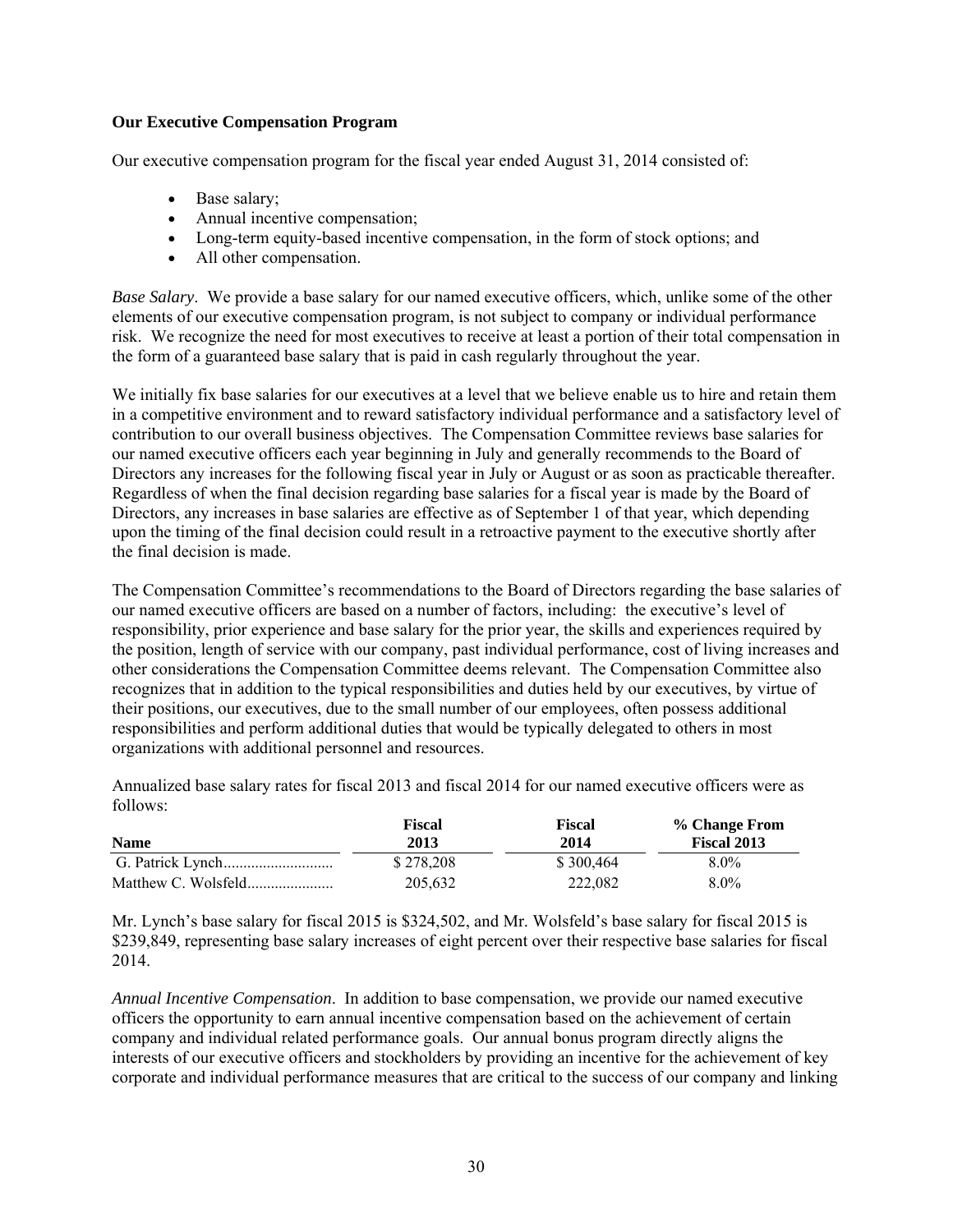**Our Executive Compensation Program**

Our executive compensation program for the fiscal year ended August 31, 2014 consisted of:

- Base salary;
- Annual incentive compensation;
- Long-term equity-based incentive compensation, in the form of stock options; and
- All other compensation.

*Base Salary*. We provide a base salary for our named executive officers, which, unlike some of the other elements of our executive compensation program, is not subject to company or individual performance risk. We recognize the need for most executives to receive at least a portion of their total compensation in the form of a guaranteed base salary that is paid in cash regularly throughout the year.

We initially fix base salaries for our executives at a level that we believe enable us to hire and retain them in a competitive environment and to reward satisfactory individual performance and a satisfactory level of contribution to our overall business objectives. The Compensation Committee reviews base salaries for our named executive officers each year beginning in July and generally recommends to the Board of Directors any increases for the following fiscal year in July or August or as soon as practicable thereafter. Regardless of when the final decision regarding base salaries for a fiscal year is made by the Board of Directors, any increases in base salaries are effective as of September 1 of that year, which depending upon the timing of the final decision could result in a retroactive payment to the executive shortly after the final decision is made.

The Compensation Committee's recommendations to the Board of Directors regarding the base salaries of our named executive officers are based on a number of factors, including: the executive's level of responsibility, prior experience and base salary for the prior year, the skills and experiences required by the position, length of service with our company, past individual performance, cost of living increases and other considerations the Compensation Committee deems relevant. The Compensation Committee also recognizes that in addition to the typical responsibilities and duties held by our executives, by virtue of their positions, our executives, due to the small number of our employees, often possess additional responsibilities and perform additional duties that would be typically delegated to others in most organizations with additional personnel and resources.

Annualized base salary rates for fiscal 2013 and fiscal 2014 for our named executive officers were as follows:

| Name | Fiscal 2013 | Fiscal 2014 | % Change From Fiscal 2013 |
|---|---|---|---|
| G. Patrick Lynch | $ 278,208 | $ 300,464 | 8.0% |
| Matthew C. Wolsfeld | 205,632 | 222,082 | 8.0% |

Mr. Lynch's base salary for fiscal 2015 is $324,502, and Mr. Wolsfeld's base salary for fiscal 2015 is $239,849, representing base salary increases of eight percent over their respective base salaries for fiscal 2014.

*Annual Incentive Compensation*. In addition to base compensation, we provide our named executive officers the opportunity to earn annual incentive compensation based on the achievement of certain company and individual related performance goals. Our annual bonus program directly aligns the interests of our executive officers and stockholders by providing an incentive for the achievement of key corporate and individual performance measures that are critical to the success of our company and linking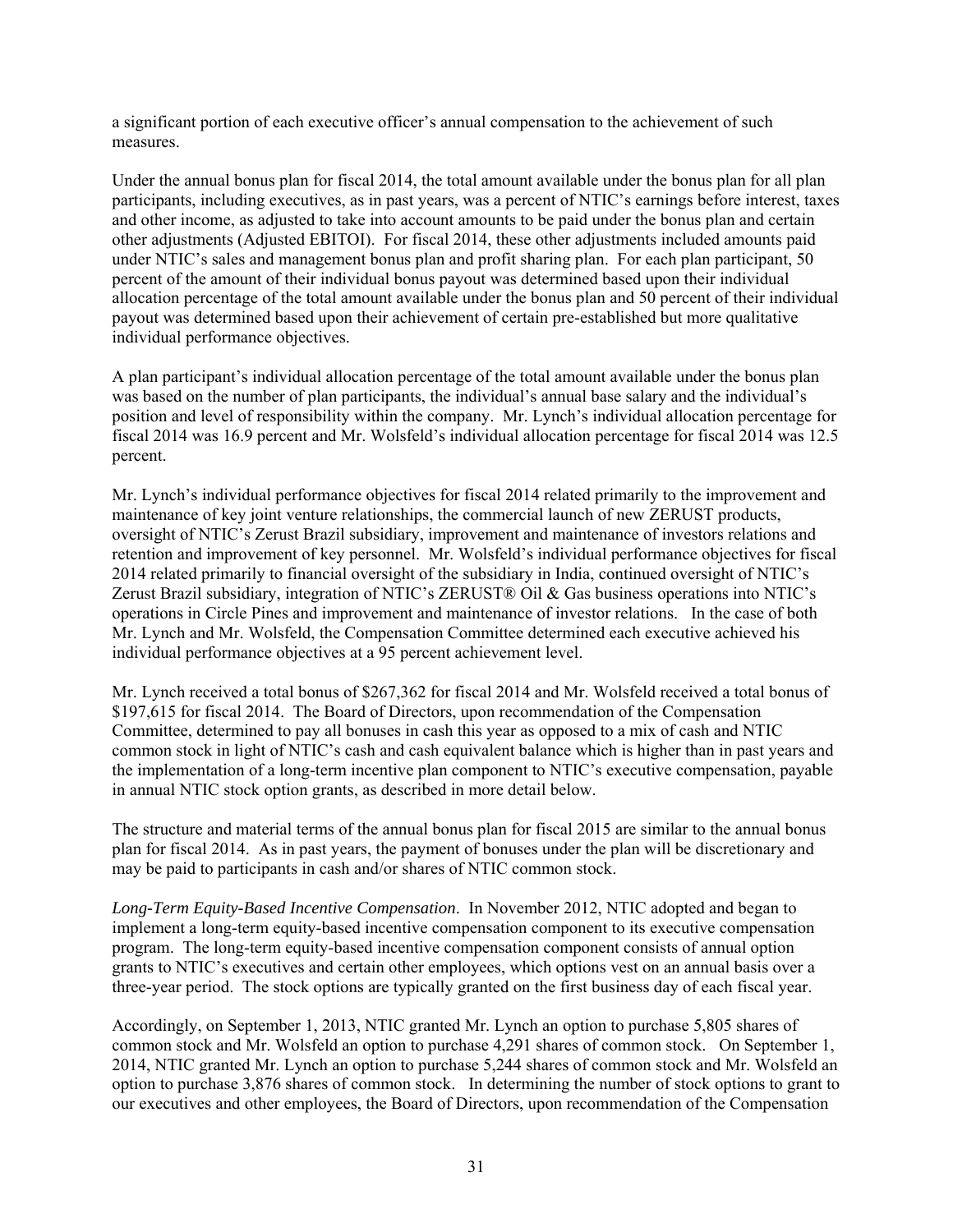a significant portion of each executive officer's annual compensation to the achievement of such measures.

Under the annual bonus plan for fiscal 2014, the total amount available under the bonus plan for all plan participants, including executives, as in past years, was a percent of NTIC's earnings before interest, taxes and other income, as adjusted to take into account amounts to be paid under the bonus plan and certain other adjustments (Adjusted EBITOI). For fiscal 2014, these other adjustments included amounts paid under NTIC's sales and management bonus plan and profit sharing plan. For each plan participant, 50 percent of the amount of their individual bonus payout was determined based upon their individual allocation percentage of the total amount available under the bonus plan and 50 percent of their individual payout was determined based upon their achievement of certain pre-established but more qualitative individual performance objectives.

A plan participant's individual allocation percentage of the total amount available under the bonus plan was based on the number of plan participants, the individual's annual base salary and the individual's position and level of responsibility within the company. Mr. Lynch's individual allocation percentage for fiscal 2014 was 16.9 percent and Mr. Wolsfeld's individual allocation percentage for fiscal 2014 was 12.5 percent.

Mr. Lynch's individual performance objectives for fiscal 2014 related primarily to the improvement and maintenance of key joint venture relationships, the commercial launch of new ZERUST products, oversight of NTIC's Zerust Brazil subsidiary, improvement and maintenance of investors relations and retention and improvement of key personnel. Mr. Wolsfeld's individual performance objectives for fiscal 2014 related primarily to financial oversight of the subsidiary in India, continued oversight of NTIC's Zerust Brazil subsidiary, integration of NTIC's ZERUST® Oil & Gas business operations into NTIC's operations in Circle Pines and improvement and maintenance of investor relations. In the case of both Mr. Lynch and Mr. Wolsfeld, the Compensation Committee determined each executive achieved his individual performance objectives at a 95 percent achievement level.

Mr. Lynch received a total bonus of $267,362 for fiscal 2014 and Mr. Wolsfeld received a total bonus of $197,615 for fiscal 2014. The Board of Directors, upon recommendation of the Compensation Committee, determined to pay all bonuses in cash this year as opposed to a mix of cash and NTIC common stock in light of NTIC's cash and cash equivalent balance which is higher than in past years and the implementation of a long-term incentive plan component to NTIC's executive compensation, payable in annual NTIC stock option grants, as described in more detail below.

The structure and material terms of the annual bonus plan for fiscal 2015 are similar to the annual bonus plan for fiscal 2014. As in past years, the payment of bonuses under the plan will be discretionary and may be paid to participants in cash and/or shares of NTIC common stock.

*Long-Term Equity-Based Incentive Compensation*. In November 2012, NTIC adopted and began to implement a long-term equity-based incentive compensation component to its executive compensation program. The long-term equity-based incentive compensation component consists of annual option grants to NTIC's executives and certain other employees, which options vest on an annual basis over a three-year period. The stock options are typically granted on the first business day of each fiscal year.

Accordingly, on September 1, 2013, NTIC granted Mr. Lynch an option to purchase 5,805 shares of common stock and Mr. Wolsfeld an option to purchase 4,291 shares of common stock. On September 1, 2014, NTIC granted Mr. Lynch an option to purchase 5,244 shares of common stock and Mr. Wolsfeld an option to purchase 3,876 shares of common stock. In determining the number of stock options to grant to our executives and other employees, the Board of Directors, upon recommendation of the Compensation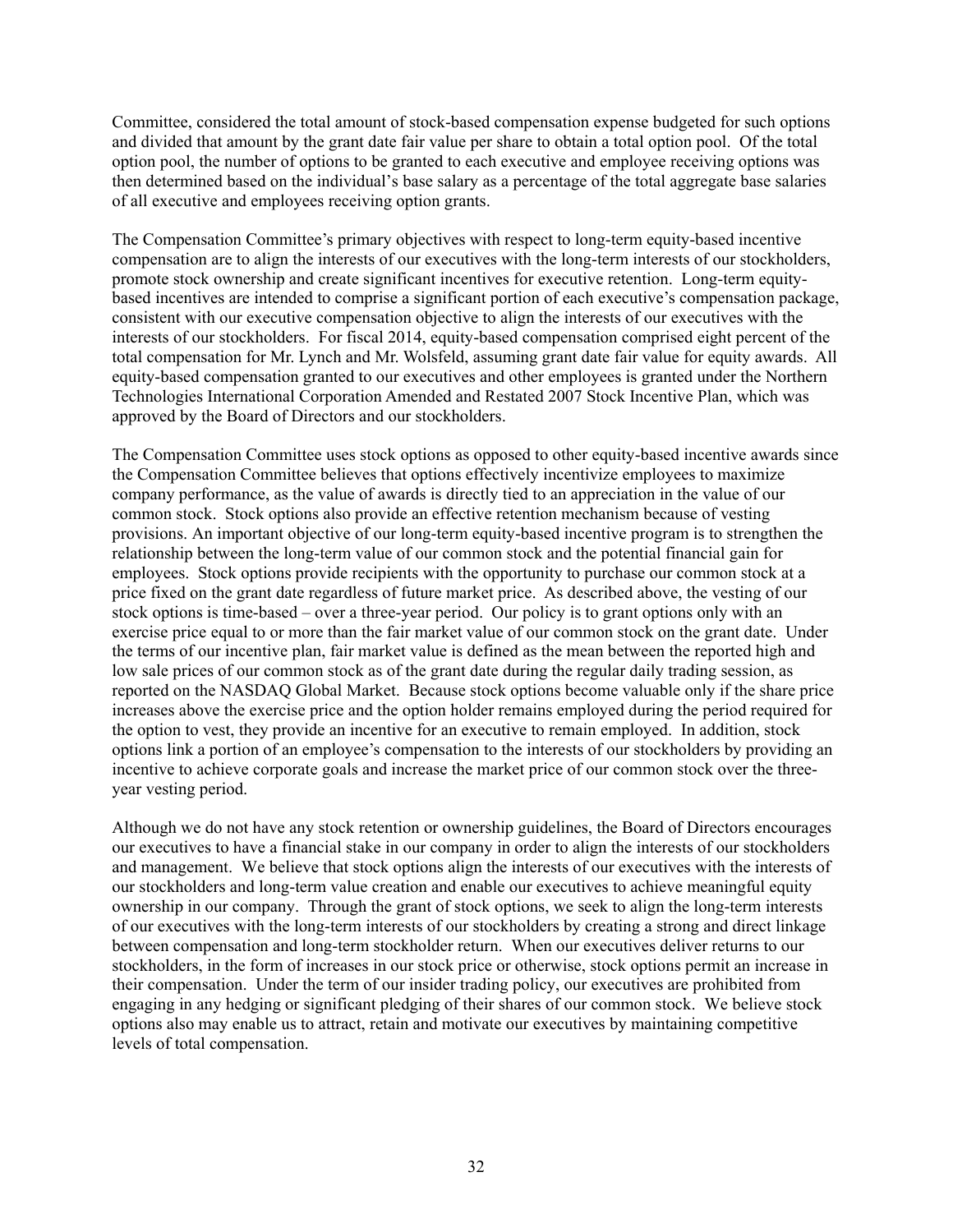Committee, considered the total amount of stock-based compensation expense budgeted for such options and divided that amount by the grant date fair value per share to obtain a total option pool. Of the total option pool, the number of options to be granted to each executive and employee receiving options was then determined based on the individual's base salary as a percentage of the total aggregate base salaries of all executive and employees receiving option grants.

The Compensation Committee's primary objectives with respect to long-term equity-based incentive compensation are to align the interests of our executives with the long-term interests of our stockholders, promote stock ownership and create significant incentives for executive retention. Long-term equity-based incentives are intended to comprise a significant portion of each executive's compensation package, consistent with our executive compensation objective to align the interests of our executives with the interests of our stockholders. For fiscal 2014, equity-based compensation comprised eight percent of the total compensation for Mr. Lynch and Mr. Wolsfeld, assuming grant date fair value for equity awards. All equity-based compensation granted to our executives and other employees is granted under the Northern Technologies International Corporation Amended and Restated 2007 Stock Incentive Plan, which was approved by the Board of Directors and our stockholders.

The Compensation Committee uses stock options as opposed to other equity-based incentive awards since the Compensation Committee believes that options effectively incentivize employees to maximize company performance, as the value of awards is directly tied to an appreciation in the value of our common stock. Stock options also provide an effective retention mechanism because of vesting provisions. An important objective of our long-term equity-based incentive program is to strengthen the relationship between the long-term value of our common stock and the potential financial gain for employees. Stock options provide recipients with the opportunity to purchase our common stock at a price fixed on the grant date regardless of future market price. As described above, the vesting of our stock options is time-based – over a three-year period. Our policy is to grant options only with an exercise price equal to or more than the fair market value of our common stock on the grant date. Under the terms of our incentive plan, fair market value is defined as the mean between the reported high and low sale prices of our common stock as of the grant date during the regular daily trading session, as reported on the NASDAQ Global Market. Because stock options become valuable only if the share price increases above the exercise price and the option holder remains employed during the period required for the option to vest, they provide an incentive for an executive to remain employed. In addition, stock options link a portion of an employee's compensation to the interests of our stockholders by providing an incentive to achieve corporate goals and increase the market price of our common stock over the three-year vesting period.

Although we do not have any stock retention or ownership guidelines, the Board of Directors encourages our executives to have a financial stake in our company in order to align the interests of our stockholders and management. We believe that stock options align the interests of our executives with the interests of our stockholders and long-term value creation and enable our executives to achieve meaningful equity ownership in our company. Through the grant of stock options, we seek to align the long-term interests of our executives with the long-term interests of our stockholders by creating a strong and direct linkage between compensation and long-term stockholder return. When our executives deliver returns to our stockholders, in the form of increases in our stock price or otherwise, stock options permit an increase in their compensation. Under the term of our insider trading policy, our executives are prohibited from engaging in any hedging or significant pledging of their shares of our common stock. We believe stock options also may enable us to attract, retain and motivate our executives by maintaining competitive levels of total compensation.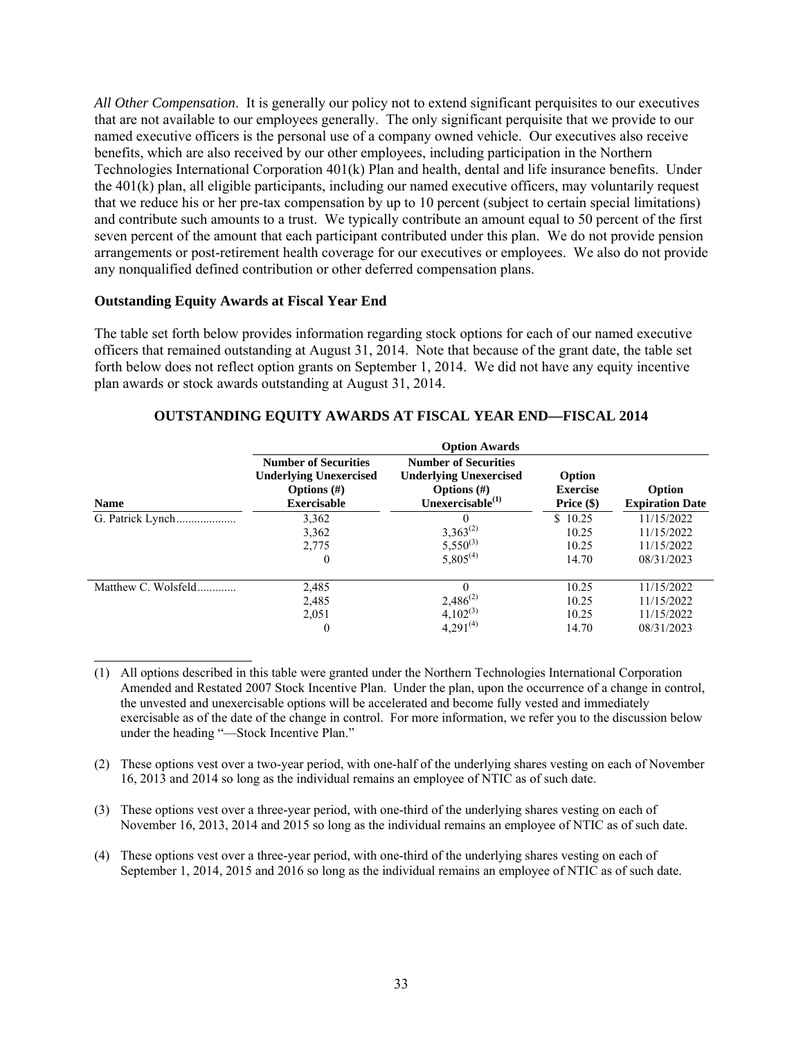*All Other Compensation*. It is generally our policy not to extend significant perquisites to our executives that are not available to our employees generally. The only significant perquisite that we provide to our named executive officers is the personal use of a company owned vehicle. Our executives also receive benefits, which are also received by our other employees, including participation in the Northern Technologies International Corporation 401(k) Plan and health, dental and life insurance benefits. Under the 401(k) plan, all eligible participants, including our named executive officers, may voluntarily request that we reduce his or her pre-tax compensation by up to 10 percent (subject to certain special limitations) and contribute such amounts to a trust. We typically contribute an amount equal to 50 percent of the first seven percent of the amount that each participant contributed under this plan. We do not provide pension arrangements or post-retirement health coverage for our executives or employees. We also do not provide any nonqualified defined contribution or other deferred compensation plans.

### Outstanding Equity Awards at Fiscal Year End

The table set forth below provides information regarding stock options for each of our named executive officers that remained outstanding at August 31, 2014. Note that because of the grant date, the table set forth below does not reflect option grants on September 1, 2014. We did not have any equity incentive plan awards or stock awards outstanding at August 31, 2014.

**OUTSTANDING EQUITY AWARDS AT FISCAL YEAR END—FISCAL 2014**

| | Option Awards | | | |
|---|---|---|---|---|
| Name | Number of Securities Underlying Unexercised Options (#) Exercisable | Number of Securities Underlying Unexercised Options (#) Unexercisable(1) | Option Exercise Price ($) | Option Expiration Date |
| G. Patrick Lynch | 3,362 | 0 | $ 10.25 | 11/15/2022 |
| | 3,362 | 3,363(2) | 10.25 | 11/15/2022 |
| | 2,775 | 5,550(3) | 10.25 | 11/15/2022 |
| | 0 | 5,805(4) | 14.70 | 08/31/2023 |
| Matthew C. Wolsfeld | 2,485 | 0 | 10.25 | 11/15/2022 |
| | 2,485 | 2,486(2) | 10.25 | 11/15/2022 |
| | 2,051 | 4,102(3) | 10.25 | 11/15/2022 |
| | 0 | 4,291(4) | 14.70 | 08/31/2023 |

(1) All options described in this table were granted under the Northern Technologies International Corporation Amended and Restated 2007 Stock Incentive Plan. Under the plan, upon the occurrence of a change in control, the unvested and unexercisable options will be accelerated and become fully vested and immediately exercisable as of the date of the change in control. For more information, we refer you to the discussion below under the heading "—Stock Incentive Plan."

(2) These options vest over a two-year period, with one-half of the underlying shares vesting on each of November 16, 2013 and 2014 so long as the individual remains an employee of NTIC as of such date.

(3) These options vest over a three-year period, with one-third of the underlying shares vesting on each of November 16, 2013, 2014 and 2015 so long as the individual remains an employee of NTIC as of such date.

(4) These options vest over a three-year period, with one-third of the underlying shares vesting on each of September 1, 2014, 2015 and 2016 so long as the individual remains an employee of NTIC as of such date.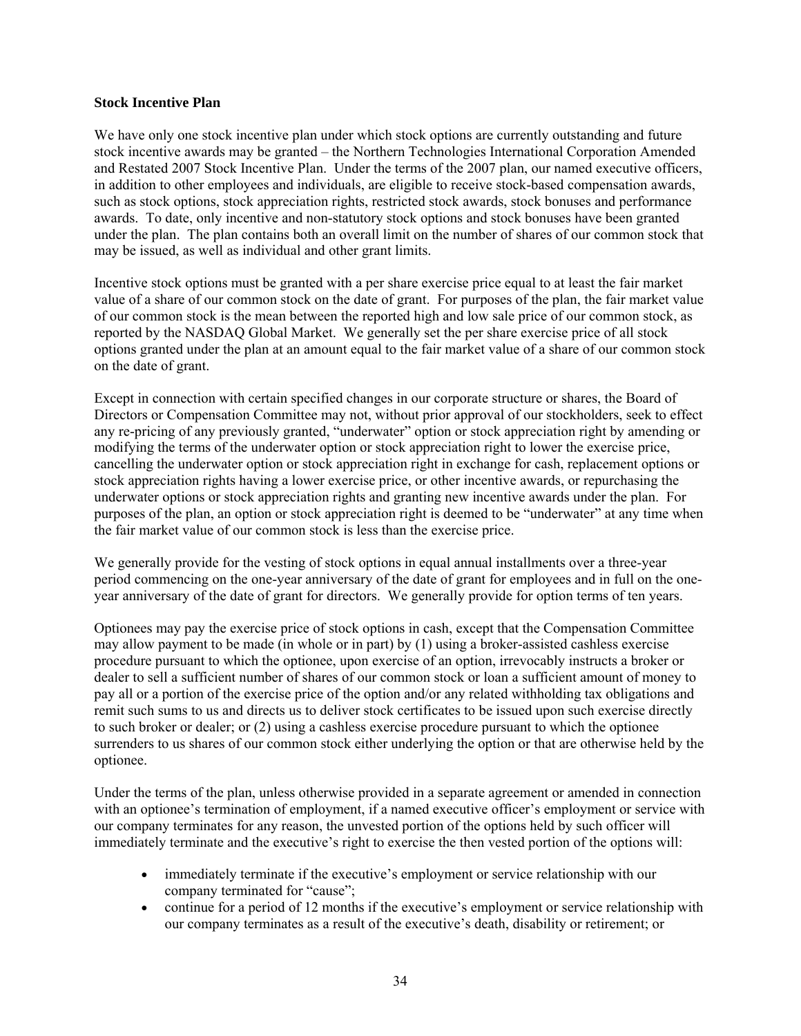**Stock Incentive Plan**

We have only one stock incentive plan under which stock options are currently outstanding and future stock incentive awards may be granted – the Northern Technologies International Corporation Amended and Restated 2007 Stock Incentive Plan. Under the terms of the 2007 plan, our named executive officers, in addition to other employees and individuals, are eligible to receive stock-based compensation awards, such as stock options, stock appreciation rights, restricted stock awards, stock bonuses and performance awards. To date, only incentive and non-statutory stock options and stock bonuses have been granted under the plan. The plan contains both an overall limit on the number of shares of our common stock that may be issued, as well as individual and other grant limits.

Incentive stock options must be granted with a per share exercise price equal to at least the fair market value of a share of our common stock on the date of grant. For purposes of the plan, the fair market value of our common stock is the mean between the reported high and low sale price of our common stock, as reported by the NASDAQ Global Market. We generally set the per share exercise price of all stock options granted under the plan at an amount equal to the fair market value of a share of our common stock on the date of grant.

Except in connection with certain specified changes in our corporate structure or shares, the Board of Directors or Compensation Committee may not, without prior approval of our stockholders, seek to effect any re-pricing of any previously granted, "underwater" option or stock appreciation right by amending or modifying the terms of the underwater option or stock appreciation right to lower the exercise price, cancelling the underwater option or stock appreciation right in exchange for cash, replacement options or stock appreciation rights having a lower exercise price, or other incentive awards, or repurchasing the underwater options or stock appreciation rights and granting new incentive awards under the plan. For purposes of the plan, an option or stock appreciation right is deemed to be "underwater" at any time when the fair market value of our common stock is less than the exercise price.

We generally provide for the vesting of stock options in equal annual installments over a three-year period commencing on the one-year anniversary of the date of grant for employees and in full on the one-year anniversary of the date of grant for directors. We generally provide for option terms of ten years.

Optionees may pay the exercise price of stock options in cash, except that the Compensation Committee may allow payment to be made (in whole or in part) by (1) using a broker-assisted cashless exercise procedure pursuant to which the optionee, upon exercise of an option, irrevocably instructs a broker or dealer to sell a sufficient number of shares of our common stock or loan a sufficient amount of money to pay all or a portion of the exercise price of the option and/or any related withholding tax obligations and remit such sums to us and directs us to deliver stock certificates to be issued upon such exercise directly to such broker or dealer; or (2) using a cashless exercise procedure pursuant to which the optionee surrenders to us shares of our common stock either underlying the option or that are otherwise held by the optionee.

Under the terms of the plan, unless otherwise provided in a separate agreement or amended in connection with an optionee's termination of employment, if a named executive officer's employment or service with our company terminates for any reason, the unvested portion of the options held by such officer will immediately terminate and the executive's right to exercise the then vested portion of the options will:

- immediately terminate if the executive's employment or service relationship with our company terminated for "cause";
- continue for a period of 12 months if the executive's employment or service relationship with our company terminates as a result of the executive's death, disability or retirement; or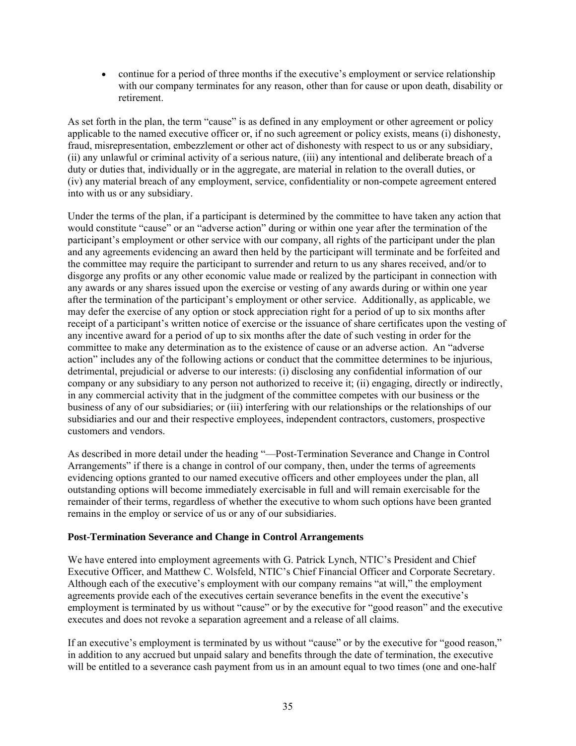- continue for a period of three months if the executive's employment or service relationship with our company terminates for any reason, other than for cause or upon death, disability or retirement.

As set forth in the plan, the term "cause" is as defined in any employment or other agreement or policy applicable to the named executive officer or, if no such agreement or policy exists, means (i) dishonesty, fraud, misrepresentation, embezzlement or other act of dishonesty with respect to us or any subsidiary, (ii) any unlawful or criminal activity of a serious nature, (iii) any intentional and deliberate breach of a duty or duties that, individually or in the aggregate, are material in relation to the overall duties, or (iv) any material breach of any employment, service, confidentiality or non-compete agreement entered into with us or any subsidiary.

Under the terms of the plan, if a participant is determined by the committee to have taken any action that would constitute "cause" or an "adverse action" during or within one year after the termination of the participant's employment or other service with our company, all rights of the participant under the plan and any agreements evidencing an award then held by the participant will terminate and be forfeited and the committee may require the participant to surrender and return to us any shares received, and/or to disgorge any profits or any other economic value made or realized by the participant in connection with any awards or any shares issued upon the exercise or vesting of any awards during or within one year after the termination of the participant's employment or other service. Additionally, as applicable, we may defer the exercise of any option or stock appreciation right for a period of up to six months after receipt of a participant's written notice of exercise or the issuance of share certificates upon the vesting of any incentive award for a period of up to six months after the date of such vesting in order for the committee to make any determination as to the existence of cause or an adverse action. An "adverse action" includes any of the following actions or conduct that the committee determines to be injurious, detrimental, prejudicial or adverse to our interests: (i) disclosing any confidential information of our company or any subsidiary to any person not authorized to receive it; (ii) engaging, directly or indirectly, in any commercial activity that in the judgment of the committee competes with our business or the business of any of our subsidiaries; or (iii) interfering with our relationships or the relationships of our subsidiaries and our and their respective employees, independent contractors, customers, prospective customers and vendors.

As described in more detail under the heading "—Post-Termination Severance and Change in Control Arrangements" if there is a change in control of our company, then, under the terms of agreements evidencing options granted to our named executive officers and other employees under the plan, all outstanding options will become immediately exercisable in full and will remain exercisable for the remainder of their terms, regardless of whether the executive to whom such options have been granted remains in the employ or service of us or any of our subsidiaries.

**Post-Termination Severance and Change in Control Arrangements**

We have entered into employment agreements with G. Patrick Lynch, NTIC's President and Chief Executive Officer, and Matthew C. Wolsfeld, NTIC's Chief Financial Officer and Corporate Secretary. Although each of the executive's employment with our company remains "at will," the employment agreements provide each of the executives certain severance benefits in the event the executive's employment is terminated by us without "cause" or by the executive for "good reason" and the executive executes and does not revoke a separation agreement and a release of all claims.

If an executive's employment is terminated by us without "cause" or by the executive for "good reason," in addition to any accrued but unpaid salary and benefits through the date of termination, the executive will be entitled to a severance cash payment from us in an amount equal to two times (one and one-half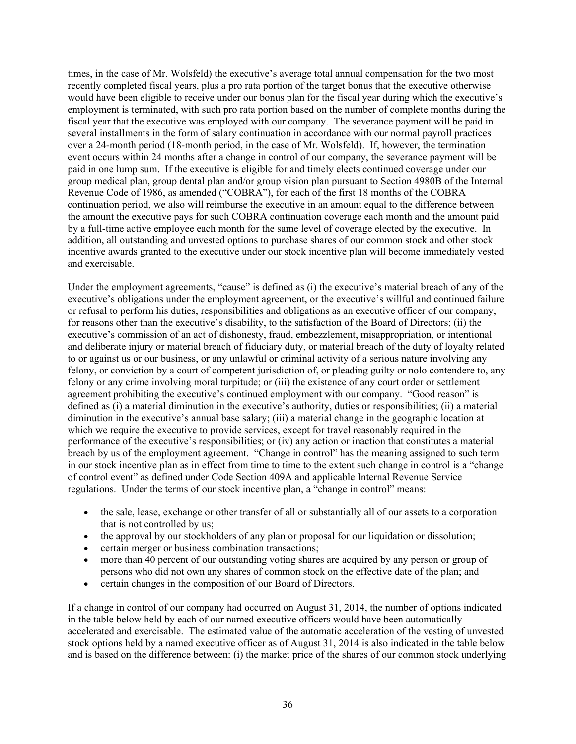times, in the case of Mr. Wolsfeld) the executive's average total annual compensation for the two most recently completed fiscal years, plus a pro rata portion of the target bonus that the executive otherwise would have been eligible to receive under our bonus plan for the fiscal year during which the executive's employment is terminated, with such pro rata portion based on the number of complete months during the fiscal year that the executive was employed with our company. The severance payment will be paid in several installments in the form of salary continuation in accordance with our normal payroll practices over a 24-month period (18-month period, in the case of Mr. Wolsfeld). If, however, the termination event occurs within 24 months after a change in control of our company, the severance payment will be paid in one lump sum. If the executive is eligible for and timely elects continued coverage under our group medical plan, group dental plan and/or group vision plan pursuant to Section 4980B of the Internal Revenue Code of 1986, as amended ("COBRA"), for each of the first 18 months of the COBRA continuation period, we also will reimburse the executive in an amount equal to the difference between the amount the executive pays for such COBRA continuation coverage each month and the amount paid by a full-time active employee each month for the same level of coverage elected by the executive. In addition, all outstanding and unvested options to purchase shares of our common stock and other stock incentive awards granted to the executive under our stock incentive plan will become immediately vested and exercisable.

Under the employment agreements, "cause" is defined as (i) the executive's material breach of any of the executive's obligations under the employment agreement, or the executive's willful and continued failure or refusal to perform his duties, responsibilities and obligations as an executive officer of our company, for reasons other than the executive's disability, to the satisfaction of the Board of Directors; (ii) the executive's commission of an act of dishonesty, fraud, embezzlement, misappropriation, or intentional and deliberate injury or material breach of fiduciary duty, or material breach of the duty of loyalty related to or against us or our business, or any unlawful or criminal activity of a serious nature involving any felony, or conviction by a court of competent jurisdiction of, or pleading guilty or nolo contendere to, any felony or any crime involving moral turpitude; or (iii) the existence of any court order or settlement agreement prohibiting the executive's continued employment with our company. "Good reason" is defined as (i) a material diminution in the executive's authority, duties or responsibilities; (ii) a material diminution in the executive's annual base salary; (iii) a material change in the geographic location at which we require the executive to provide services, except for travel reasonably required in the performance of the executive's responsibilities; or (iv) any action or inaction that constitutes a material breach by us of the employment agreement. "Change in control" has the meaning assigned to such term in our stock incentive plan as in effect from time to time to the extent such change in control is a "change of control event" as defined under Code Section 409A and applicable Internal Revenue Service regulations. Under the terms of our stock incentive plan, a "change in control" means:

- the sale, lease, exchange or other transfer of all or substantially all of our assets to a corporation that is not controlled by us;
- the approval by our stockholders of any plan or proposal for our liquidation or dissolution;
- certain merger or business combination transactions;
- more than 40 percent of our outstanding voting shares are acquired by any person or group of persons who did not own any shares of common stock on the effective date of the plan; and
- certain changes in the composition of our Board of Directors.

If a change in control of our company had occurred on August 31, 2014, the number of options indicated in the table below held by each of our named executive officers would have been automatically accelerated and exercisable. The estimated value of the automatic acceleration of the vesting of unvested stock options held by a named executive officer as of August 31, 2014 is also indicated in the table below and is based on the difference between: (i) the market price of the shares of our common stock underlying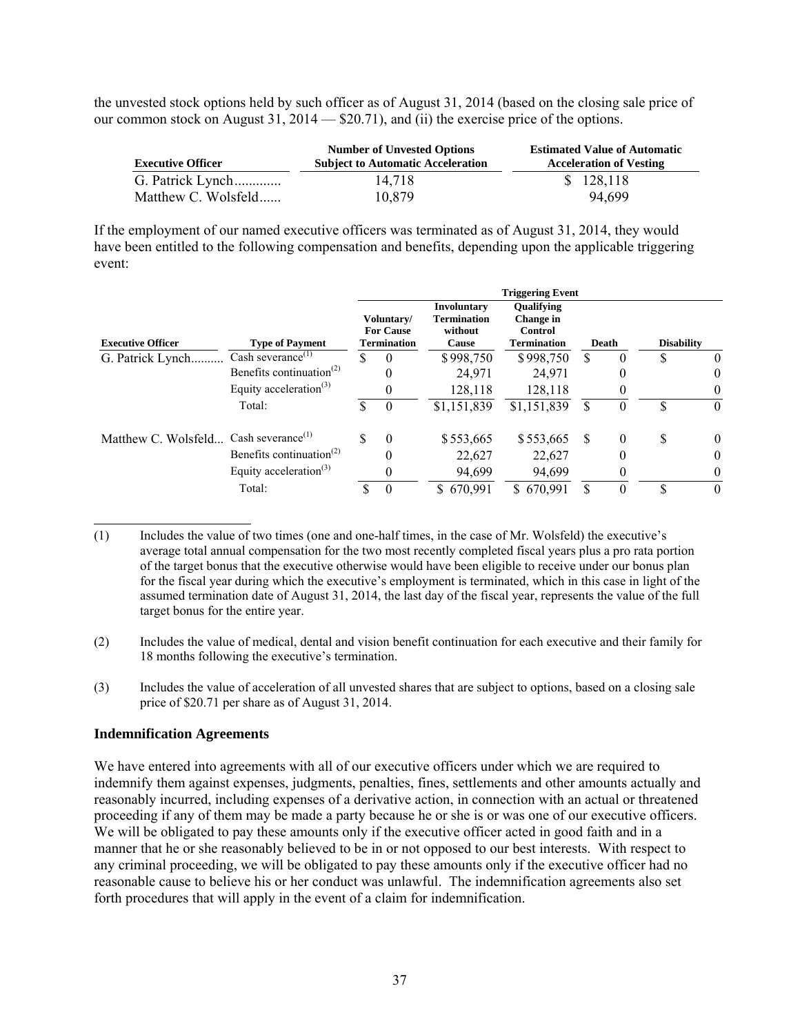the unvested stock options held by such officer as of August 31, 2014 (based on the closing sale price of our common stock on August 31, 2014 — \$20.71), and (ii) the exercise price of the options.

| Executive Officer | Number of Unvested Options Subject to Automatic Acceleration | Estimated Value of Automatic Acceleration of Vesting |
|---|---|---|
| G. Patrick Lynch | 14,718 | \$ 128,118 |
| Matthew C. Wolsfeld | 10,879 | 94,699 |

If the employment of our named executive officers was terminated as of August 31, 2014, they would have been entitled to the following compensation and benefits, depending upon the applicable triggering event:

| | | Triggering Event | | | | |
|---|---|---|---|---|---|---|
| Executive Officer | Type of Payment | Voluntary/ For Cause Termination | Involuntary Termination without Cause | Qualifying Change in Control Termination | Death | Disability |
| G. Patrick Lynch | Cash severance[(1)] | \$ 0 | \$998,750 | \$998,750 | \$ 0 | \$ 0 |
| | Benefits continuation[(2)] | 0 | 24,971 | 24,971 | 0 | 0 |
| | Equity acceleration[(3)] | 0 | 128,118 | 128,118 | 0 | 0 |
| | Total: | \$ 0 | \$1,151,839 | \$1,151,839 | \$ 0 | \$ 0 |
| Matthew C. Wolsfeld | Cash severance[(1)] | \$ 0 | \$553,665 | \$553,665 | \$ 0 | \$ 0 |
| | Benefits continuation[(2)] | 0 | 22,627 | 22,627 | 0 | 0 |
| | Equity acceleration[(3)] | 0 | 94,699 | 94,699 | 0 | 0 |
| | Total: | \$ 0 | \$ 670,991 | \$ 670,991 | \$ 0 | \$ 0 |

(1) Includes the value of two times (one and one-half times, in the case of Mr. Wolsfeld) the executive's average total annual compensation for the two most recently completed fiscal years plus a pro rata portion of the target bonus that the executive otherwise would have been eligible to receive under our bonus plan for the fiscal year during which the executive's employment is terminated, which in this case in light of the assumed termination date of August 31, 2014, the last day of the fiscal year, represents the value of the full target bonus for the entire year.

(2) Includes the value of medical, dental and vision benefit continuation for each executive and their family for 18 months following the executive's termination.

(3) Includes the value of acceleration of all unvested shares that are subject to options, based on a closing sale price of \$20.71 per share as of August 31, 2014.

### Indemnification Agreements

We have entered into agreements with all of our executive officers under which we are required to indemnify them against expenses, judgments, penalties, fines, settlements and other amounts actually and reasonably incurred, including expenses of a derivative action, in connection with an actual or threatened proceeding if any of them may be made a party because he or she is or was one of our executive officers. We will be obligated to pay these amounts only if the executive officer acted in good faith and in a manner that he or she reasonably believed to be in or not opposed to our best interests. With respect to any criminal proceeding, we will be obligated to pay these amounts only if the executive officer had no reasonable cause to believe his or her conduct was unlawful. The indemnification agreements also set forth procedures that will apply in the event of a claim for indemnification.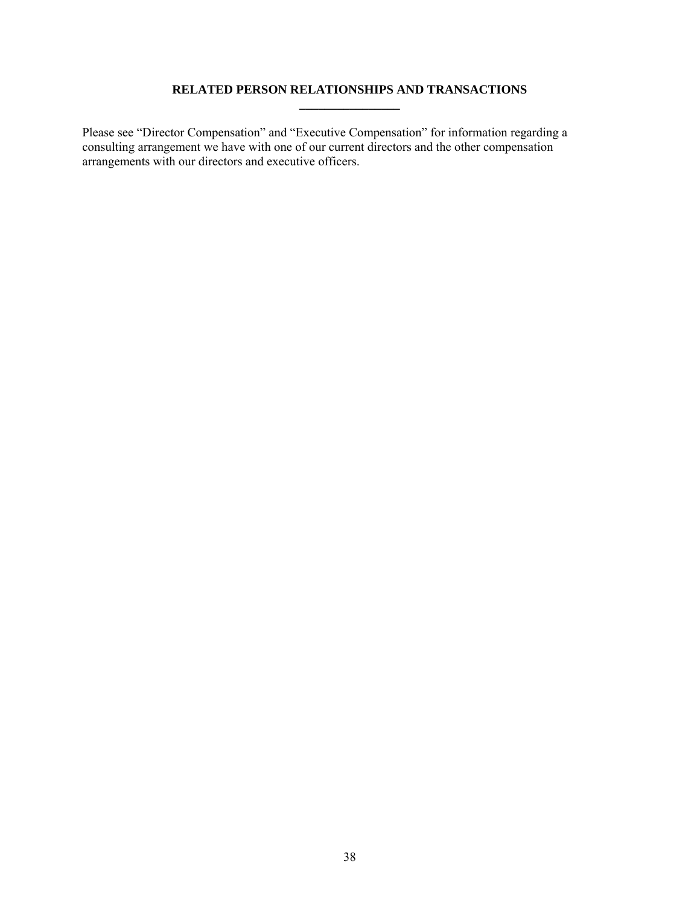## RELATED PERSON RELATIONSHIPS AND TRANSACTIONS

Please see "Director Compensation" and "Executive Compensation" for information regarding a consulting arrangement we have with one of our current directors and the other compensation arrangements with our directors and executive officers.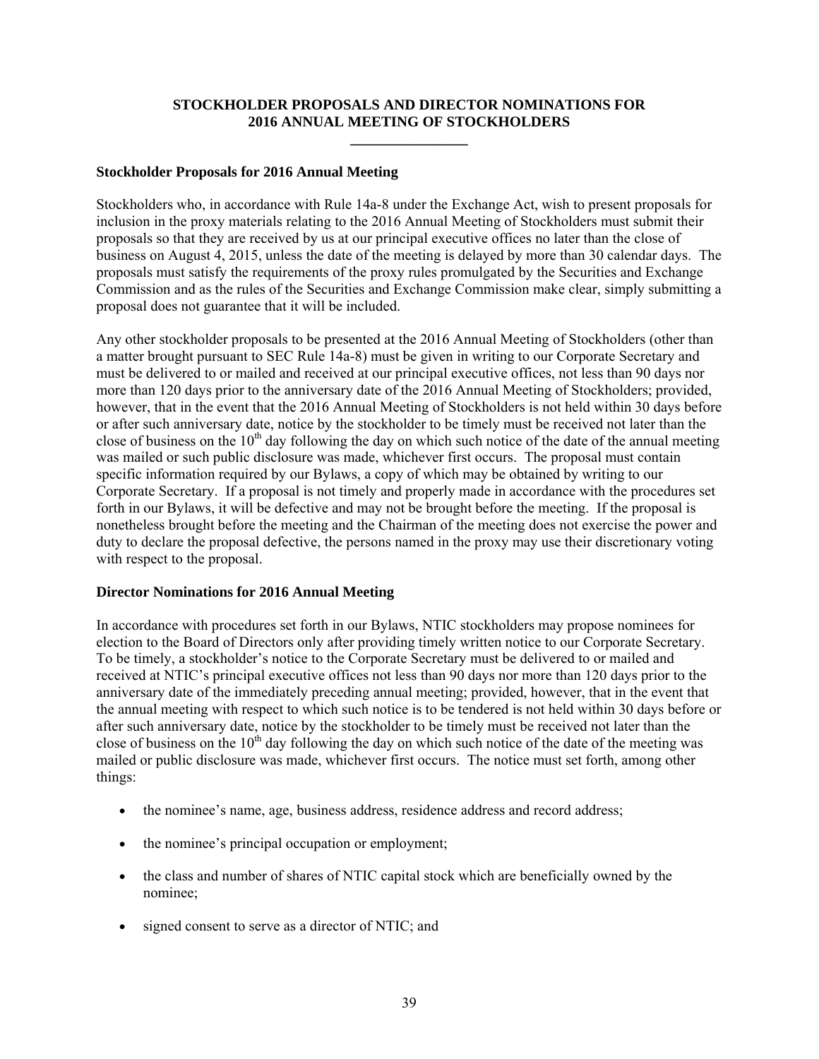## STOCKHOLDER PROPOSALS AND DIRECTOR NOMINATIONS FOR 2016 ANNUAL MEETING OF STOCKHOLDERS

### Stockholder Proposals for 2016 Annual Meeting

Stockholders who, in accordance with Rule 14a-8 under the Exchange Act, wish to present proposals for inclusion in the proxy materials relating to the 2016 Annual Meeting of Stockholders must submit their proposals so that they are received by us at our principal executive offices no later than the close of business on August 4, 2015, unless the date of the meeting is delayed by more than 30 calendar days. The proposals must satisfy the requirements of the proxy rules promulgated by the Securities and Exchange Commission and as the rules of the Securities and Exchange Commission make clear, simply submitting a proposal does not guarantee that it will be included.

Any other stockholder proposals to be presented at the 2016 Annual Meeting of Stockholders (other than a matter brought pursuant to SEC Rule 14a-8) must be given in writing to our Corporate Secretary and must be delivered to or mailed and received at our principal executive offices, not less than 90 days nor more than 120 days prior to the anniversary date of the 2016 Annual Meeting of Stockholders; provided, however, that in the event that the 2016 Annual Meeting of Stockholders is not held within 30 days before or after such anniversary date, notice by the stockholder to be timely must be received not later than the close of business on the 10th day following the day on which such notice of the date of the annual meeting was mailed or such public disclosure was made, whichever first occurs. The proposal must contain specific information required by our Bylaws, a copy of which may be obtained by writing to our Corporate Secretary. If a proposal is not timely and properly made in accordance with the procedures set forth in our Bylaws, it will be defective and may not be brought before the meeting. If the proposal is nonetheless brought before the meeting and the Chairman of the meeting does not exercise the power and duty to declare the proposal defective, the persons named in the proxy may use their discretionary voting with respect to the proposal.

### Director Nominations for 2016 Annual Meeting

In accordance with procedures set forth in our Bylaws, NTIC stockholders may propose nominees for election to the Board of Directors only after providing timely written notice to our Corporate Secretary. To be timely, a stockholder's notice to the Corporate Secretary must be delivered to or mailed and received at NTIC's principal executive offices not less than 90 days nor more than 120 days prior to the anniversary date of the immediately preceding annual meeting; provided, however, that in the event that the annual meeting with respect to which such notice is to be tendered is not held within 30 days before or after such anniversary date, notice by the stockholder to be timely must be received not later than the close of business on the 10th day following the day on which such notice of the date of the meeting was mailed or public disclosure was made, whichever first occurs. The notice must set forth, among other things:

- the nominee's name, age, business address, residence address and record address;
- the nominee's principal occupation or employment;
- the class and number of shares of NTIC capital stock which are beneficially owned by the nominee;
- signed consent to serve as a director of NTIC; and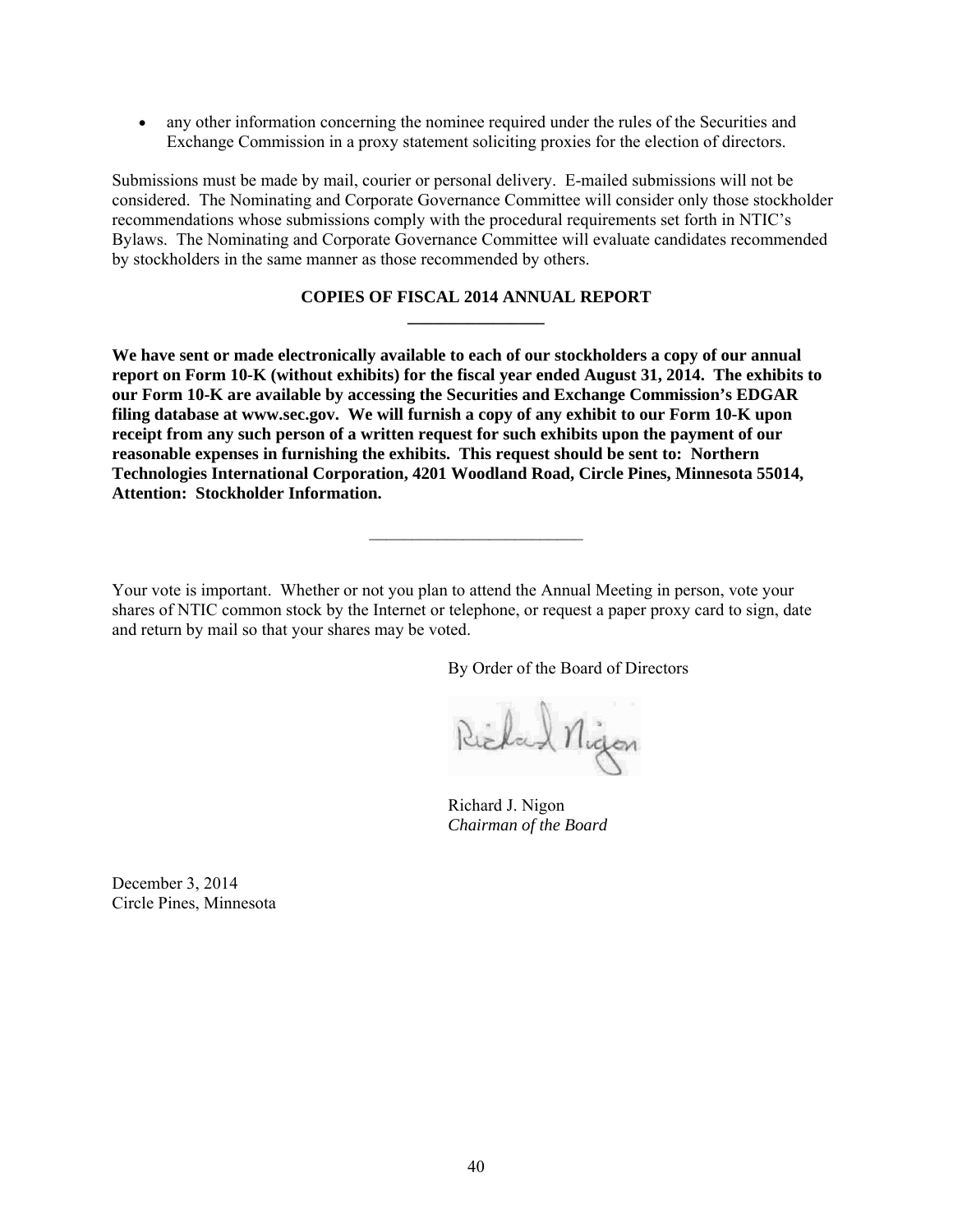- any other information concerning the nominee required under the rules of the Securities and Exchange Commission in a proxy statement soliciting proxies for the election of directors.

Submissions must be made by mail, courier or personal delivery. E-mailed submissions will not be considered. The Nominating and Corporate Governance Committee will consider only those stockholder recommendations whose submissions comply with the procedural requirements set forth in NTIC's Bylaws. The Nominating and Corporate Governance Committee will evaluate candidates recommended by stockholders in the same manner as those recommended by others.

## COPIES OF FISCAL 2014 ANNUAL REPORT

**We have sent or made electronically available to each of our stockholders a copy of our annual report on Form 10-K (without exhibits) for the fiscal year ended August 31, 2014. The exhibits to our Form 10-K are available by accessing the Securities and Exchange Commission's EDGAR filing database at www.sec.gov. We will furnish a copy of any exhibit to our Form 10-K upon receipt from any such person of a written request for such exhibits upon the payment of our reasonable expenses in furnishing the exhibits. This request should be sent to: Northern Technologies International Corporation, 4201 Woodland Road, Circle Pines, Minnesota 55014, Attention: Stockholder Information.**

---

Your vote is important. Whether or not you plan to attend the Annual Meeting in person, vote your shares of NTIC common stock by the Internet or telephone, or request a paper proxy card to sign, date and return by mail so that your shares may be voted.

By Order of the Board of Directors

Richard J. Nigon
*Chairman of the Board*

December 3, 2014
Circle Pines, Minnesota